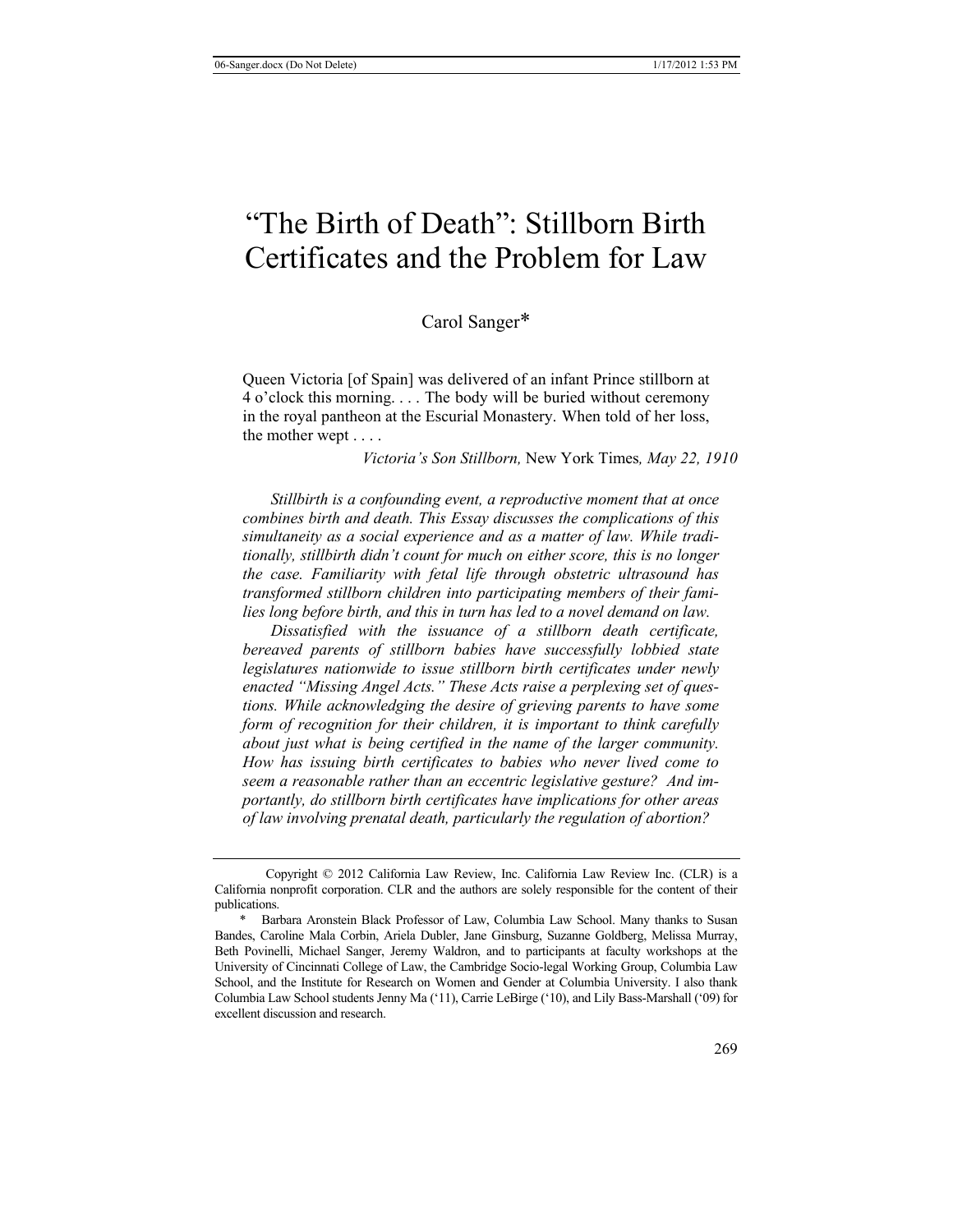# "The Birth of Death": Stillborn Birth Certificates and the Problem for Law

Carol Sanger*

Queen Victoria [of Spain] was delivered of an infant Prince stillborn at 4 o'clock this morning. . . . The body will be buried without ceremony in the royal pantheon at the Escurial Monastery. When told of her loss, the mother wept . . . .

*Victoria's Son Stillborn,* New York Times*, May 22, 1910*

*Stillbirth is a confounding event, a reproductive moment that at once combines birth and death. This Essay discusses the complications of this simultaneity as a social experience and as a matter of law. While traditionally, stillbirth didn't count for much on either score, this is no longer the case. Familiarity with fetal life through obstetric ultrasound has transformed stillborn children into participating members of their families long before birth, and this in turn has led to a novel demand on law.*

*Dissatisfied with the issuance of a stillborn death certificate, bereaved parents of stillborn babies have successfully lobbied state legislatures nationwide to issue stillborn birth certificates under newly enacted "Missing Angel Acts." These Acts raise a perplexing set of questions. While acknowledging the desire of grieving parents to have some form of recognition for their children, it is important to think carefully about just what is being certified in the name of the larger community. How has issuing birth certificates to babies who never lived come to seem a reasonable rather than an eccentric legislative gesture? And importantly, do stillborn birth certificates have implications for other areas of law involving prenatal death, particularly the regulation of abortion?*

---

Copyright © 2012 California Law Review, Inc. California Law Review Inc. (CLR) is a California nonprofit corporation. CLR and the authors are solely responsible for the content of their publications.

\* Barbara Aronstein Black Professor of Law, Columbia Law School. Many thanks to Susan Bandes, Caroline Mala Corbin, Ariela Dubler, Jane Ginsburg, Suzanne Goldberg, Melissa Murray, Beth Povinelli, Michael Sanger, Jeremy Waldron, and to participants at faculty workshops at the University of Cincinnati College of Law, the Cambridge Socio-legal Working Group, Columbia Law School, and the Institute for Research on Women and Gender at Columbia University. I also thank Columbia Law School students Jenny Ma ('11), Carrie LeBirge ('10), and Lily Bass-Marshall ('09) for excellent discussion and research.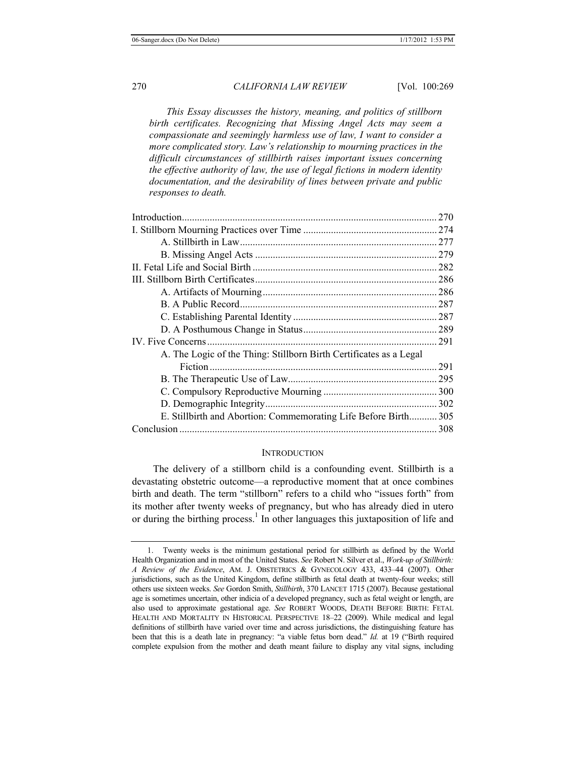*This Essay discusses the history, meaning, and politics of stillborn birth certificates. Recognizing that Missing Angel Acts may seem a compassionate and seemingly harmless use of law, I want to consider a more complicated story. Law's relationship to mourning practices in the difficult circumstances of stillbirth raises important issues concerning the effective authority of law, the use of legal fictions in modern identity documentation, and the desirability of lines between private and public responses to death.*

| | |
|---|---|
| Introduction | 270 |
| I. Stillborn Mourning Practices over Time | 274 |
| A. Stillbirth in Law | 277 |
| B. Missing Angel Acts | 279 |
| II. Fetal Life and Social Birth | 282 |
| III. Stillborn Birth Certificates | 286 |
| A. Artifacts of Mourning | 286 |
| B. A Public Record | 287 |
| C. Establishing Parental Identity | 287 |
| D. A Posthumous Change in Status | 289 |
| IV. Five Concerns | 291 |
| A. The Logic of the Thing: Stillborn Birth Certificates as a Legal Fiction | 291 |
| B. The Therapeutic Use of Law | 295 |
| C. Compulsory Reproductive Mourning | 300 |
| D. Demographic Integrity | 302 |
| E. Stillbirth and Abortion: Commemorating Life Before Birth | 305 |
| Conclusion | 308 |

## INTRODUCTION

The delivery of a stillborn child is a confounding event. Stillbirth is a devastating obstetric outcome—a reproductive moment that at once combines birth and death. The term "stillborn" refers to a child who "issues forth" from its mother after twenty weeks of pregnancy, but who has already died in utero or during the birthing process.[1] In other languages this juxtaposition of life and

---

1. Twenty weeks is the minimum gestational period for stillbirth as defined by the World Health Organization and in most of the United States. *See* Robert N. Silver et al., *Work-up of Stillbirth: A Review of the Evidence*, AM. J. OBSTETRICS & GYNECOLOGY 433, 433–44 (2007). Other jurisdictions, such as the United Kingdom, define stillbirth as fetal death at twenty-four weeks; still others use sixteen weeks. *See* Gordon Smith, *Stillbirth*, 370 LANCET 1715 (2007). Because gestational age is sometimes uncertain, other indicia of a developed pregnancy, such as fetal weight or length, are also used to approximate gestational age. *See* ROBERT WOODS, DEATH BEFORE BIRTH: FETAL HEALTH AND MORTALITY IN HISTORICAL PERSPECTIVE 18–22 (2009). While medical and legal definitions of stillbirth have varied over time and across jurisdictions, the distinguishing feature has been that this is a death late in pregnancy: "a viable fetus born dead." *Id.* at 19 ("Birth required complete expulsion from the mother and death meant failure to display any vital signs, including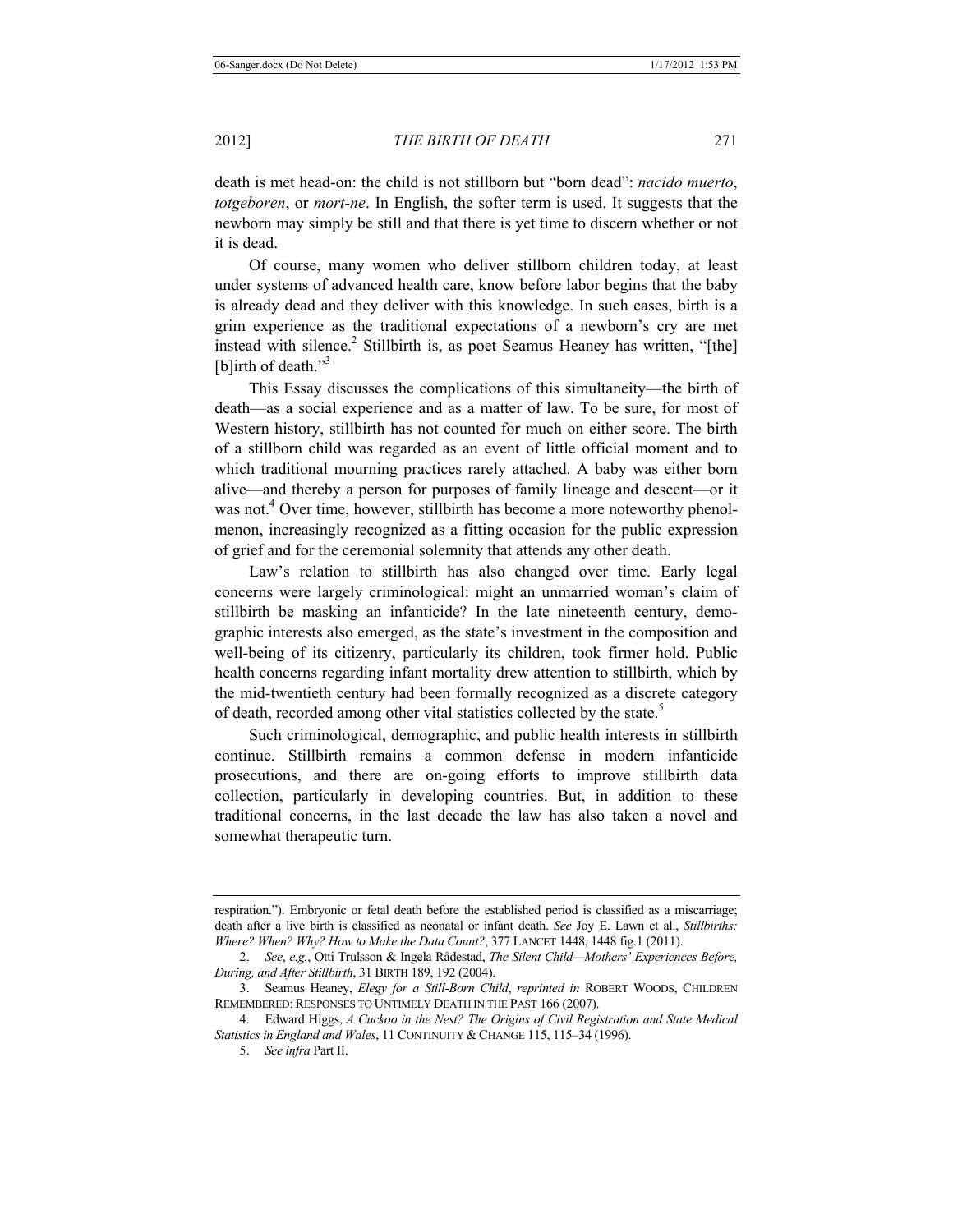death is met head-on: the child is not stillborn but "born dead": *nacido muerto*, *totgeboren*, or *mort-ne*. In English, the softer term is used. It suggests that the newborn may simply be still and that there is yet time to discern whether or not it is dead.

Of course, many women who deliver stillborn children today, at least under systems of advanced health care, know before labor begins that the baby is already dead and they deliver with this knowledge. In such cases, birth is a grim experience as the traditional expectations of a newborn's cry are met instead with silence.[2] Stillbirth is, as poet Seamus Heaney has written, "[the] [b]irth of death."[3]

This Essay discusses the complications of this simultaneity—the birth of death—as a social experience and as a matter of law. To be sure, for most of Western history, stillbirth has not counted for much on either score. The birth of a stillborn child was regarded as an event of little official moment and to which traditional mourning practices rarely attached. A baby was either born alive—and thereby a person for purposes of family lineage and descent—or it was not.[4] Over time, however, stillbirth has become a more noteworthy phenolmenon, increasingly recognized as a fitting occasion for the public expression of grief and for the ceremonial solemnity that attends any other death.

Law's relation to stillbirth has also changed over time. Early legal concerns were largely criminological: might an unmarried woman's claim of stillbirth be masking an infanticide? In the late nineteenth century, demographic interests also emerged, as the state's investment in the composition and well-being of its citizenry, particularly its children, took firmer hold. Public health concerns regarding infant mortality drew attention to stillbirth, which by the mid-twentieth century had been formally recognized as a discrete category of death, recorded among other vital statistics collected by the state.[5]

Such criminological, demographic, and public health interests in stillbirth continue. Stillbirth remains a common defense in modern infanticide prosecutions, and there are on-going efforts to improve stillbirth data collection, particularly in developing countries. But, in addition to these traditional concerns, in the last decade the law has also taken a novel and somewhat therapeutic turn.

---

respiration."). Embryonic or fetal death before the established period is classified as a miscarriage; death after a live birth is classified as neonatal or infant death. *See* Joy E. Lawn et al., *Stillbirths: Where? When? Why? How to Make the Data Count?*, 377 LANCET 1448, 1448 fig.1 (2011).

2. *See*, *e.g.*, Otti Trulsson & Ingela Rådestad, *The Silent Child—Mothers' Experiences Before, During, and After Stillbirth*, 31 BIRTH 189, 192 (2004).

3. Seamus Heaney, *Elegy for a Still-Born Child*, *reprinted in* ROBERT WOODS, CHILDREN REMEMBERED: RESPONSES TO UNTIMELY DEATH IN THE PAST 166 (2007).

4. Edward Higgs, *A Cuckoo in the Nest? The Origins of Civil Registration and State Medical Statistics in England and Wales*, 11 CONTINUITY & CHANGE 115, 115–34 (1996).

5. *See infra* Part II.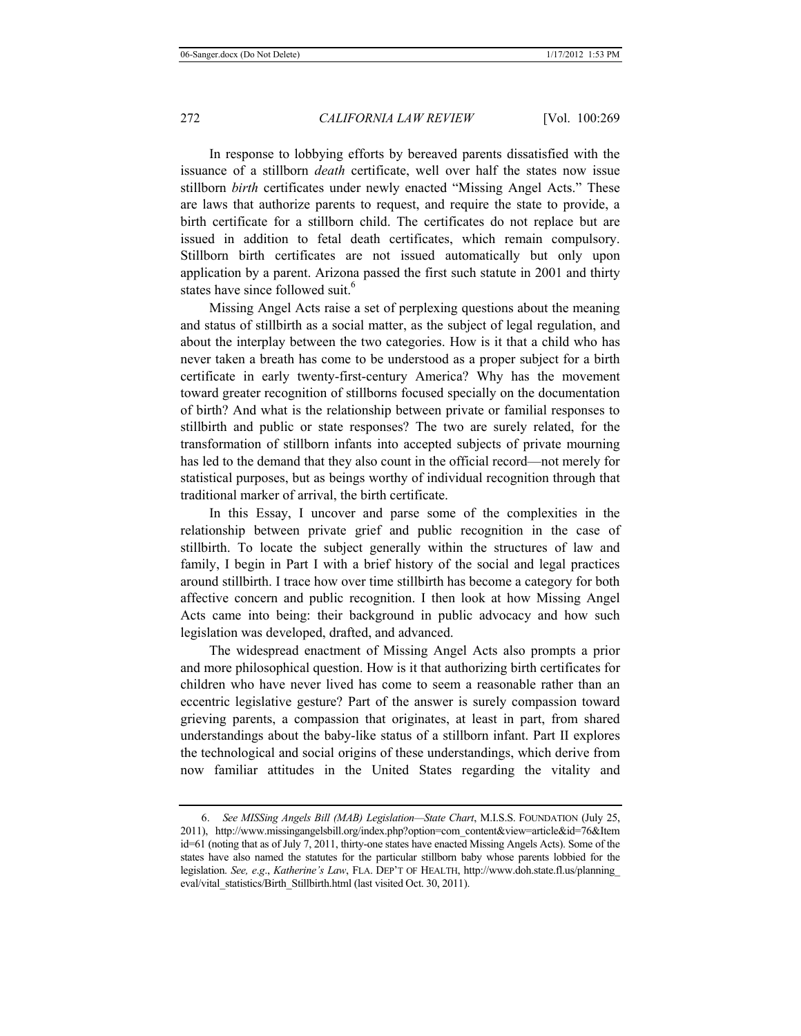In response to lobbying efforts by bereaved parents dissatisfied with the issuance of a stillborn *death* certificate, well over half the states now issue stillborn *birth* certificates under newly enacted "Missing Angel Acts." These are laws that authorize parents to request, and require the state to provide, a birth certificate for a stillborn child. The certificates do not replace but are issued in addition to fetal death certificates, which remain compulsory. Stillborn birth certificates are not issued automatically but only upon application by a parent. Arizona passed the first such statute in 2001 and thirty states have since followed suit.[6]

Missing Angel Acts raise a set of perplexing questions about the meaning and status of stillbirth as a social matter, as the subject of legal regulation, and about the interplay between the two categories. How is it that a child who has never taken a breath has come to be understood as a proper subject for a birth certificate in early twenty-first-century America? Why has the movement toward greater recognition of stillborns focused specially on the documentation of birth? And what is the relationship between private or familial responses to stillbirth and public or state responses? The two are surely related, for the transformation of stillborn infants into accepted subjects of private mourning has led to the demand that they also count in the official record—not merely for statistical purposes, but as beings worthy of individual recognition through that traditional marker of arrival, the birth certificate.

In this Essay, I uncover and parse some of the complexities in the relationship between private grief and public recognition in the case of stillbirth. To locate the subject generally within the structures of law and family, I begin in Part I with a brief history of the social and legal practices around stillbirth. I trace how over time stillbirth has become a category for both affective concern and public recognition. I then look at how Missing Angel Acts came into being: their background in public advocacy and how such legislation was developed, drafted, and advanced.

The widespread enactment of Missing Angel Acts also prompts a prior and more philosophical question. How is it that authorizing birth certificates for children who have never lived has come to seem a reasonable rather than an eccentric legislative gesture? Part of the answer is surely compassion toward grieving parents, a compassion that originates, at least in part, from shared understandings about the baby-like status of a stillborn infant. Part II explores the technological and social origins of these understandings, which derive from now familiar attitudes in the United States regarding the vitality and

---

6. *See MISSing Angels Bill (MAB) Legislation—State Chart*, M.I.S.S. FOUNDATION (July 25, 2011), http://www.missingangelsbill.org/index.php?option=com_content&view=article&id=76&Itemid=61 (noting that as of July 7, 2011, thirty-one states have enacted Missing Angels Acts). Some of the states have also named the statutes for the particular stillborn baby whose parents lobbied for the legislation. *See, e.g.*, *Katherine's Law*, FLA. DEP'T OF HEALTH, http://www.doh.state.fl.us/planning_eval/vital_statistics/Birth_Stillbirth.html (last visited Oct. 30, 2011).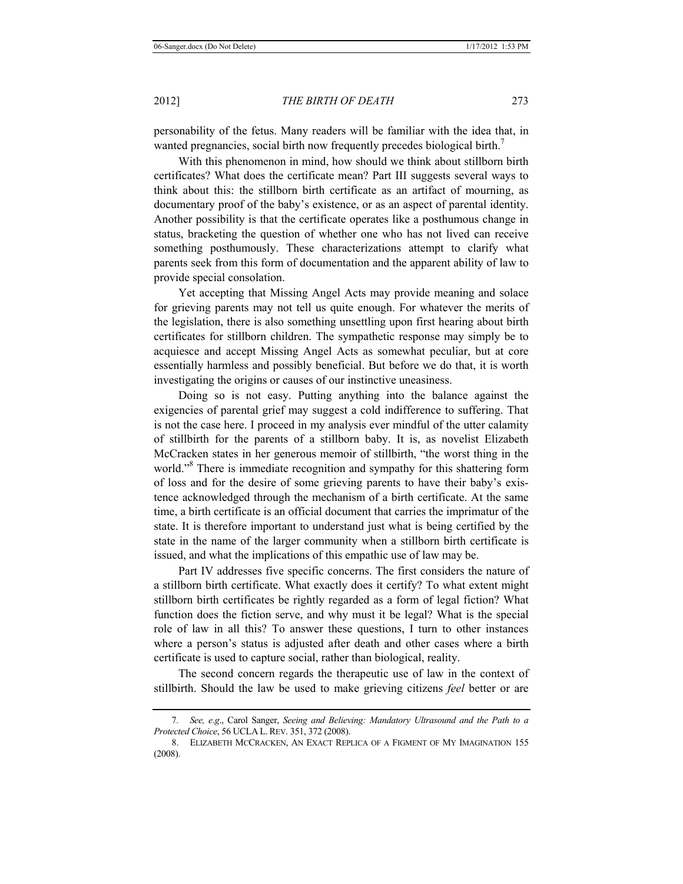personability of the fetus. Many readers will be familiar with the idea that, in wanted pregnancies, social birth now frequently precedes biological birth.[7]

With this phenomenon in mind, how should we think about stillborn birth certificates? What does the certificate mean? Part III suggests several ways to think about this: the stillborn birth certificate as an artifact of mourning, as documentary proof of the baby's existence, or as an aspect of parental identity. Another possibility is that the certificate operates like a posthumous change in status, bracketing the question of whether one who has not lived can receive something posthumously. These characterizations attempt to clarify what parents seek from this form of documentation and the apparent ability of law to provide special consolation.

Yet accepting that Missing Angel Acts may provide meaning and solace for grieving parents may not tell us quite enough. For whatever the merits of the legislation, there is also something unsettling upon first hearing about birth certificates for stillborn children. The sympathetic response may simply be to acquiesce and accept Missing Angel Acts as somewhat peculiar, but at core essentially harmless and possibly beneficial. But before we do that, it is worth investigating the origins or causes of our instinctive uneasiness.

Doing so is not easy. Putting anything into the balance against the exigencies of parental grief may suggest a cold indifference to suffering. That is not the case here. I proceed in my analysis ever mindful of the utter calamity of stillbirth for the parents of a stillborn baby. It is, as novelist Elizabeth McCracken states in her generous memoir of stillbirth, "the worst thing in the world."[8] There is immediate recognition and sympathy for this shattering form of loss and for the desire of some grieving parents to have their baby's existence acknowledged through the mechanism of a birth certificate. At the same time, a birth certificate is an official document that carries the imprimatur of the state. It is therefore important to understand just what is being certified by the state in the name of the larger community when a stillborn birth certificate is issued, and what the implications of this empathic use of law may be.

Part IV addresses five specific concerns. The first considers the nature of a stillborn birth certificate. What exactly does it certify? To what extent might stillborn birth certificates be rightly regarded as a form of legal fiction? What function does the fiction serve, and why must it be legal? What is the special role of law in all this? To answer these questions, I turn to other instances where a person's status is adjusted after death and other cases where a birth certificate is used to capture social, rather than biological, reality.

The second concern regards the therapeutic use of law in the context of stillbirth. Should the law be used to make grieving citizens *feel* better or are

---

7. *See, e.g*., Carol Sanger, *Seeing and Believing: Mandatory Ultrasound and the Path to a Protected Choice*, 56 UCLA L. REV. 351, 372 (2008).

8. ELIZABETH MCCRACKEN, AN EXACT REPLICA OF A FIGMENT OF MY IMAGINATION 155 (2008).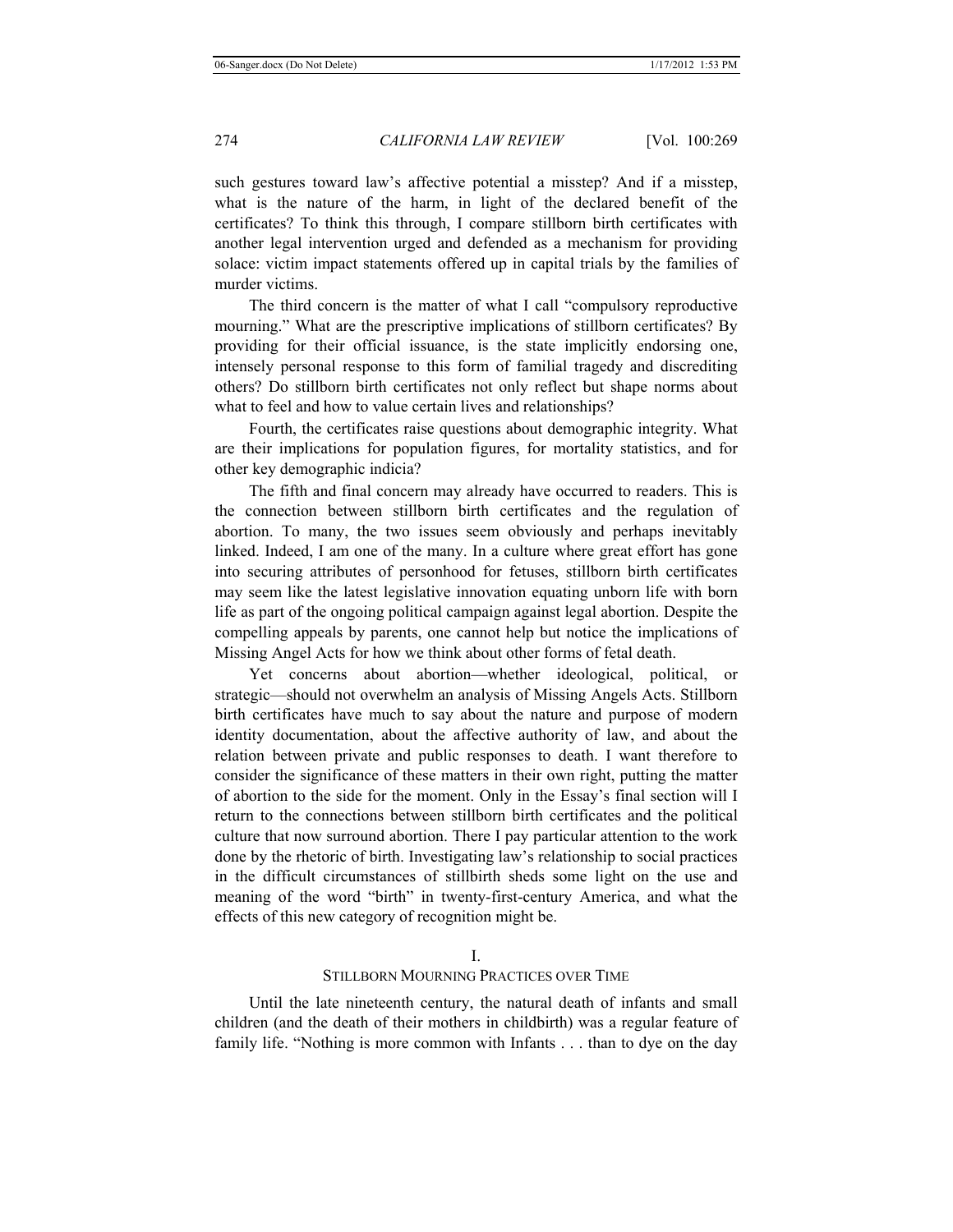such gestures toward law's affective potential a misstep? And if a misstep, what is the nature of the harm, in light of the declared benefit of the certificates? To think this through, I compare stillborn birth certificates with another legal intervention urged and defended as a mechanism for providing solace: victim impact statements offered up in capital trials by the families of murder victims.

The third concern is the matter of what I call "compulsory reproductive mourning." What are the prescriptive implications of stillborn certificates? By providing for their official issuance, is the state implicitly endorsing one, intensely personal response to this form of familial tragedy and discrediting others? Do stillborn birth certificates not only reflect but shape norms about what to feel and how to value certain lives and relationships?

Fourth, the certificates raise questions about demographic integrity. What are their implications for population figures, for mortality statistics, and for other key demographic indicia?

The fifth and final concern may already have occurred to readers. This is the connection between stillborn birth certificates and the regulation of abortion. To many, the two issues seem obviously and perhaps inevitably linked. Indeed, I am one of the many. In a culture where great effort has gone into securing attributes of personhood for fetuses, stillborn birth certificates may seem like the latest legislative innovation equating unborn life with born life as part of the ongoing political campaign against legal abortion. Despite the compelling appeals by parents, one cannot help but notice the implications of Missing Angel Acts for how we think about other forms of fetal death.

Yet concerns about abortion—whether ideological, political, or strategic—should not overwhelm an analysis of Missing Angels Acts. Stillborn birth certificates have much to say about the nature and purpose of modern identity documentation, about the affective authority of law, and about the relation between private and public responses to death. I want therefore to consider the significance of these matters in their own right, putting the matter of abortion to the side for the moment. Only in the Essay's final section will I return to the connections between stillborn birth certificates and the political culture that now surround abortion. There I pay particular attention to the work done by the rhetoric of birth. Investigating law's relationship to social practices in the difficult circumstances of stillbirth sheds some light on the use and meaning of the word "birth" in twenty-first-century America, and what the effects of this new category of recognition might be.

## I.
## STILLBORN MOURNING PRACTICES OVER TIME

Until the late nineteenth century, the natural death of infants and small children (and the death of their mothers in childbirth) was a regular feature of family life. "Nothing is more common with Infants . . . than to dye on the day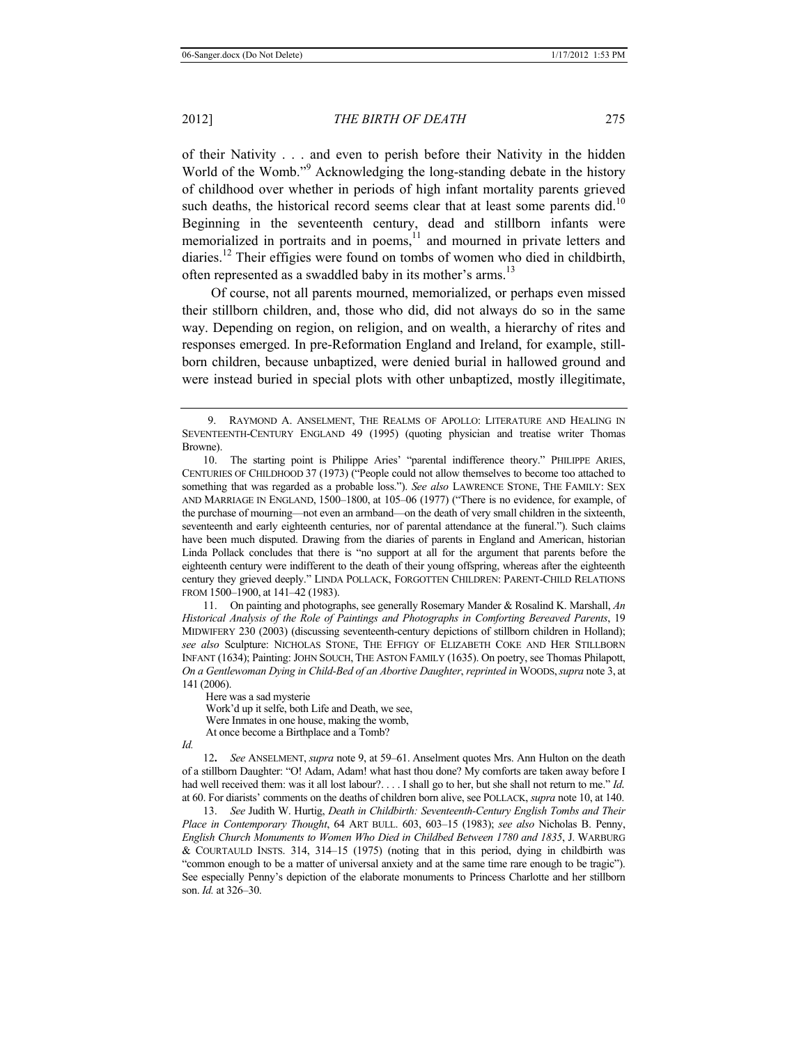of their Nativity . . . and even to perish before their Nativity in the hidden World of the Womb."[9] Acknowledging the long-standing debate in the history of childhood over whether in periods of high infant mortality parents grieved such deaths, the historical record seems clear that at least some parents did.[10] Beginning in the seventeenth century, dead and stillborn infants were memorialized in portraits and in poems,[11] and mourned in private letters and diaries.[12] Their effigies were found on tombs of women who died in childbirth, often represented as a swaddled baby in its mother's arms.[13]

Of course, not all parents mourned, memorialized, or perhaps even missed their stillborn children, and, those who did, did not always do so in the same way. Depending on region, on religion, and on wealth, a hierarchy of rites and responses emerged. In pre-Reformation England and Ireland, for example, stillborn children, because unbaptized, were denied burial in hallowed ground and were instead buried in special plots with other unbaptized, mostly illegitimate,

---

9. RAYMOND A. ANSELMENT, THE REALMS OF APOLLO: LITERATURE AND HEALING IN SEVENTEENTH-CENTURY ENGLAND 49 (1995) (quoting physician and treatise writer Thomas Browne).

10. The starting point is Philippe Aries' "parental indifference theory." PHILIPPE ARIES, CENTURIES OF CHILDHOOD 37 (1973) ("People could not allow themselves to become too attached to something that was regarded as a probable loss."). *See also* LAWRENCE STONE, THE FAMILY: SEX AND MARRIAGE IN ENGLAND, 1500–1800, at 105–06 (1977) ("There is no evidence, for example, of the purchase of mourning—not even an armband—on the death of very small children in the sixteenth, seventeenth and early eighteenth centuries, nor of parental attendance at the funeral."). Such claims have been much disputed. Drawing from the diaries of parents in England and American, historian Linda Pollack concludes that there is "no support at all for the argument that parents before the eighteenth century were indifferent to the death of their young offspring, whereas after the eighteenth century they grieved deeply." LINDA POLLACK, FORGOTTEN CHILDREN: PARENT-CHILD RELATIONS FROM 1500–1900, at 141–42 (1983).

11. On painting and photographs, see generally Rosemary Mander & Rosalind K. Marshall, *An Historical Analysis of the Role of Paintings and Photographs in Comforting Bereaved Parents*, 19 MIDWIFERY 230 (2003) (discussing seventeenth-century depictions of stillborn children in Holland); *see also* Sculpture: NICHOLAS STONE, THE EFFIGY OF ELIZABETH COKE AND HER STILLBORN INFANT (1634); Painting: JOHN SOUCH, THE ASTON FAMILY (1635). On poetry, see Thomas Philapott, *On a Gentlewoman Dying in Child-Bed of an Abortive Daughter*, *reprinted in* WOODS, *supra* note 3, at 141 (2006).

> Here was a sad mysterie
> Work'd up it selfe, both Life and Death, we see,
> Were Inmates in one house, making the womb,
> At once become a Birthplace and a Tomb?

*Id.*

12. *See* ANSELMENT, *supra* note 9, at 59–61. Anselment quotes Mrs. Ann Hulton on the death of a stillborn Daughter: "O! Adam, Adam! what hast thou done? My comforts are taken away before I had well received them: was it all lost labour?. . . . I shall go to her, but she shall not return to me." *Id.* at 60. For diarists' comments on the deaths of children born alive, see POLLACK, *supra* note 10, at 140.

13. *See* Judith W. Hurtig, *Death in Childbirth: Seventeenth-Century English Tombs and Their Place in Contemporary Thought*, 64 ART BULL. 603, 603–15 (1983); *see also* Nicholas B. Penny, *English Church Monuments to Women Who Died in Childbed Between 1780 and 1835*, J. WARBURG & COURTAULD INSTS. 314, 314–15 (1975) (noting that in this period, dying in childbirth was "common enough to be a matter of universal anxiety and at the same time rare enough to be tragic"). See especially Penny's depiction of the elaborate monuments to Princess Charlotte and her stillborn son. *Id.* at 326–30.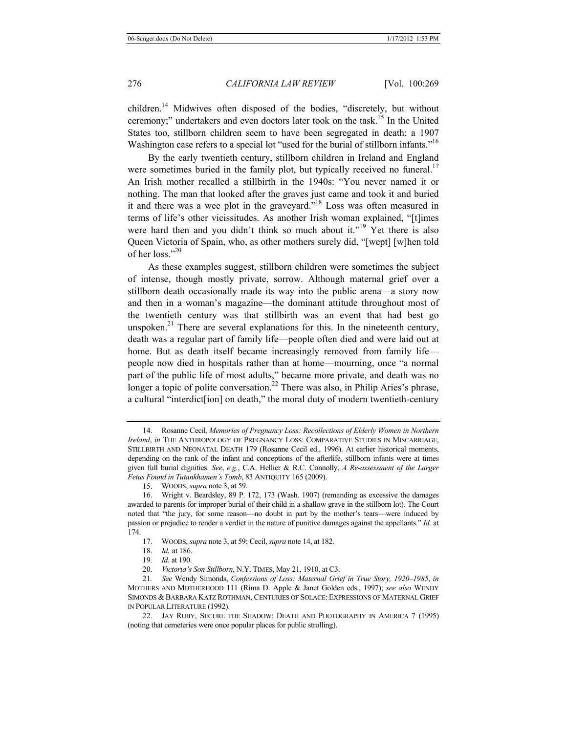children.[14] Midwives often disposed of the bodies, "discretely, but without ceremony;" undertakers and even doctors later took on the task.[15] In the United States too, stillborn children seem to have been segregated in death: a 1907 Washington case refers to a special lot "used for the burial of stillborn infants."[16]

By the early twentieth century, stillborn children in Ireland and England were sometimes buried in the family plot, but typically received no funeral.[17] An Irish mother recalled a stillbirth in the 1940s: "You never named it or nothing. The man that looked after the graves just came and took it and buried it and there was a wee plot in the graveyard."[18] Loss was often measured in terms of life's other vicissitudes. As another Irish woman explained, "[t]imes were hard then and you didn't think so much about it."[19] Yet there is also Queen Victoria of Spain, who, as other mothers surely did, "[wept] [w]hen told of her loss."[20]

As these examples suggest, stillborn children were sometimes the subject of intense, though mostly private, sorrow. Although maternal grief over a stillborn death occasionally made its way into the public arena—a story now and then in a woman's magazine—the dominant attitude throughout most of the twentieth century was that stillbirth was an event that had best go unspoken.[21] There are several explanations for this. In the nineteenth century, death was a regular part of family life—people often died and were laid out at home. But as death itself became increasingly removed from family life—people now died in hospitals rather than at home—mourning, once "a normal part of the public life of most adults," became more private, and death was no longer a topic of polite conversation.[22] There was also, in Philip Aries's phrase, a cultural "interdict[ion] on death," the moral duty of modern twentieth-century

---

14. Rosanne Cecil, *Memories of Pregnancy Loss: Recollections of Elderly Women in Northern Ireland*, *in* THE ANTHROPOLOGY OF PREGNANCY LOSS: COMPARATIVE STUDIES IN MISCARRIAGE, STILLBIRTH AND NEONATAL DEATH 179 (Rosanne Cecil ed., 1996). At earlier historical moments, depending on the rank of the infant and conceptions of the afterlife, stillborn infants were at times given full burial dignities. *See*, *e.g.*, C.A. Hellier & R.C. Connolly, *A Re-assessment of the Larger Fetus Found in Tutankhamen's Tomb*, 83 ANTIQUITY 165 (2009).

15. WOODS, *supra* note 3, at 59.

16. Wright v. Beardsley, 89 P. 172, 173 (Wash. 1907) (remanding as excessive the damages awarded to parents for improper burial of their child in a shallow grave in the stillborn lot). The Court noted that "the jury, for some reason—no doubt in part by the mother's tears—were induced by passion or prejudice to render a verdict in the nature of punitive damages against the appellants." *Id.* at 174.

17. WOODS, *supra* note 3, at 59; Cecil, *supra* note 14, at 182.

18. *Id.* at 186.

19. *Id.* at 190.

20. *Victoria's Son Stillborn*, N.Y. TIMES, May 21, 1910, at C3.

21. *See* Wendy Simonds, *Confessions of Loss: Maternal Grief in True Story, 1920–1985*, *in* MOTHERS AND MOTHERHOOD 111 (Rima D. Apple & Janet Golden eds., 1997); *see also* WENDY SIMONDS & BARBARA KATZ ROTHMAN, CENTURIES OF SOLACE: EXPRESSIONS OF MATERNAL GRIEF IN POPULAR LITERATURE (1992).

22. JAY RUBY, SECURE THE SHADOW: DEATH AND PHOTOGRAPHY IN AMERICA 7 (1995) (noting that cemeteries were once popular places for public strolling).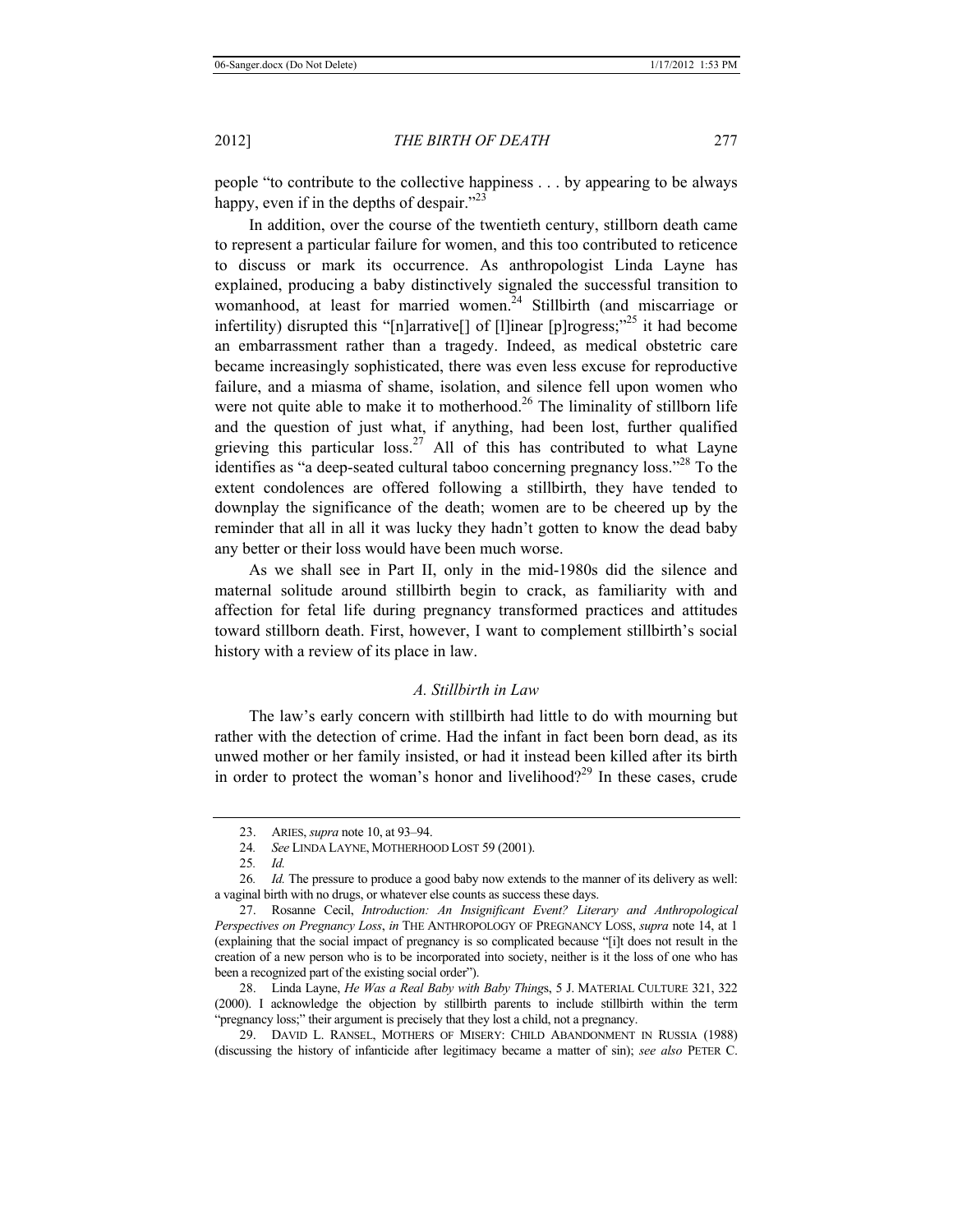people "to contribute to the collective happiness . . . by appearing to be always happy, even if in the depths of despair."[23]

In addition, over the course of the twentieth century, stillborn death came to represent a particular failure for women, and this too contributed to reticence to discuss or mark its occurrence. As anthropologist Linda Layne has explained, producing a baby distinctively signaled the successful transition to womanhood, at least for married women.[24] Stillbirth (and miscarriage or infertility) disrupted this "[n]arrative[] of [l]inear [p]rogress;"[25] it had become an embarrassment rather than a tragedy. Indeed, as medical obstetric care became increasingly sophisticated, there was even less excuse for reproductive failure, and a miasma of shame, isolation, and silence fell upon women who were not quite able to make it to motherhood.[26] The liminality of stillborn life and the question of just what, if anything, had been lost, further qualified grieving this particular loss.[27] All of this has contributed to what Layne identifies as "a deep-seated cultural taboo concerning pregnancy loss."[28] To the extent condolences are offered following a stillbirth, they have tended to downplay the significance of the death; women are to be cheered up by the reminder that all in all it was lucky they hadn't gotten to know the dead baby any better or their loss would have been much worse.

As we shall see in Part II, only in the mid-1980s did the silence and maternal solitude around stillbirth begin to crack, as familiarity with and affection for fetal life during pregnancy transformed practices and attitudes toward stillborn death. First, however, I want to complement stillbirth's social history with a review of its place in law.

### *A. Stillbirth in Law*

The law's early concern with stillbirth had little to do with mourning but rather with the detection of crime. Had the infant in fact been born dead, as its unwed mother or her family insisted, or had it instead been killed after its birth in order to protect the woman's honor and livelihood?[29] In these cases, crude

---

23. ARIES, *supra* note 10, at 93–94.

24. *See* LINDA LAYNE, MOTHERHOOD LOST 59 (2001).

25. *Id.*

26. *Id.* The pressure to produce a good baby now extends to the manner of its delivery as well: a vaginal birth with no drugs, or whatever else counts as success these days.

27. Rosanne Cecil, *Introduction: An Insignificant Event? Literary and Anthropological Perspectives on Pregnancy Loss*, *in* THE ANTHROPOLOGY OF PREGNANCY LOSS, *supra* note 14, at 1 (explaining that the social impact of pregnancy is so complicated because "[i]t does not result in the creation of a new person who is to be incorporated into society, neither is it the loss of one who has been a recognized part of the existing social order").

28. Linda Layne, *He Was a Real Baby with Baby Things*, 5 J. MATERIAL CULTURE 321, 322 (2000). I acknowledge the objection by stillbirth parents to include stillbirth within the term "pregnancy loss;" their argument is precisely that they lost a child, not a pregnancy.

29. DAVID L. RANSEL, MOTHERS OF MISERY: CHILD ABANDONMENT IN RUSSIA (1988) (discussing the history of infanticide after legitimacy became a matter of sin); *see also* PETER C.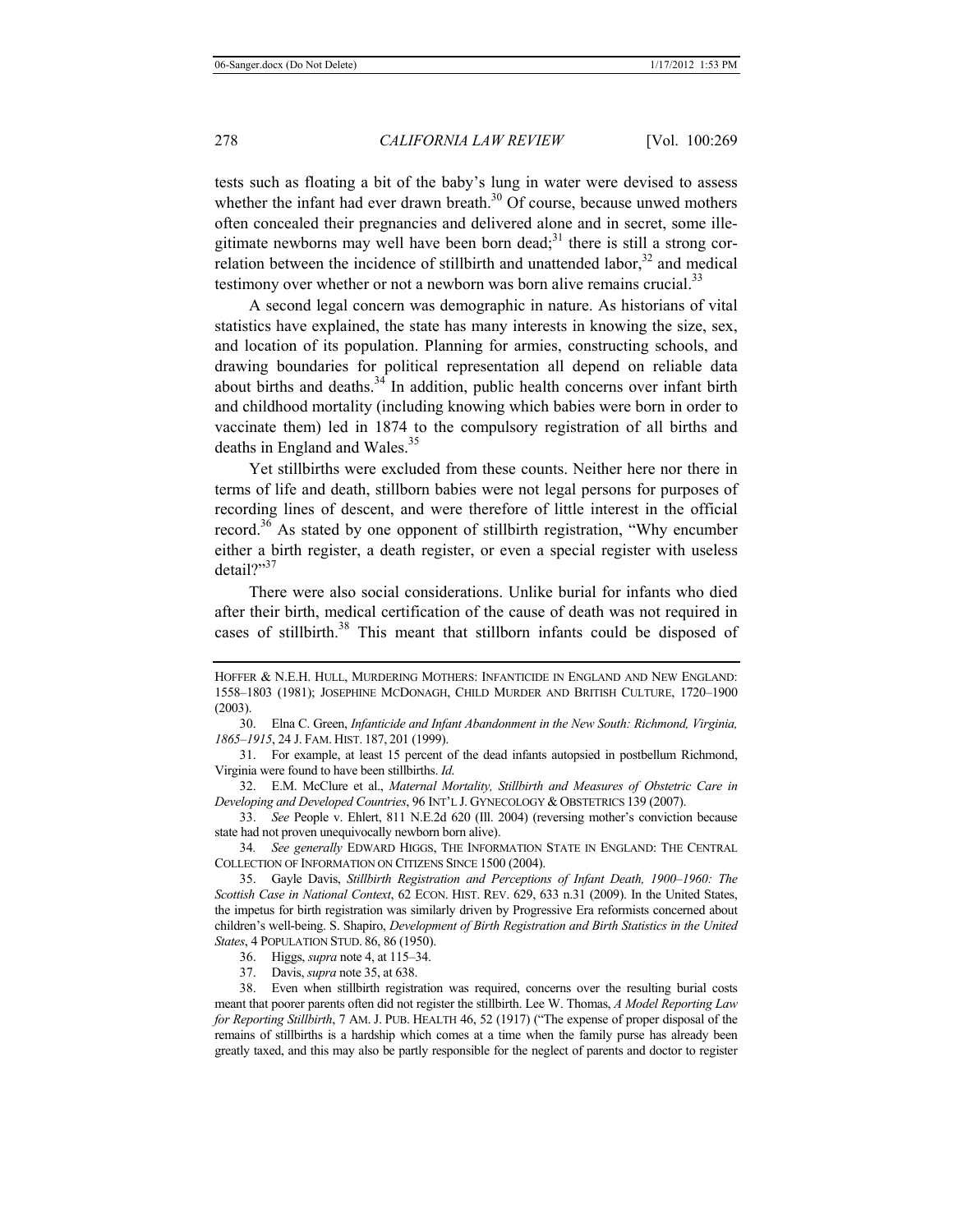tests such as floating a bit of the baby's lung in water were devised to assess whether the infant had ever drawn breath.[30] Of course, because unwed mothers often concealed their pregnancies and delivered alone and in secret, some illegitimate newborns may well have been born dead;[31] there is still a strong correlation between the incidence of stillbirth and unattended labor,[32] and medical testimony over whether or not a newborn was born alive remains crucial.[33]

A second legal concern was demographic in nature. As historians of vital statistics have explained, the state has many interests in knowing the size, sex, and location of its population. Planning for armies, constructing schools, and drawing boundaries for political representation all depend on reliable data about births and deaths.[34] In addition, public health concerns over infant birth and childhood mortality (including knowing which babies were born in order to vaccinate them) led in 1874 to the compulsory registration of all births and deaths in England and Wales.[35]

Yet stillbirths were excluded from these counts. Neither here nor there in terms of life and death, stillborn babies were not legal persons for purposes of recording lines of descent, and were therefore of little interest in the official record.[36] As stated by one opponent of stillbirth registration, "Why encumber either a birth register, a death register, or even a special register with useless detail?"[37]

There were also social considerations. Unlike burial for infants who died after their birth, medical certification of the cause of death was not required in cases of stillbirth.[38] This meant that stillborn infants could be disposed of

---

HOFFER & N.E.H. HULL, MURDERING MOTHERS: INFANTICIDE IN ENGLAND AND NEW ENGLAND: 1558–1803 (1981); JOSEPHINE MCDONAGH, CHILD MURDER AND BRITISH CULTURE, 1720–1900 (2003).

30. Elna C. Green, *Infanticide and Infant Abandonment in the New South: Richmond, Virginia, 1865–1915*, 24 J. FAM. HIST. 187, 201 (1999).

31. For example, at least 15 percent of the dead infants autopsied in postbellum Richmond, Virginia were found to have been stillbirths. *Id.*

32. E.M. McClure et al., *Maternal Mortality, Stillbirth and Measures of Obstetric Care in Developing and Developed Countries*, 96 INT'L J. GYNECOLOGY & OBSTETRICS 139 (2007).

33. *See* People v. Ehlert, 811 N.E.2d 620 (Ill. 2004) (reversing mother's conviction because state had not proven unequivocally newborn born alive).

34. *See generally* EDWARD HIGGS, THE INFORMATION STATE IN ENGLAND: THE CENTRAL COLLECTION OF INFORMATION ON CITIZENS SINCE 1500 (2004).

35. Gayle Davis, *Stillbirth Registration and Perceptions of Infant Death, 1900–1960: The Scottish Case in National Context*, 62 ECON. HIST. REV. 629, 633 n.31 (2009). In the United States, the impetus for birth registration was similarly driven by Progressive Era reformists concerned about children's well-being. S. Shapiro, *Development of Birth Registration and Birth Statistics in the United States*, 4 POPULATION STUD. 86, 86 (1950).

36. Higgs, *supra* note 4, at 115–34.

37. Davis, *supra* note 35, at 638.

38. Even when stillbirth registration was required, concerns over the resulting burial costs meant that poorer parents often did not register the stillbirth. Lee W. Thomas, *A Model Reporting Law for Reporting Stillbirth*, 7 AM. J. PUB. HEALTH 46, 52 (1917) ("The expense of proper disposal of the remains of stillbirths is a hardship which comes at a time when the family purse has already been greatly taxed, and this may also be partly responsible for the neglect of parents and doctor to register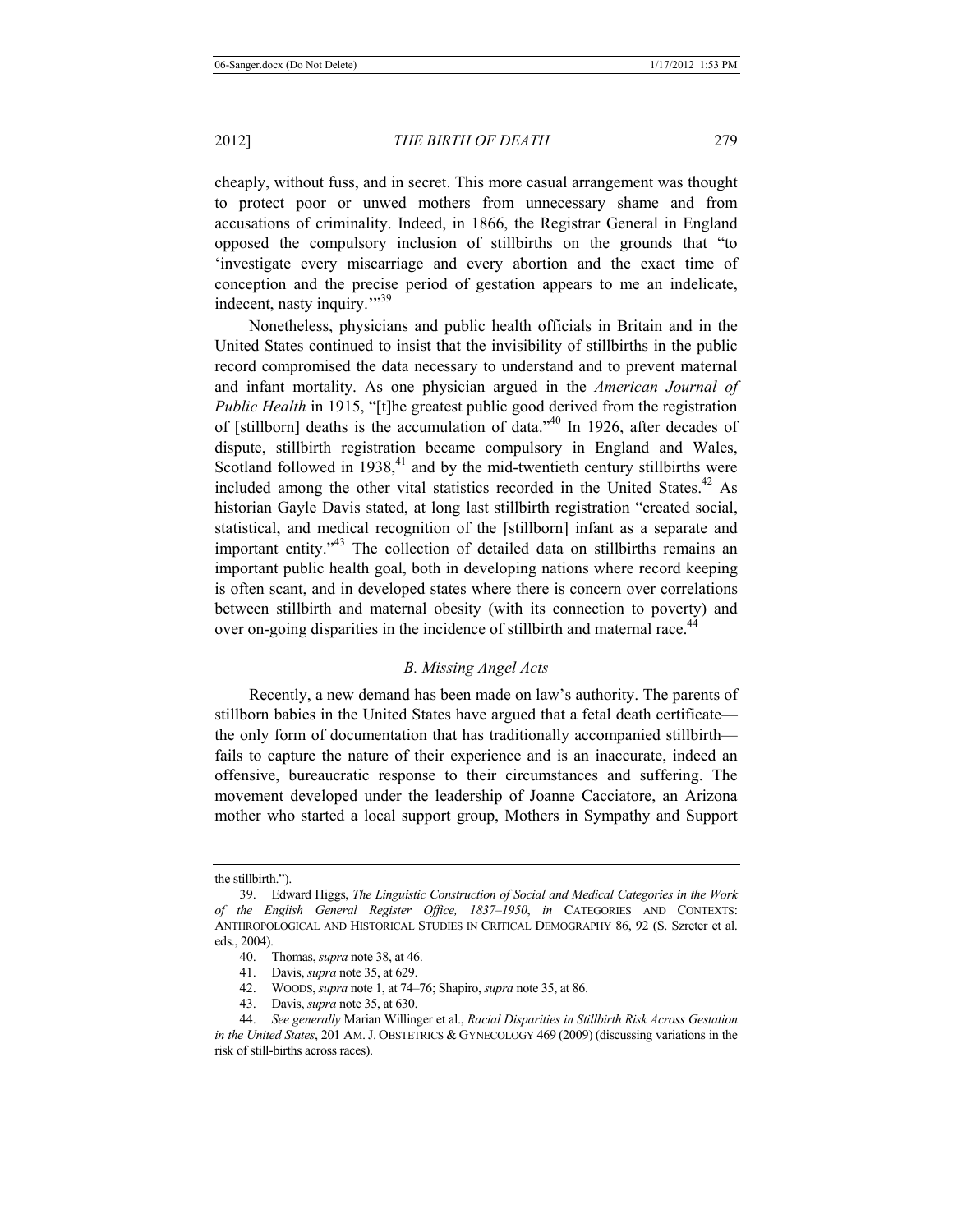cheaply, without fuss, and in secret. This more casual arrangement was thought to protect poor or unwed mothers from unnecessary shame and from accusations of criminality. Indeed, in 1866, the Registrar General in England opposed the compulsory inclusion of stillbirths on the grounds that "to 'investigate every miscarriage and every abortion and the exact time of conception and the precise period of gestation appears to me an indelicate, indecent, nasty inquiry.'"[39]

Nonetheless, physicians and public health officials in Britain and in the United States continued to insist that the invisibility of stillbirths in the public record compromised the data necessary to understand and to prevent maternal and infant mortality. As one physician argued in the *American Journal of Public Health* in 1915, "[t]he greatest public good derived from the registration of [stillborn] deaths is the accumulation of data."[40] In 1926, after decades of dispute, stillbirth registration became compulsory in England and Wales, Scotland followed in 1938,[41] and by the mid-twentieth century stillbirths were included among the other vital statistics recorded in the United States.[42] As historian Gayle Davis stated, at long last stillbirth registration "created social, statistical, and medical recognition of the [stillborn] infant as a separate and important entity."[43] The collection of detailed data on stillbirths remains an important public health goal, both in developing nations where record keeping is often scant, and in developed states where there is concern over correlations between stillbirth and maternal obesity (with its connection to poverty) and over on-going disparities in the incidence of stillbirth and maternal race.[44]

### *B. Missing Angel Acts*

Recently, a new demand has been made on law's authority. The parents of stillborn babies in the United States have argued that a fetal death certificate—the only form of documentation that has traditionally accompanied stillbirth—fails to capture the nature of their experience and is an inaccurate, indeed an offensive, bureaucratic response to their circumstances and suffering. The movement developed under the leadership of Joanne Cacciatore, an Arizona mother who started a local support group, Mothers in Sympathy and Support

---

the stillbirth.").

39. Edward Higgs, *The Linguistic Construction of Social and Medical Categories in the Work of the English General Register Office, 1837–1950*, *in* CATEGORIES AND CONTEXTS: ANTHROPOLOGICAL AND HISTORICAL STUDIES IN CRITICAL DEMOGRAPHY 86, 92 (S. Szreter et al. eds., 2004).

40. Thomas, *supra* note 38, at 46.

41. Davis, *supra* note 35, at 629.

42. WOODS, *supra* note 1, at 74–76; Shapiro, *supra* note 35, at 86.

43. Davis, *supra* note 35, at 630.

44. *See generally* Marian Willinger et al., *Racial Disparities in Stillbirth Risk Across Gestation in the United States*, 201 AM. J. OBSTETRICS & GYNECOLOGY 469 (2009) (discussing variations in the risk of still-births across races).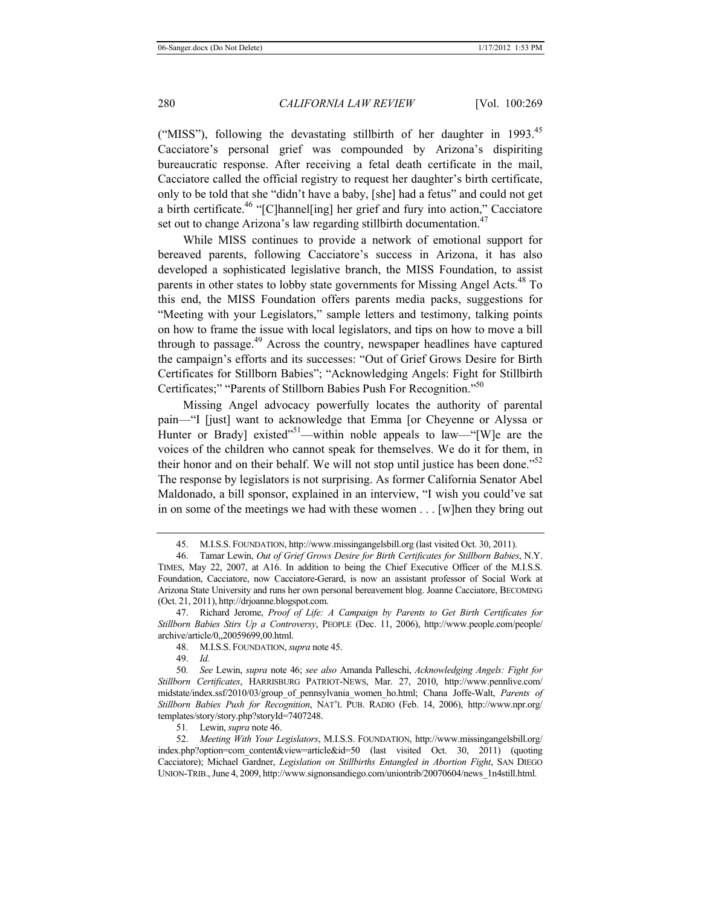("MISS"), following the devastating stillbirth of her daughter in 1993.[45] Cacciatore's personal grief was compounded by Arizona's dispiriting bureaucratic response. After receiving a fetal death certificate in the mail, Cacciatore called the official registry to request her daughter's birth certificate, only to be told that she "didn't have a baby, [she] had a fetus" and could not get a birth certificate.[46] "[C]hannel[ing] her grief and fury into action," Cacciatore set out to change Arizona's law regarding stillbirth documentation.[47]

While MISS continues to provide a network of emotional support for bereaved parents, following Cacciatore's success in Arizona, it has also developed a sophisticated legislative branch, the MISS Foundation, to assist parents in other states to lobby state governments for Missing Angel Acts.[48] To this end, the MISS Foundation offers parents media packs, suggestions for "Meeting with your Legislators," sample letters and testimony, talking points on how to frame the issue with local legislators, and tips on how to move a bill through to passage.[49] Across the country, newspaper headlines have captured the campaign's efforts and its successes: "Out of Grief Grows Desire for Birth Certificates for Stillborn Babies"; "Acknowledging Angels: Fight for Stillbirth Certificates;" "Parents of Stillborn Babies Push For Recognition."[50]

Missing Angel advocacy powerfully locates the authority of parental pain—"I [just] want to acknowledge that Emma [or Cheyenne or Alyssa or Hunter or Brady] existed"[51]—within noble appeals to law—"[W]e are the voices of the children who cannot speak for themselves. We do it for them, in their honor and on their behalf. We will not stop until justice has been done."[52] The response by legislators is not surprising. As former California Senator Abel Maldonado, a bill sponsor, explained in an interview, "I wish you could've sat in on some of the meetings we had with these women . . . [w]hen they bring out

---

45. M.I.S.S. FOUNDATION, http://www.missingangelsbill.org (last visited Oct. 30, 2011).

46. Tamar Lewin, *Out of Grief Grows Desire for Birth Certificates for Stillborn Babies*, N.Y. TIMES, May 22, 2007, at A16. In addition to being the Chief Executive Officer of the M.I.S.S. Foundation, Cacciatore, now Cacciatore-Gerard, is now an assistant professor of Social Work at Arizona State University and runs her own personal bereavement blog. Joanne Cacciatore, BECOMING (Oct. 21, 2011), http://drjoanne.blogspot.com.

47. Richard Jerome, *Proof of Life: A Campaign by Parents to Get Birth Certificates for Stillborn Babies Stirs Up a Controversy*, PEOPLE (Dec. 11, 2006), http://www.people.com/people/archive/article/0,,20059699,00.html.

48. M.I.S.S. FOUNDATION, *supra* note 45.

49. *Id.*

50. *See* Lewin, *supra* note 46; *see also* Amanda Palleschi, *Acknowledging Angels: Fight for Stillborn Certificates*, HARRISBURG PATRIOT-NEWS, Mar. 27, 2010, http://www.pennlive.com/midstate/index.ssf/2010/03/group_of_pennsylvania_women_ho.html; Chana Joffe-Walt, *Parents of Stillborn Babies Push for Recognition*, NAT'L PUB. RADIO (Feb. 14, 2006), http://www.npr.org/templates/story/story.php?storyId=7407248.

51. Lewin, *supra* note 46.

52. *Meeting With Your Legislators*, M.I.S.S. FOUNDATION, http://www.missingangelsbill.org/index.php?option=com_content&view=article&id=50 (last visited Oct. 30, 2011) (quoting Cacciatore); Michael Gardner, *Legislation on Stillbirths Entangled in Abortion Fight*, SAN DIEGO UNION-TRIB., June 4, 2009, http://www.signonsandiego.com/uniontrib/20070604/news_1n4still.html.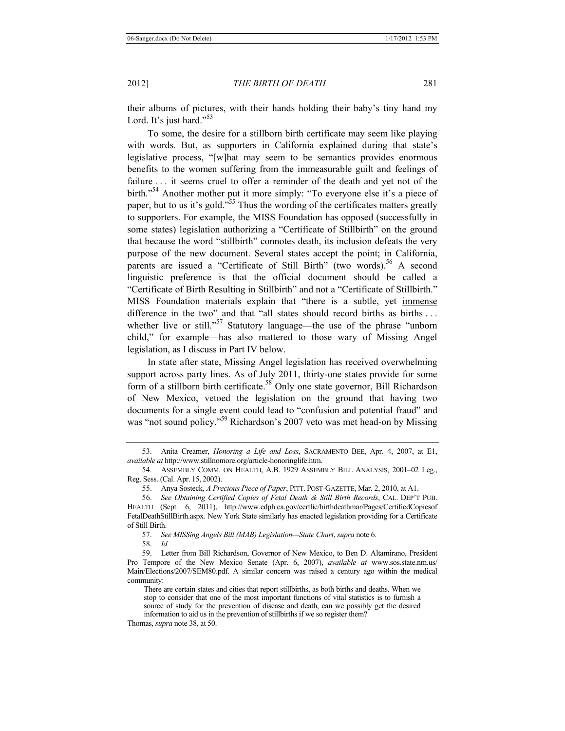their albums of pictures, with their hands holding their baby's tiny hand my Lord. It's just hard."[53]

To some, the desire for a stillborn birth certificate may seem like playing with words. But, as supporters in California explained during that state's legislative process, "[w]hat may seem to be semantics provides enormous benefits to the women suffering from the immeasurable guilt and feelings of failure . . . it seems cruel to offer a reminder of the death and yet not of the birth."[54] Another mother put it more simply: "To everyone else it's a piece of paper, but to us it's gold."[55] Thus the wording of the certificates matters greatly to supporters. For example, the MISS Foundation has opposed (successfully in some states) legislation authorizing a "Certificate of Stillbirth" on the ground that because the word "stillbirth" connotes death, its inclusion defeats the very purpose of the new document. Several states accept the point; in California, parents are issued a "Certificate of Still Birth" (two words).[56] A second linguistic preference is that the official document should be called a "Certificate of Birth Resulting in Stillbirth" and not a "Certificate of Stillbirth." MISS Foundation materials explain that "there is a subtle, yet <u>immense</u> difference in the two" and that "<u>all</u> states should record births as <u>births</u> . . . whether live or still."[57] Statutory language—the use of the phrase "unborn child," for example—has also mattered to those wary of Missing Angel legislation, as I discuss in Part IV below.

In state after state, Missing Angel legislation has received overwhelming support across party lines. As of July 2011, thirty-one states provide for some form of a stillborn birth certificate.[58] Only one state governor, Bill Richardson of New Mexico, vetoed the legislation on the ground that having two documents for a single event could lead to "confusion and potential fraud" and was "not sound policy."[59] Richardson's 2007 veto was met head-on by Missing

---

53. Anita Creamer, *Honoring a Life and Loss*, SACRAMENTO BEE, Apr. 4, 2007, at E1, *available at* http://www.stillnomore.org/article-honoringlife.htm.

54. ASSEMBLY COMM. ON HEALTH, A.B. 1929 ASSEMBLY BILL ANALYSIS, 2001–02 Leg., Reg. Sess. (Cal. Apr. 15, 2002).

55. Anya Sosteck, *A Precious Piece of Paper*, PITT. POST-GAZETTE, Mar. 2, 2010, at A1.

56. *See Obtaining Certified Copies of Fetal Death & Still Birth Records*, CAL. DEP'T PUB. HEALTH (Sept. 6, 2011), http://www.cdph.ca.gov/certlic/birthdeathmar/Pages/CertifiedCopiesofFetalDeathStillBirth.aspx. New York State similarly has enacted legislation providing for a Certificate of Still Birth.

57. *See MISSing Angels Bill (MAB) Legislation—State Chart*, *supra* note 6.

58. *Id.*

59. Letter from Bill Richardson, Governor of New Mexico, to Ben D. Altamirano, President Pro Tempore of the New Mexico Senate (Apr. 6, 2007), *available at* www.sos.state.nm.us/Main/Elections/2007/SEM80.pdf. A similar concern was raised a century ago within the medical community:

> There are certain states and cities that report stillbirths, as both births and deaths. When we stop to consider that one of the most important functions of vital statistics is to furnish a source of study for the prevention of disease and death, can we possibly get the desired information to aid us in the prevention of stillbirths if we so register them?

Thomas, *supra* note 38, at 50.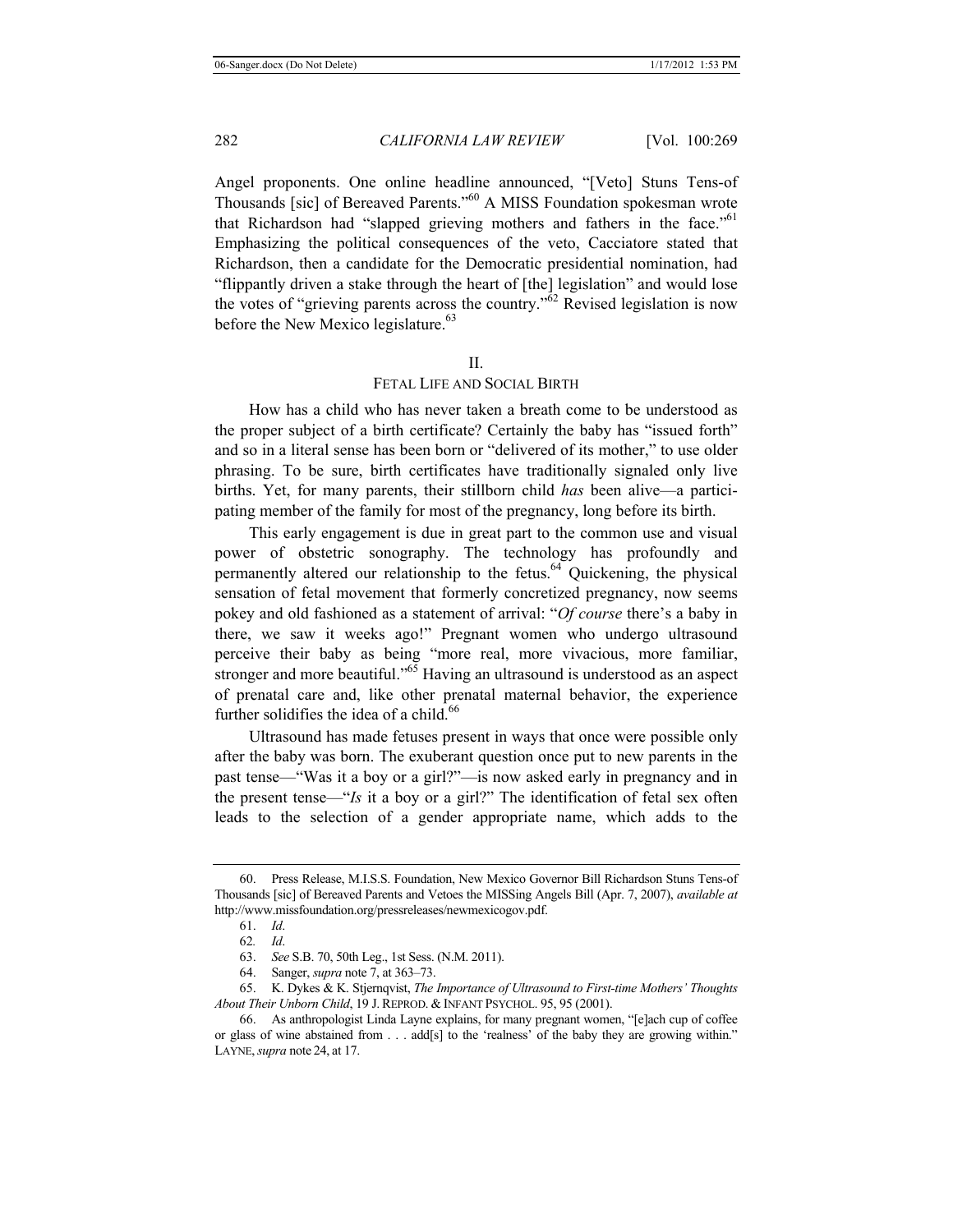Angel proponents. One online headline announced, "[Veto] Stuns Tens-of Thousands [sic] of Bereaved Parents."[60] A MISS Foundation spokesman wrote that Richardson had "slapped grieving mothers and fathers in the face."[61] Emphasizing the political consequences of the veto, Cacciatore stated that Richardson, then a candidate for the Democratic presidential nomination, had "flippantly driven a stake through the heart of [the] legislation" and would lose the votes of "grieving parents across the country."[62] Revised legislation is now before the New Mexico legislature.[63]

## II.
## FETAL LIFE AND SOCIAL BIRTH

How has a child who has never taken a breath come to be understood as the proper subject of a birth certificate? Certainly the baby has "issued forth" and so in a literal sense has been born or "delivered of its mother," to use older phrasing. To be sure, birth certificates have traditionally signaled only live births. Yet, for many parents, their stillborn child *has* been alive—a participating member of the family for most of the pregnancy, long before its birth.

This early engagement is due in great part to the common use and visual power of obstetric sonography. The technology has profoundly and permanently altered our relationship to the fetus.[64] Quickening, the physical sensation of fetal movement that formerly concretized pregnancy, now seems pokey and old fashioned as a statement of arrival: "*Of course* there's a baby in there, we saw it weeks ago!" Pregnant women who undergo ultrasound perceive their baby as being "more real, more vivacious, more familiar, stronger and more beautiful."[65] Having an ultrasound is understood as an aspect of prenatal care and, like other prenatal maternal behavior, the experience further solidifies the idea of a child.[66]

Ultrasound has made fetuses present in ways that once were possible only after the baby was born. The exuberant question once put to new parents in the past tense—"Was it a boy or a girl?"—is now asked early in pregnancy and in the present tense—"*Is* it a boy or a girl?" The identification of fetal sex often leads to the selection of a gender appropriate name, which adds to the

---

60. Press Release, M.I.S.S. Foundation, New Mexico Governor Bill Richardson Stuns Tens-of Thousands [sic] of Bereaved Parents and Vetoes the MISSing Angels Bill (Apr. 7, 2007), *available at* http://www.missfoundation.org/pressreleases/newmexicogov.pdf.

61. *Id*.

62. *Id*.

63. *See* S.B. 70, 50th Leg., 1st Sess. (N.M. 2011).

64. Sanger, *supra* note 7, at 363–73.

65. K. Dykes & K. Stjernqvist, *The Importance of Ultrasound to First-time Mothers' Thoughts About Their Unborn Child*, 19 J. REPROD. & INFANT PSYCHOL. 95, 95 (2001).

66. As anthropologist Linda Layne explains, for many pregnant women, "[e]ach cup of coffee or glass of wine abstained from . . . add[s] to the 'realness' of the baby they are growing within." LAYNE, *supra* note 24, at 17.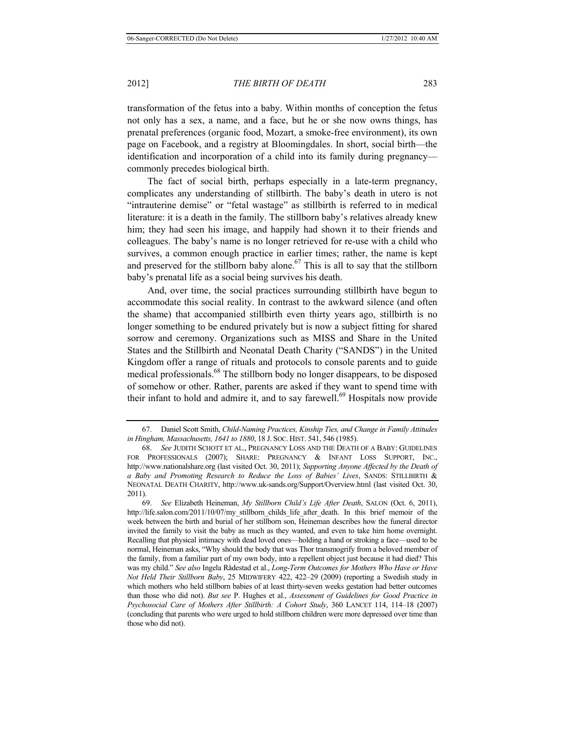transformation of the fetus into a baby. Within months of conception the fetus not only has a sex, a name, and a face, but he or she now owns things, has prenatal preferences (organic food, Mozart, a smoke-free environment), its own page on Facebook, and a registry at Bloomingdales. In short, social birth—the identification and incorporation of a child into its family during pregnancy—commonly precedes biological birth.

The fact of social birth, perhaps especially in a late-term pregnancy, complicates any understanding of stillbirth. The baby's death in utero is not "intrauterine demise" or "fetal wastage" as stillbirth is referred to in medical literature: it is a death in the family. The stillborn baby's relatives already knew him; they had seen his image, and happily had shown it to their friends and colleagues. The baby's name is no longer retrieved for re-use with a child who survives, a common enough practice in earlier times; rather, the name is kept and preserved for the stillborn baby alone.[67] This is all to say that the stillborn baby's prenatal life as a social being survives his death.

And, over time, the social practices surrounding stillbirth have begun to accommodate this social reality. In contrast to the awkward silence (and often the shame) that accompanied stillbirth even thirty years ago, stillbirth is no longer something to be endured privately but is now a subject fitting for shared sorrow and ceremony. Organizations such as MISS and Share in the United States and the Stillbirth and Neonatal Death Charity ("SANDS") in the United Kingdom offer a range of rituals and protocols to console parents and to guide medical professionals.[68] The stillborn body no longer disappears, to be disposed of somehow or other. Rather, parents are asked if they want to spend time with their infant to hold and admire it, and to say farewell.[69] Hospitals now provide

---

67. Daniel Scott Smith, *Child-Naming Practices, Kinship Ties, and Change in Family Attitudes in Hingham, Massachusetts, 1641 to 1880*, 18 J. SOC. HIST. 541, 546 (1985).

68. *See* JUDITH SCHOTT ET AL., PREGNANCY LOSS AND THE DEATH OF A BABY: GUIDELINES FOR PROFESSIONALS (2007); SHARE: PREGNANCY & INFANT LOSS SUPPORT, INC., http://www.nationalshare.org (last visited Oct. 30, 2011); *Supporting Anyone Affected by the Death of a Baby and Promoting Research to Reduce the Loss of Babies' Lives*, SANDS: STILLBIRTH & NEONATAL DEATH CHARITY, http://www.uk-sands.org/Support/Overview.html (last visited Oct. 30, 2011).

69. *See* Elizabeth Heineman, *My Stillborn Child's Life After Death*, SALON (Oct. 6, 2011), http://life.salon.com/2011/10/07/my_stillborn_childs_life_after_death. In this brief memoir of the week between the birth and burial of her stillborn son, Heineman describes how the funeral director invited the family to visit the baby as much as they wanted, and even to take him home overnight. Recalling that physical intimacy with dead loved ones—holding a hand or stroking a face—used to be normal, Heineman asks, "Why should the body that was Thor transmogrify from a beloved member of the family, from a familiar part of my own body, into a repellent object just because it had died? This was my child." *See also* Ingela Rådestad et al., *Long-Term Outcomes for Mothers Who Have or Have Not Held Their Stillborn Baby*, 25 MIDWIFERY 422, 422–29 (2009) (reporting a Swedish study in which mothers who held stillborn babies of at least thirty-seven weeks gestation had better outcomes than those who did not). *But see* P. Hughes et al., *Assessment of Guidelines for Good Practice in Psychosocial Care of Mothers After Stillbirth: A Cohort Study*, 360 LANCET 114, 114–18 (2007) (concluding that parents who were urged to hold stillborn children were more depressed over time than those who did not).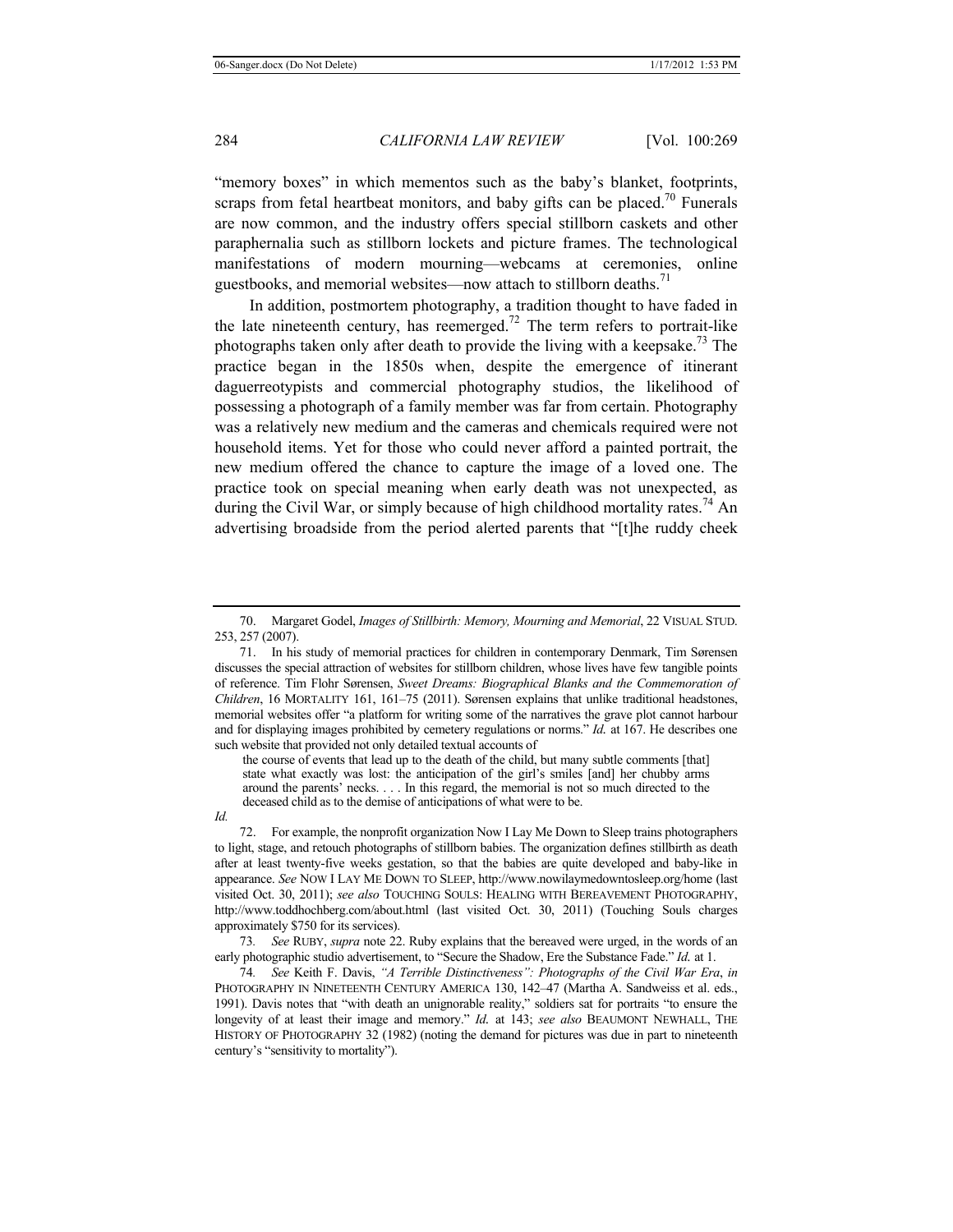"memory boxes" in which mementos such as the baby's blanket, footprints, scraps from fetal heartbeat monitors, and baby gifts can be placed.[70] Funerals are now common, and the industry offers special stillborn caskets and other paraphernalia such as stillborn lockets and picture frames. The technological manifestations of modern mourning—webcams at ceremonies, online guestbooks, and memorial websites—now attach to stillborn deaths.[71]

In addition, postmortem photography, a tradition thought to have faded in the late nineteenth century, has reemerged.[72] The term refers to portrait-like photographs taken only after death to provide the living with a keepsake.[73] The practice began in the 1850s when, despite the emergence of itinerant daguerreotypists and commercial photography studios, the likelihood of possessing a photograph of a family member was far from certain. Photography was a relatively new medium and the cameras and chemicals required were not household items. Yet for those who could never afford a painted portrait, the new medium offered the chance to capture the image of a loved one. The practice took on special meaning when early death was not unexpected, as during the Civil War, or simply because of high childhood mortality rates.[74] An advertising broadside from the period alerted parents that "[t]he ruddy cheek

---

70. Margaret Godel, *Images of Stillbirth: Memory, Mourning and Memorial*, 22 VISUAL STUD. 253, 257 (2007).

71. In his study of memorial practices for children in contemporary Denmark, Tim Sørensen discusses the special attraction of websites for stillborn children, whose lives have few tangible points of reference. Tim Flohr Sørensen, *Sweet Dreams: Biographical Blanks and the Commemoration of Children*, 16 MORTALITY 161, 161–75 (2011). Sørensen explains that unlike traditional headstones, memorial websites offer "a platform for writing some of the narratives the grave plot cannot harbour and for displaying images prohibited by cemetery regulations or norms." *Id.* at 167. He describes one such website that provided not only detailed textual accounts of

> the course of events that lead up to the death of the child, but many subtle comments [that] state what exactly was lost: the anticipation of the girl's smiles [and] her chubby arms around the parents' necks. . . . In this regard, the memorial is not so much directed to the deceased child as to the demise of anticipations of what were to be.

*Id.*

72. For example, the nonprofit organization Now I Lay Me Down to Sleep trains photographers to light, stage, and retouch photographs of stillborn babies. The organization defines stillbirth as death after at least twenty-five weeks gestation, so that the babies are quite developed and baby-like in appearance. *See* NOW I LAY ME DOWN TO SLEEP, http://www.nowilaymedowntosleep.org/home (last visited Oct. 30, 2011); *see also* TOUCHING SOULS: HEALING WITH BEREAVEMENT PHOTOGRAPHY, http://www.toddhochberg.com/about.html (last visited Oct. 30, 2011) (Touching Souls charges approximately $750 for its services).

73. *See* RUBY, *supra* note 22. Ruby explains that the bereaved were urged, in the words of an early photographic studio advertisement, to "Secure the Shadow, Ere the Substance Fade." *Id.* at 1.

74. *See* Keith F. Davis, *"A Terrible Distinctiveness": Photographs of the Civil War Era*, *in* PHOTOGRAPHY IN NINETEENTH CENTURY AMERICA 130, 142–47 (Martha A. Sandweiss et al. eds., 1991). Davis notes that "with death an unignorable reality," soldiers sat for portraits "to ensure the longevity of at least their image and memory." *Id.* at 143; *see also* BEAUMONT NEWHALL, THE HISTORY OF PHOTOGRAPHY 32 (1982) (noting the demand for pictures was due in part to nineteenth century's "sensitivity to mortality").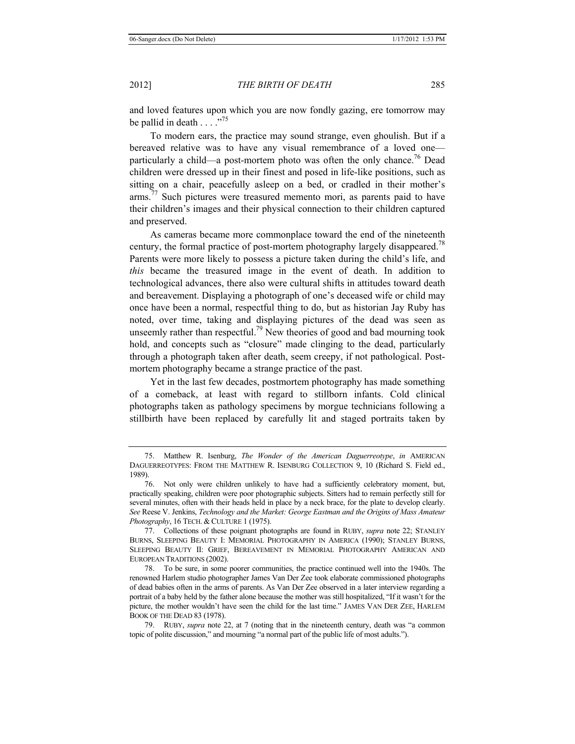and loved features upon which you are now fondly gazing, ere tomorrow may be pallid in death . . . ."[75]

To modern ears, the practice may sound strange, even ghoulish. But if a bereaved relative was to have any visual remembrance of a loved one—particularly a child—a post-mortem photo was often the only chance.[76] Dead children were dressed up in their finest and posed in life-like positions, such as sitting on a chair, peacefully asleep on a bed, or cradled in their mother's arms.[77] Such pictures were treasured memento mori, as parents paid to have their children's images and their physical connection to their children captured and preserved.

As cameras became more commonplace toward the end of the nineteenth century, the formal practice of post-mortem photography largely disappeared.[78] Parents were more likely to possess a picture taken during the child's life, and *this* became the treasured image in the event of death. In addition to technological advances, there also were cultural shifts in attitudes toward death and bereavement. Displaying a photograph of one's deceased wife or child may once have been a normal, respectful thing to do, but as historian Jay Ruby has noted, over time, taking and displaying pictures of the dead was seen as unseemly rather than respectful.[79] New theories of good and bad mourning took hold, and concepts such as "closure" made clinging to the dead, particularly through a photograph taken after death, seem creepy, if not pathological. Post-mortem photography became a strange practice of the past.

Yet in the last few decades, postmortem photography has made something of a comeback, at least with regard to stillborn infants. Cold clinical photographs taken as pathology specimens by morgue technicians following a stillbirth have been replaced by carefully lit and staged portraits taken by

---

75. Matthew R. Isenburg, *The Wonder of the American Daguerreotype*, *in* AMERICAN DAGUERREOTYPES: FROM THE MATTHEW R. ISENBURG COLLECTION 9, 10 (Richard S. Field ed., 1989).

76. Not only were children unlikely to have had a sufficiently celebratory moment, but, practically speaking, children were poor photographic subjects. Sitters had to remain perfectly still for several minutes, often with their heads held in place by a neck brace, for the plate to develop clearly. *See* Reese V. Jenkins, *Technology and the Market: George Eastman and the Origins of Mass Amateur Photography*, 16 TECH. & CULTURE 1 (1975).

77. Collections of these poignant photographs are found in RUBY, *supra* note 22; STANLEY BURNS, SLEEPING BEAUTY I: MEMORIAL PHOTOGRAPHY IN AMERICA (1990); STANLEY BURNS, SLEEPING BEAUTY II: GRIEF, BEREAVEMENT IN MEMORIAL PHOTOGRAPHY AMERICAN AND EUROPEAN TRADITIONS (2002).

78. To be sure, in some poorer communities, the practice continued well into the 1940s. The renowned Harlem studio photographer James Van Der Zee took elaborate commissioned photographs of dead babies often in the arms of parents. As Van Der Zee observed in a later interview regarding a portrait of a baby held by the father alone because the mother was still hospitalized, "If it wasn't for the picture, the mother wouldn't have seen the child for the last time." JAMES VAN DER ZEE, HARLEM BOOK OF THE DEAD 83 (1978).

79. RUBY, *supra* note 22, at 7 (noting that in the nineteenth century, death was "a common topic of polite discussion," and mourning "a normal part of the public life of most adults.").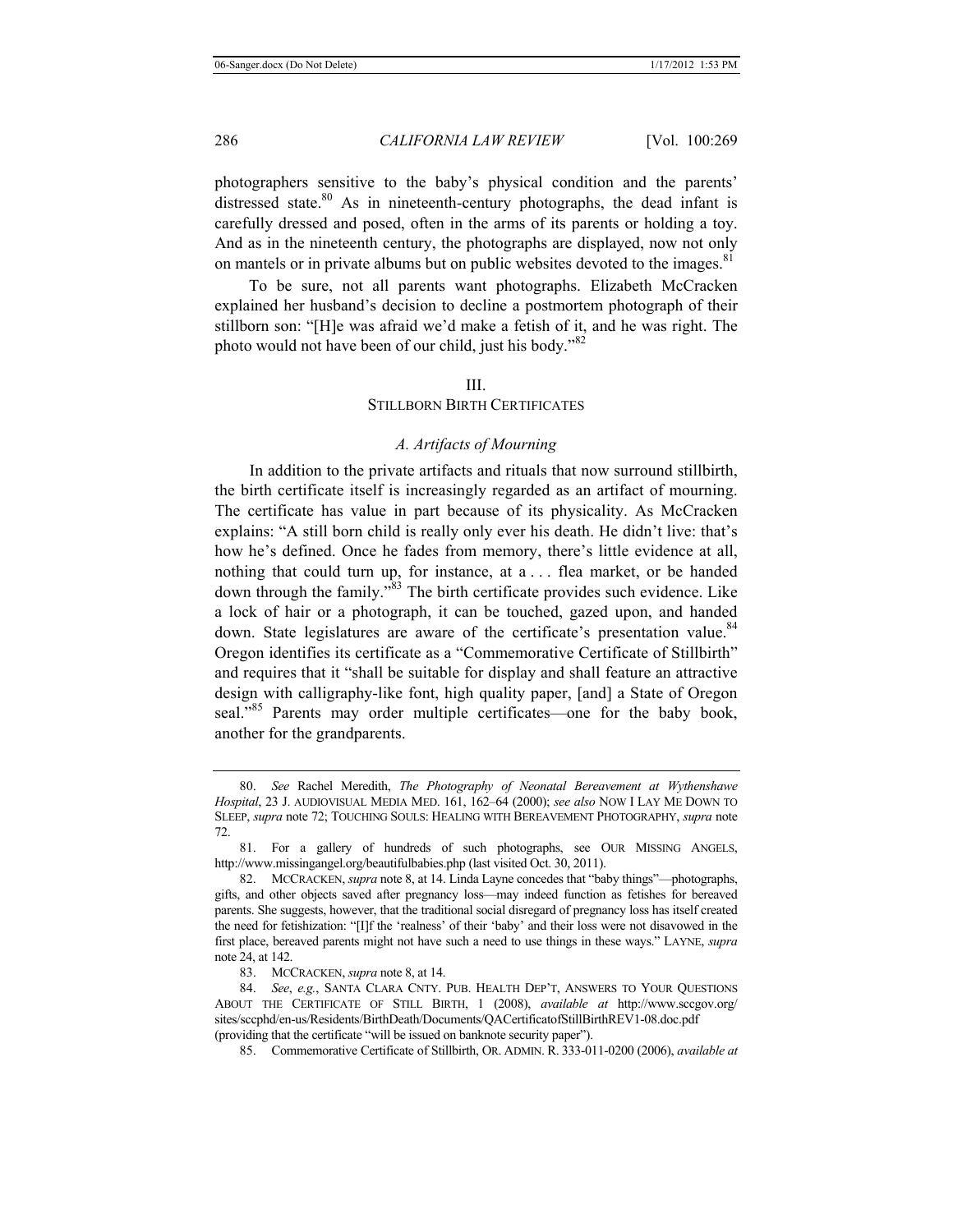photographers sensitive to the baby's physical condition and the parents' distressed state.[80] As in nineteenth-century photographs, the dead infant is carefully dressed and posed, often in the arms of its parents or holding a toy. And as in the nineteenth century, the photographs are displayed, now not only on mantels or in private albums but on public websites devoted to the images.[81]

To be sure, not all parents want photographs. Elizabeth McCracken explained her husband's decision to decline a postmortem photograph of their stillborn son: "[H]e was afraid we'd make a fetish of it, and he was right. The photo would not have been of our child, just his body."[82]

## III. STILLBORN BIRTH CERTIFICATES

### *A. Artifacts of Mourning*

In addition to the private artifacts and rituals that now surround stillbirth, the birth certificate itself is increasingly regarded as an artifact of mourning. The certificate has value in part because of its physicality. As McCracken explains: "A still born child is really only ever his death. He didn't live: that's how he's defined. Once he fades from memory, there's little evidence at all, nothing that could turn up, for instance, at a . . . flea market, or be handed down through the family."[83] The birth certificate provides such evidence. Like a lock of hair or a photograph, it can be touched, gazed upon, and handed down. State legislatures are aware of the certificate's presentation value.[84] Oregon identifies its certificate as a "Commemorative Certificate of Stillbirth" and requires that it "shall be suitable for display and shall feature an attractive design with calligraphy-like font, high quality paper, [and] a State of Oregon seal."[85] Parents may order multiple certificates—one for the baby book, another for the grandparents.

---

80. *See* Rachel Meredith, *The Photography of Neonatal Bereavement at Wythenshawe Hospital*, 23 J. AUDIOVISUAL MEDIA MED. 161, 162–64 (2000); *see also* NOW I LAY ME DOWN TO SLEEP, *supra* note 72; TOUCHING SOULS: HEALING WITH BEREAVEMENT PHOTOGRAPHY, *supra* note 72.

81. For a gallery of hundreds of such photographs, see OUR MISSING ANGELS, http://www.missingangel.org/beautifulbabies.php (last visited Oct. 30, 2011).

82. MCCRACKEN, *supra* note 8, at 14. Linda Layne concedes that "baby things"—photographs, gifts, and other objects saved after pregnancy loss—may indeed function as fetishes for bereaved parents. She suggests, however, that the traditional social disregard of pregnancy loss has itself created the need for fetishization: "[I]f the 'realness' of their 'baby' and their loss were not disavowed in the first place, bereaved parents might not have such a need to use things in these ways." LAYNE, *supra* note 24, at 142.

83. MCCRACKEN, *supra* note 8, at 14.

84. *See*, *e.g.*, SANTA CLARA CNTY. PUB. HEALTH DEP'T, ANSWERS TO YOUR QUESTIONS ABOUT THE CERTIFICATE OF STILL BIRTH, 1 (2008), *available at* http://www.sccgov.org/sites/sccphd/en-us/Residents/BirthDeath/Documents/QACertificatofStillBirthREV1-08.doc.pdf (providing that the certificate "will be issued on banknote security paper").

85. Commemorative Certificate of Stillbirth, OR. ADMIN. R. 333-011-0200 (2006), *available at*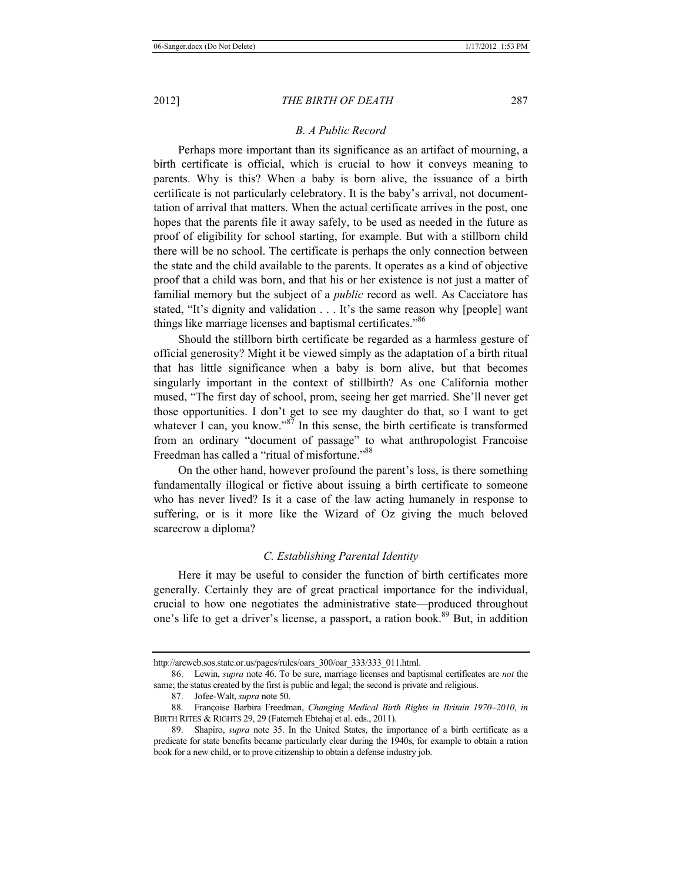### *B. A Public Record*

Perhaps more important than its significance as an artifact of mourning, a birth certificate is official, which is crucial to how it conveys meaning to parents. Why is this? When a baby is born alive, the issuance of a birth certificate is not particularly celebratory. It is the baby's arrival, not documenttation of arrival that matters. When the actual certificate arrives in the post, one hopes that the parents file it away safely, to be used as needed in the future as proof of eligibility for school starting, for example. But with a stillborn child there will be no school. The certificate is perhaps the only connection between the state and the child available to the parents. It operates as a kind of objective proof that a child was born, and that his or her existence is not just a matter of familial memory but the subject of a *public* record as well. As Cacciatore has stated, "It's dignity and validation . . . It's the same reason why [people] want things like marriage licenses and baptismal certificates."[86]

Should the stillborn birth certificate be regarded as a harmless gesture of official generosity? Might it be viewed simply as the adaptation of a birth ritual that has little significance when a baby is born alive, but that becomes singularly important in the context of stillbirth? As one California mother mused, "The first day of school, prom, seeing her get married. She'll never get those opportunities. I don't get to see my daughter do that, so I want to get whatever I can, you know."[87] In this sense, the birth certificate is transformed from an ordinary "document of passage" to what anthropologist Francoise Freedman has called a "ritual of misfortune."[88]

On the other hand, however profound the parent's loss, is there something fundamentally illogical or fictive about issuing a birth certificate to someone who has never lived? Is it a case of the law acting humanely in response to suffering, or is it more like the Wizard of Oz giving the much beloved scarecrow a diploma?

### *C. Establishing Parental Identity*

Here it may be useful to consider the function of birth certificates more generally. Certainly they are of great practical importance for the individual, crucial to how one negotiates the administrative state—produced throughout one's life to get a driver's license, a passport, a ration book.[89] But, in addition

---

http://arcweb.sos.state.or.us/pages/rules/oars_300/oar_333/333_011.html.

86. Lewin, *supra* note 46. To be sure, marriage licenses and baptismal certificates are *not* the same; the status created by the first is public and legal; the second is private and religious.

87. Jofee-Walt, *supra* note 50.

88. Françoise Barbira Freedman, *Changing Medical Birth Rights in Britain 1970–2010*, *in* BIRTH RITES & RIGHTS 29, 29 (Fatemeh Ebtehaj et al. eds., 2011).

89. Shapiro, *supra* note 35. In the United States, the importance of a birth certificate as a predicate for state benefits became particularly clear during the 1940s, for example to obtain a ration book for a new child, or to prove citizenship to obtain a defense industry job.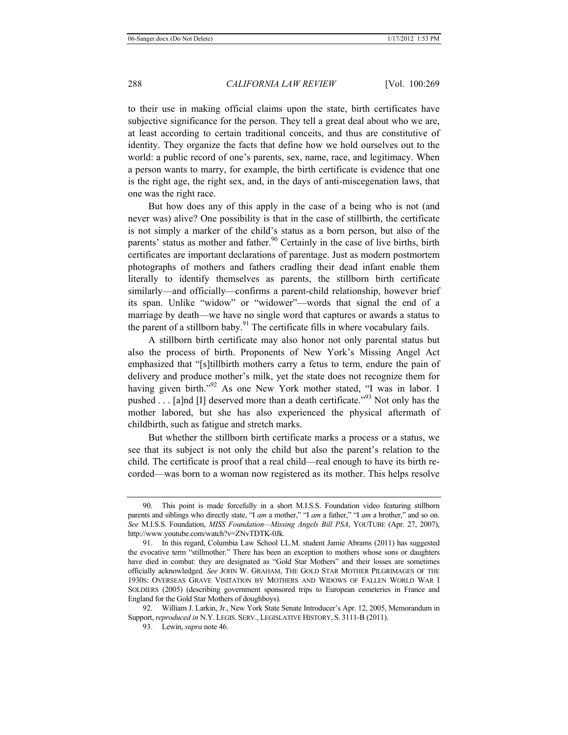to their use in making official claims upon the state, birth certificates have subjective significance for the person. They tell a great deal about who we are, at least according to certain traditional conceits, and thus are constitutive of identity. They organize the facts that define how we hold ourselves out to the world: a public record of one's parents, sex, name, race, and legitimacy. When a person wants to marry, for example, the birth certificate is evidence that one is the right age, the right sex, and, in the days of anti-miscegenation laws, that one was the right race.

But how does any of this apply in the case of a being who is not (and never was) alive? One possibility is that in the case of stillbirth, the certificate is not simply a marker of the child's status as a born person, but also of the parents' status as mother and father.[90] Certainly in the case of live births, birth certificates are important declarations of parentage. Just as modern postmortem photographs of mothers and fathers cradling their dead infant enable them literally to identify themselves as parents, the stillborn birth certificate similarly—and officially—confirms a parent-child relationship, however brief its span. Unlike "widow" or "widower"—words that signal the end of a marriage by death—we have no single word that captures or awards a status to the parent of a stillborn baby.[91] The certificate fills in where vocabulary fails.

A stillborn birth certificate may also honor not only parental status but also the process of birth. Proponents of New York's Missing Angel Act emphasized that "[s]tillbirth mothers carry a fetus to term, endure the pain of delivery and produce mother's milk, yet the state does not recognize them for having given birth."[92] As one New York mother stated, "I was in labor. I pushed . . . [a]nd [I] deserved more than a death certificate."[93] Not only has the mother labored, but she has also experienced the physical aftermath of childbirth, such as fatigue and stretch marks.

But whether the stillborn birth certificate marks a process or a status, we see that its subject is not only the child but also the parent's relation to the child. The certificate is proof that a real child—real enough to have its birth recorded—was born to a woman now registered as its mother. This helps resolve

---

90. This point is made forcefully in a short M.I.S.S. Foundation video featuring stillborn parents and siblings who directly state, "I *am* a mother," "I *am* a father," "I *am* a brother," and so on. *See* M.I.S.S. Foundation, *MISS Foundation—Missing Angels Bill PSA*, YOUTUBE (Apr. 27, 2007), http://www.youtube.com/watch?v=ZNvTDTK-0Jk.

91. In this regard, Columbia Law School LL.M. student Jamie Abrams (2011) has suggested the evocative term "stillmother." There has been an exception to mothers whose sons or daughters have died in combat: they are designated as "Gold Star Mothers" and their losses are sometimes officially acknowledged. *See* JOHN W. GRAHAM, THE GOLD STAR MOTHER PILGRIMAGES OF THE 1930S: OVERSEAS GRAVE VISITATION BY MOTHERS AND WIDOWS OF FALLEN WORLD WAR I SOLDIERS (2005) (describing government sponsored trips to European cemeteries in France and England for the Gold Star Mothers of doughboys).

92. William J. Larkin, Jr., New York State Senate Introducer's Apr. 12, 2005, Memorandum in Support, *reproduced in* N.Y. LEGIS. SERV., LEGISLATIVE HISTORY, S. 3111-B (2011).

93. Lewin, *supra* note 46.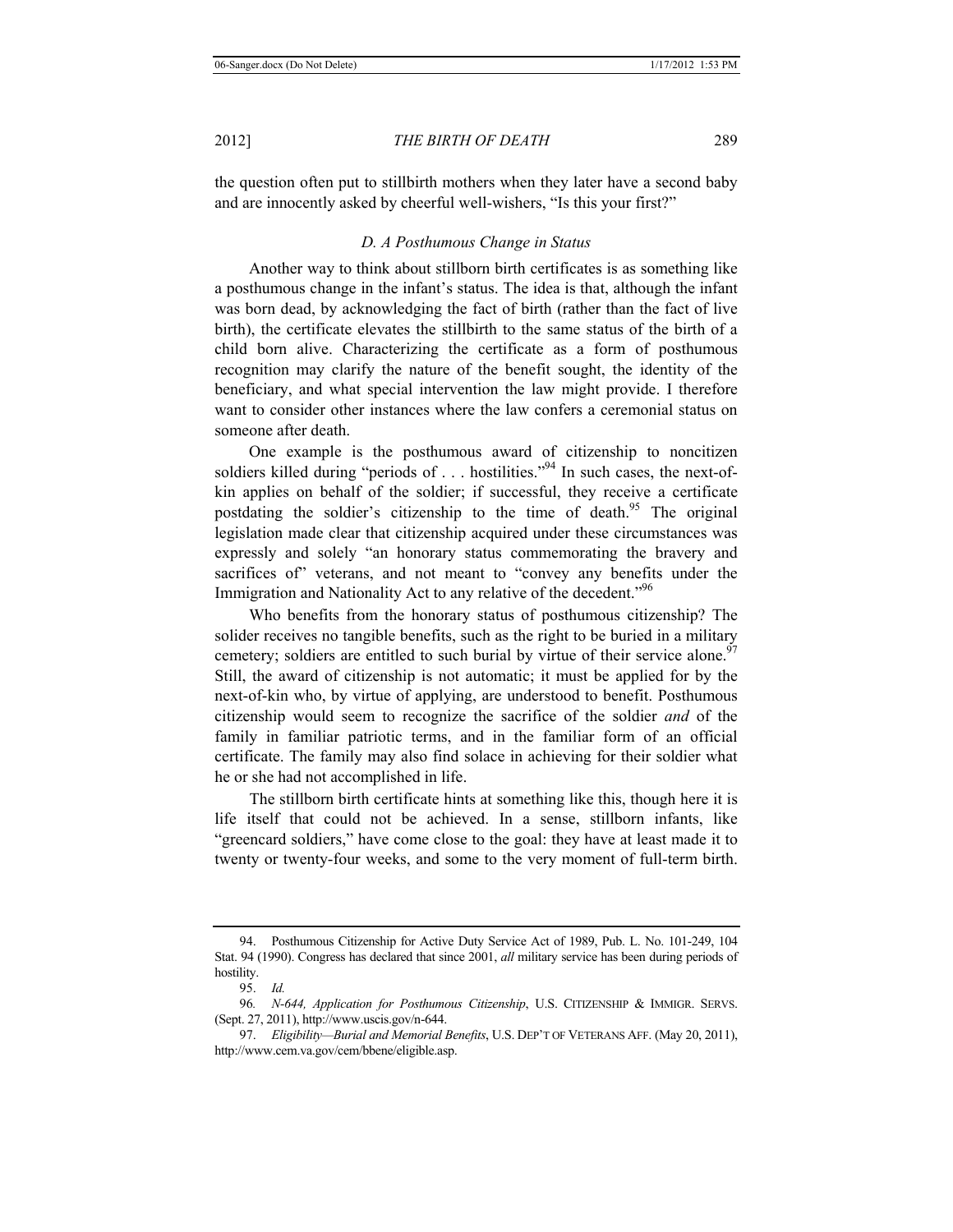the question often put to stillbirth mothers when they later have a second baby and are innocently asked by cheerful well-wishers, "Is this your first?"

### *D. A Posthumous Change in Status*

Another way to think about stillborn birth certificates is as something like a posthumous change in the infant's status. The idea is that, although the infant was born dead, by acknowledging the fact of birth (rather than the fact of live birth), the certificate elevates the stillbirth to the same status of the birth of a child born alive. Characterizing the certificate as a form of posthumous recognition may clarify the nature of the benefit sought, the identity of the beneficiary, and what special intervention the law might provide. I therefore want to consider other instances where the law confers a ceremonial status on someone after death.

One example is the posthumous award of citizenship to noncitizen soldiers killed during "periods of . . . hostilities."[94] In such cases, the next-of-kin applies on behalf of the soldier; if successful, they receive a certificate postdating the soldier's citizenship to the time of death.[95] The original legislation made clear that citizenship acquired under these circumstances was expressly and solely "an honorary status commemorating the bravery and sacrifices of" veterans, and not meant to "convey any benefits under the Immigration and Nationality Act to any relative of the decedent."[96]

Who benefits from the honorary status of posthumous citizenship? The solider receives no tangible benefits, such as the right to be buried in a military cemetery; soldiers are entitled to such burial by virtue of their service alone.[97] Still, the award of citizenship is not automatic; it must be applied for by the next-of-kin who, by virtue of applying, are understood to benefit. Posthumous citizenship would seem to recognize the sacrifice of the soldier *and* of the family in familiar patriotic terms, and in the familiar form of an official certificate. The family may also find solace in achieving for their soldier what he or she had not accomplished in life.

The stillborn birth certificate hints at something like this, though here it is life itself that could not be achieved. In a sense, stillborn infants, like "greencard soldiers," have come close to the goal: they have at least made it to twenty or twenty-four weeks, and some to the very moment of full-term birth.

---

94. Posthumous Citizenship for Active Duty Service Act of 1989, Pub. L. No. 101-249, 104 Stat. 94 (1990). Congress has declared that since 2001, *all* military service has been during periods of hostility.

95. *Id.*

96. *N-644, Application for Posthumous Citizenship*, U.S. CITIZENSHIP & IMMIGR. SERVS. (Sept. 27, 2011), http://www.uscis.gov/n-644.

97. *Eligibility—Burial and Memorial Benefits*, U.S. DEP'T OF VETERANS AFF. (May 20, 2011), http://www.cem.va.gov/cem/bbene/eligible.asp.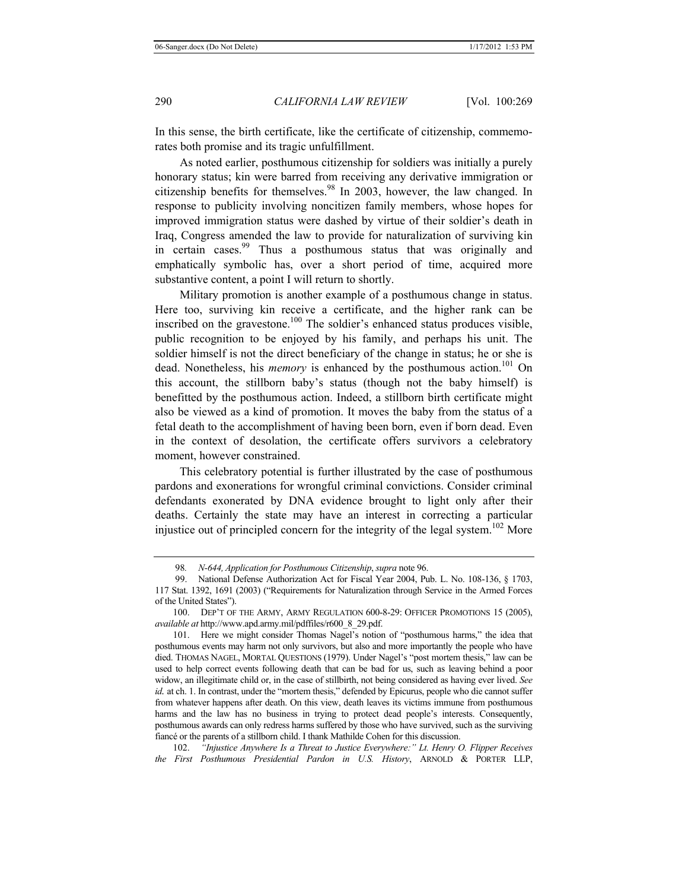In this sense, the birth certificate, like the certificate of citizenship, commemorates both promise and its tragic unfulfillment.

As noted earlier, posthumous citizenship for soldiers was initially a purely honorary status; kin were barred from receiving any derivative immigration or citizenship benefits for themselves.[98] In 2003, however, the law changed. In response to publicity involving noncitizen family members, whose hopes for improved immigration status were dashed by virtue of their soldier's death in Iraq, Congress amended the law to provide for naturalization of surviving kin in certain cases.[99] Thus a posthumous status that was originally and emphatically symbolic has, over a short period of time, acquired more substantive content, a point I will return to shortly.

Military promotion is another example of a posthumous change in status. Here too, surviving kin receive a certificate, and the higher rank can be inscribed on the gravestone.[100] The soldier's enhanced status produces visible, public recognition to be enjoyed by his family, and perhaps his unit. The soldier himself is not the direct beneficiary of the change in status; he or she is dead. Nonetheless, his *memory* is enhanced by the posthumous action.[101] On this account, the stillborn baby's status (though not the baby himself) is benefitted by the posthumous action. Indeed, a stillborn birth certificate might also be viewed as a kind of promotion. It moves the baby from the status of a fetal death to the accomplishment of having been born, even if born dead. Even in the context of desolation, the certificate offers survivors a celebratory moment, however constrained.

This celebratory potential is further illustrated by the case of posthumous pardons and exonerations for wrongful criminal convictions. Consider criminal defendants exonerated by DNA evidence brought to light only after their deaths. Certainly the state may have an interest in correcting a particular injustice out of principled concern for the integrity of the legal system.[102] More

---

98. *N-644, Application for Posthumous Citizenship*, *supra* note 96.

99. National Defense Authorization Act for Fiscal Year 2004, Pub. L. No. 108-136, § 1703, 117 Stat. 1392, 1691 (2003) ("Requirements for Naturalization through Service in the Armed Forces of the United States").

100. DEP'T OF THE ARMY, ARMY REGULATION 600-8-29: OFFICER PROMOTIONS 15 (2005), *available at* http://www.apd.army.mil/pdffiles/r600_8_29.pdf.

101. Here we might consider Thomas Nagel's notion of "posthumous harms," the idea that posthumous events may harm not only survivors, but also and more importantly the people who have died. THOMAS NAGEL, MORTAL QUESTIONS (1979). Under Nagel's "post mortem thesis," law can be used to help correct events following death that can be bad for us, such as leaving behind a poor widow, an illegitimate child or, in the case of stillbirth, not being considered as having ever lived. *See id.* at ch. 1. In contrast, under the "mortem thesis," defended by Epicurus, people who die cannot suffer from whatever happens after death. On this view, death leaves its victims immune from posthumous harms and the law has no business in trying to protect dead people's interests. Consequently, posthumous awards can only redress harms suffered by those who have survived, such as the surviving fiancé or the parents of a stillborn child. I thank Mathilde Cohen for this discussion.

102. *"Injustice Anywhere Is a Threat to Justice Everywhere:" Lt. Henry O. Flipper Receives the First Posthumous Presidential Pardon in U.S. History*, ARNOLD & PORTER LLP,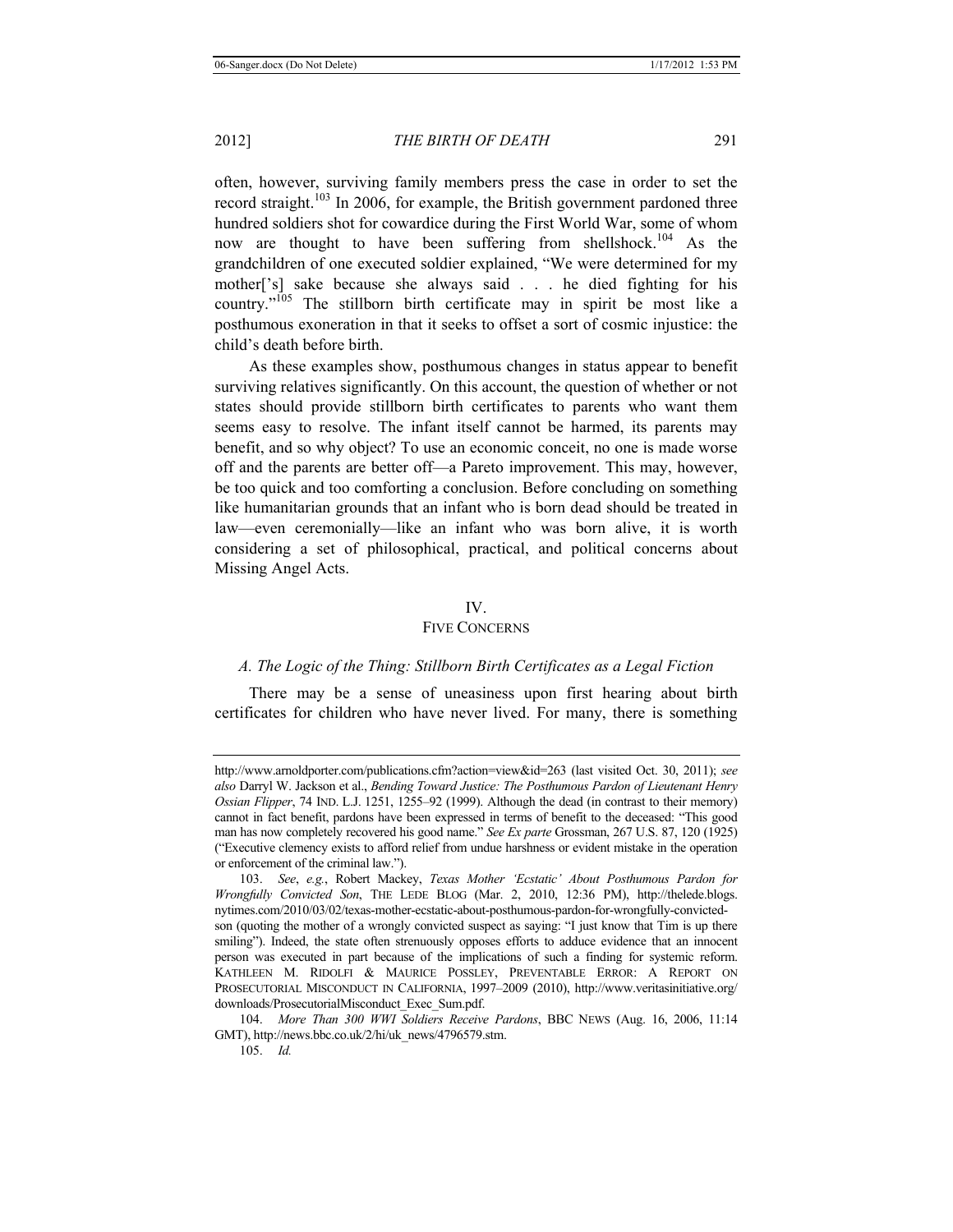often, however, surviving family members press the case in order to set the record straight.[103] In 2006, for example, the British government pardoned three hundred soldiers shot for cowardice during the First World War, some of whom now are thought to have been suffering from shellshock.[104] As the grandchildren of one executed soldier explained, "We were determined for my mother['s] sake because she always said . . . he died fighting for his country."[105] The stillborn birth certificate may in spirit be most like a posthumous exoneration in that it seeks to offset a sort of cosmic injustice: the child's death before birth.

As these examples show, posthumous changes in status appear to benefit surviving relatives significantly. On this account, the question of whether or not states should provide stillborn birth certificates to parents who want them seems easy to resolve. The infant itself cannot be harmed, its parents may benefit, and so why object? To use an economic conceit, no one is made worse off and the parents are better off—a Pareto improvement. This may, however, be too quick and too comforting a conclusion. Before concluding on something like humanitarian grounds that an infant who is born dead should be treated in law—even ceremonially—like an infant who was born alive, it is worth considering a set of philosophical, practical, and political concerns about Missing Angel Acts.

## IV.
## FIVE CONCERNS

### *A. The Logic of the Thing: Stillborn Birth Certificates as a Legal Fiction*

There may be a sense of uneasiness upon first hearing about birth certificates for children who have never lived. For many, there is something

---

http://www.arnoldporter.com/publications.cfm?action=view&id=263 (last visited Oct. 30, 2011); *see also* Darryl W. Jackson et al., *Bending Toward Justice: The Posthumous Pardon of Lieutenant Henry Ossian Flipper*, 74 IND. L.J. 1251, 1255–92 (1999). Although the dead (in contrast to their memory) cannot in fact benefit, pardons have been expressed in terms of benefit to the deceased: "This good man has now completely recovered his good name." *See Ex parte* Grossman, 267 U.S. 87, 120 (1925) ("Executive clemency exists to afford relief from undue harshness or evident mistake in the operation or enforcement of the criminal law.").

103. *See*, *e.g.*, Robert Mackey, *Texas Mother 'Ecstatic' About Posthumous Pardon for Wrongfully Convicted Son*, THE LEDE BLOG (Mar. 2, 2010, 12:36 PM), http://thelede.blogs.nytimes.com/2010/03/02/texas-mother-ecstatic-about-posthumous-pardon-for-wrongfully-convicted-son (quoting the mother of a wrongly convicted suspect as saying: "I just know that Tim is up there smiling"). Indeed, the state often strenuously opposes efforts to adduce evidence that an innocent person was executed in part because of the implications of such a finding for systemic reform. KATHLEEN M. RIDOLFI & MAURICE POSSLEY, PREVENTABLE ERROR: A REPORT ON PROSECUTORIAL MISCONDUCT IN CALIFORNIA, 1997–2009 (2010), http://www.veritasinitiative.org/downloads/ProsecutorialMisconduct_Exec_Sum.pdf.

104. *More Than 300 WWI Soldiers Receive Pardons*, BBC NEWS (Aug. 16, 2006, 11:14 GMT), http://news.bbc.co.uk/2/hi/uk_news/4796579.stm.

105. *Id.*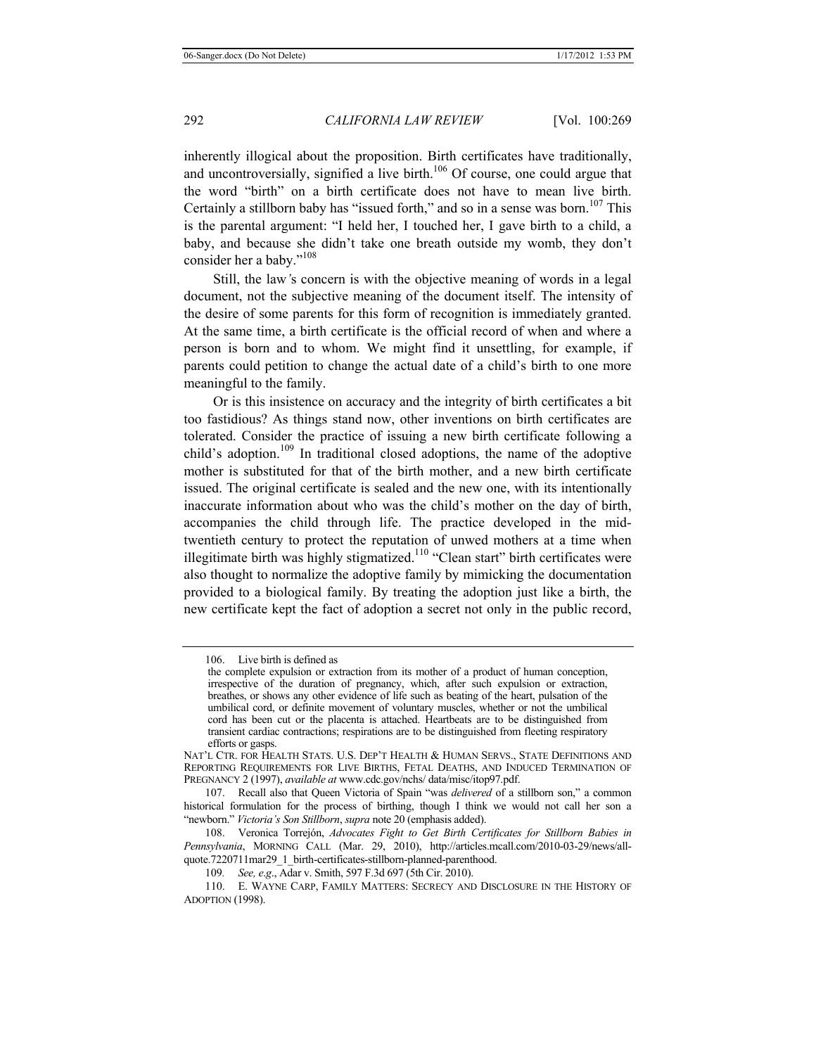inherently illogical about the proposition. Birth certificates have traditionally, and uncontroversially, signified a live birth.[106] Of course, one could argue that the word "birth" on a birth certificate does not have to mean live birth. Certainly a stillborn baby has "issued forth," and so in a sense was born.[107] This is the parental argument: "I held her, I touched her, I gave birth to a child, a baby, and because she didn't take one breath outside my womb, they don't consider her a baby."[108]

Still, the law*'s* concern is with the objective meaning of words in a legal document, not the subjective meaning of the document itself. The intensity of the desire of some parents for this form of recognition is immediately granted. At the same time, a birth certificate is the official record of when and where a person is born and to whom. We might find it unsettling, for example, if parents could petition to change the actual date of a child's birth to one more meaningful to the family.

Or is this insistence on accuracy and the integrity of birth certificates a bit too fastidious? As things stand now, other inventions on birth certificates are tolerated. Consider the practice of issuing a new birth certificate following a child's adoption.[109] In traditional closed adoptions, the name of the adoptive mother is substituted for that of the birth mother, and a new birth certificate issued. The original certificate is sealed and the new one, with its intentionally inaccurate information about who was the child's mother on the day of birth, accompanies the child through life. The practice developed in the mid-twentieth century to protect the reputation of unwed mothers at a time when illegitimate birth was highly stigmatized.[110] "Clean start" birth certificates were also thought to normalize the adoptive family by mimicking the documentation provided to a biological family. By treating the adoption just like a birth, the new certificate kept the fact of adoption a secret not only in the public record,

---

106. Live birth is defined as

> the complete expulsion or extraction from its mother of a product of human conception, irrespective of the duration of pregnancy, which, after such expulsion or extraction, breathes, or shows any other evidence of life such as beating of the heart, pulsation of the umbilical cord, or definite movement of voluntary muscles, whether or not the umbilical cord has been cut or the placenta is attached. Heartbeats are to be distinguished from transient cardiac contractions; respirations are to be distinguished from fleeting respiratory efforts or gasps.

NAT'L CTR. FOR HEALTH STATS. U.S. DEP'T HEALTH & HUMAN SERVS., STATE DEFINITIONS AND REPORTING REQUIREMENTS FOR LIVE BIRTHS, FETAL DEATHS, AND INDUCED TERMINATION OF PREGNANCY 2 (1997), *available at* www.cdc.gov/nchs/ data/misc/itop97.pdf.

107. Recall also that Queen Victoria of Spain "was *delivered* of a stillborn son," a common historical formulation for the process of birthing, though I think we would not call her son a "newborn." *Victoria's Son Stillborn*, *supra* note 20 (emphasis added).

108. Veronica Torrejón, *Advocates Fight to Get Birth Certificates for Stillborn Babies in Pennsylvania*, MORNING CALL (Mar. 29, 2010), http://articles.mcall.com/2010-03-29/news/all-quote.7220711mar29_1_birth-certificates-stillborn-planned-parenthood.

109. *See, e.g*., Adar v. Smith, 597 F.3d 697 (5th Cir. 2010).

110. E. WAYNE CARP, FAMILY MATTERS: SECRECY AND DISCLOSURE IN THE HISTORY OF ADOPTION (1998).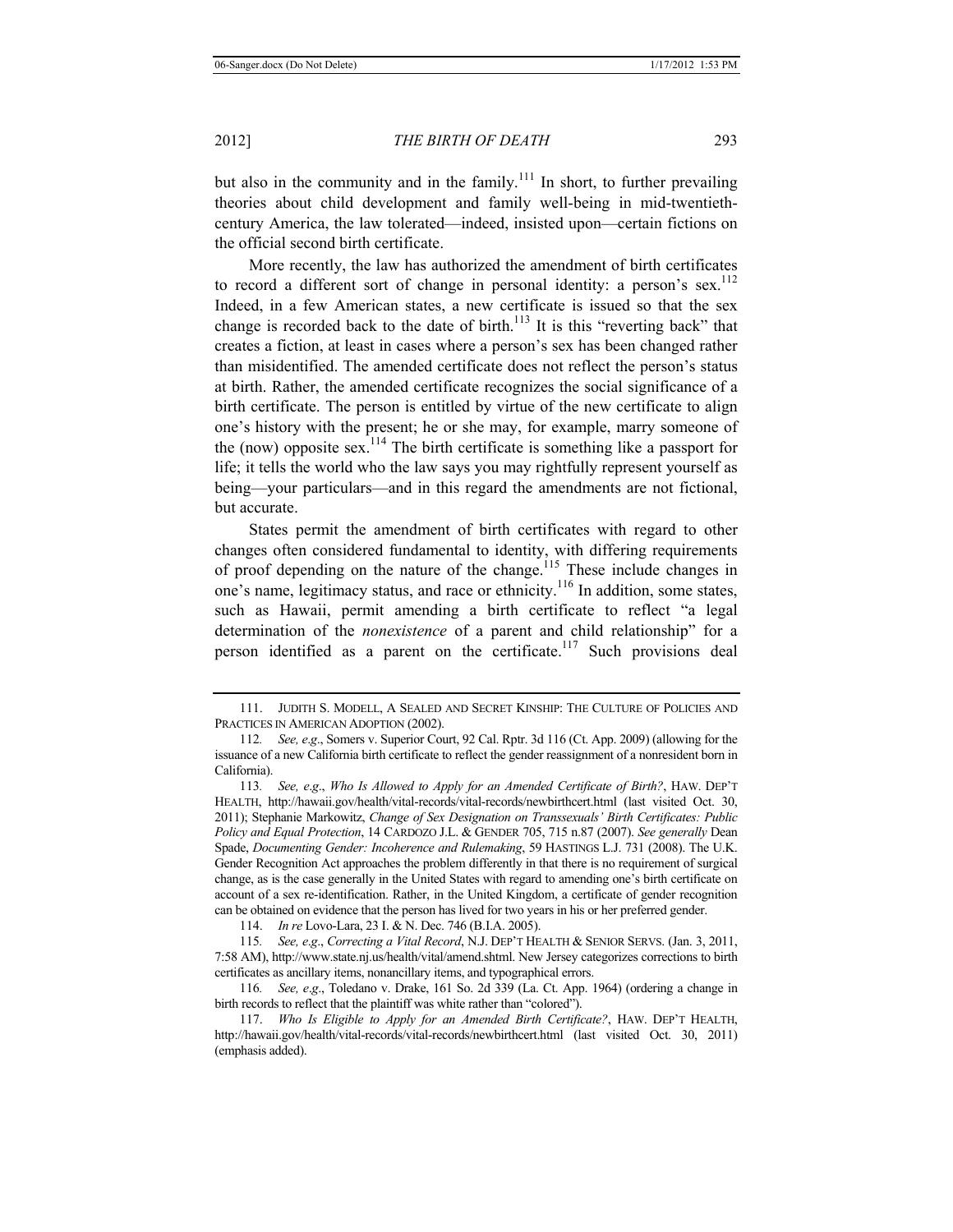but also in the community and in the family.[111] In short, to further prevailing theories about child development and family well-being in mid-twentieth-century America, the law tolerated—indeed, insisted upon—certain fictions on the official second birth certificate.

More recently, the law has authorized the amendment of birth certificates to record a different sort of change in personal identity: a person's sex.[112] Indeed, in a few American states, a new certificate is issued so that the sex change is recorded back to the date of birth.[113] It is this "reverting back" that creates a fiction, at least in cases where a person's sex has been changed rather than misidentified. The amended certificate does not reflect the person's status at birth. Rather, the amended certificate recognizes the social significance of a birth certificate. The person is entitled by virtue of the new certificate to align one's history with the present; he or she may, for example, marry someone of the (now) opposite sex.[114] The birth certificate is something like a passport for life; it tells the world who the law says you may rightfully represent yourself as being—your particulars—and in this regard the amendments are not fictional, but accurate.

States permit the amendment of birth certificates with regard to other changes often considered fundamental to identity, with differing requirements of proof depending on the nature of the change.[115] These include changes in one's name, legitimacy status, and race or ethnicity.[116] In addition, some states, such as Hawaii, permit amending a birth certificate to reflect "a legal determination of the *nonexistence* of a parent and child relationship" for a person identified as a parent on the certificate.[117] Such provisions deal

---

111. JUDITH S. MODELL, A SEALED AND SECRET KINSHIP: THE CULTURE OF POLICIES AND PRACTICES IN AMERICAN ADOPTION (2002).

112. *See, e.g.*, Somers v. Superior Court, 92 Cal. Rptr. 3d 116 (Ct. App. 2009) (allowing for the issuance of a new California birth certificate to reflect the gender reassignment of a nonresident born in California).

113. *See, e.g.*, *Who Is Allowed to Apply for an Amended Certificate of Birth?*, HAW. DEP'T HEALTH, http://hawaii.gov/health/vital-records/vital-records/newbirthcert.html (last visited Oct. 30, 2011); Stephanie Markowitz, *Change of Sex Designation on Transsexuals' Birth Certificates: Public Policy and Equal Protection*, 14 CARDOZO J.L. & GENDER 705, 715 n.87 (2007). *See generally* Dean Spade, *Documenting Gender: Incoherence and Rulemaking*, 59 HASTINGS L.J. 731 (2008). The U.K. Gender Recognition Act approaches the problem differently in that there is no requirement of surgical change, as is the case generally in the United States with regard to amending one's birth certificate on account of a sex re-identification. Rather, in the United Kingdom, a certificate of gender recognition can be obtained on evidence that the person has lived for two years in his or her preferred gender.

114. *In re* Lovo-Lara, 23 I. & N. Dec. 746 (B.I.A. 2005).

115. *See, e.g.*, *Correcting a Vital Record*, N.J. DEP'T HEALTH & SENIOR SERVS. (Jan. 3, 2011, 7:58 AM), http://www.state.nj.us/health/vital/amend.shtml. New Jersey categorizes corrections to birth certificates as ancillary items, nonancillary items, and typographical errors.

116. *See, e.g.*, Toledano v. Drake, 161 So. 2d 339 (La. Ct. App. 1964) (ordering a change in birth records to reflect that the plaintiff was white rather than "colored").

117. *Who Is Eligible to Apply for an Amended Birth Certificate?*, HAW. DEP'T HEALTH, http://hawaii.gov/health/vital-records/vital-records/newbirthcert.html (last visited Oct. 30, 2011) (emphasis added).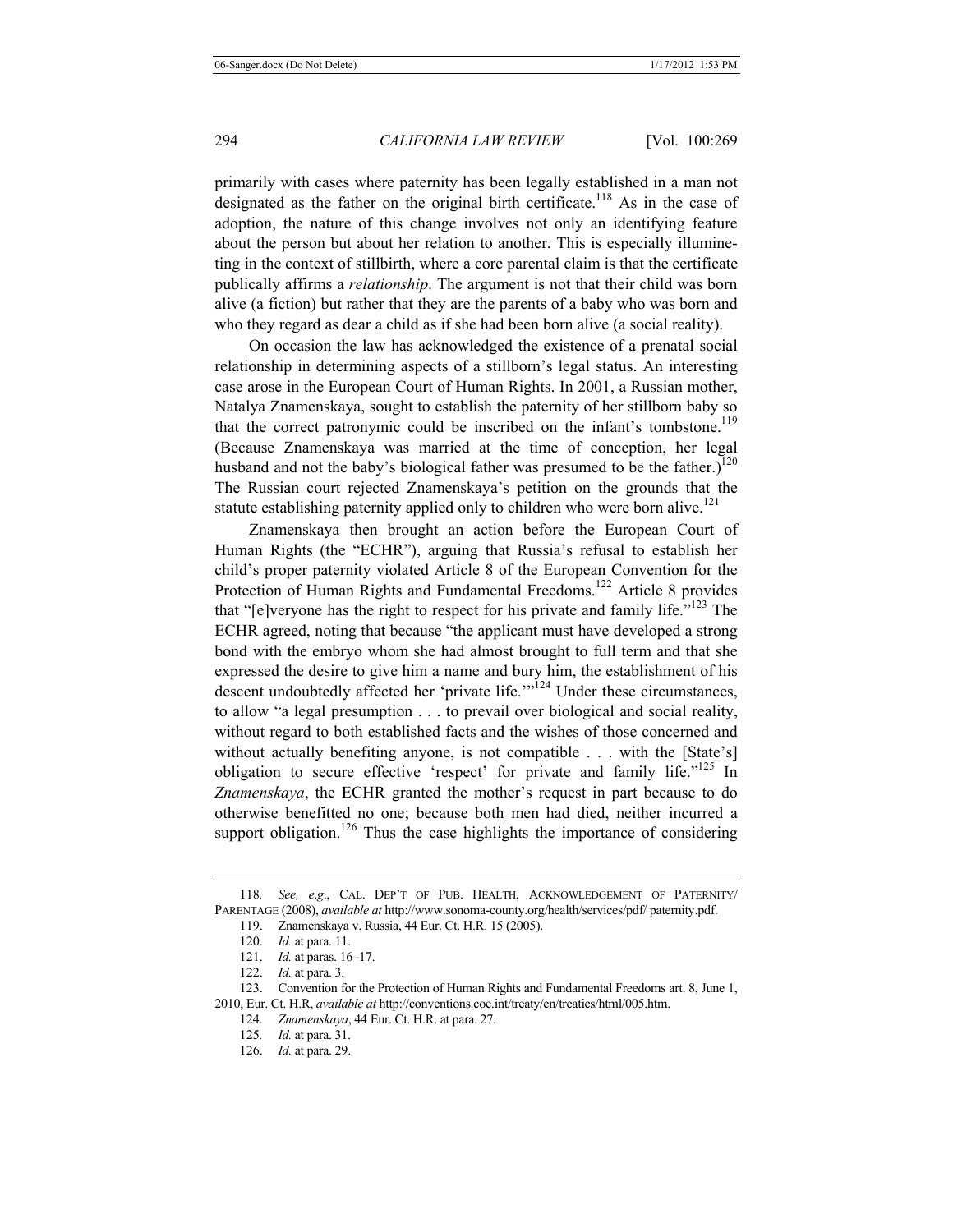primarily with cases where paternity has been legally established in a man not designated as the father on the original birth certificate.[118] As in the case of adoption, the nature of this change involves not only an identifying feature about the person but about her relation to another. This is especially illuminating in the context of stillbirth, where a core parental claim is that the certificate publically affirms a *relationship*. The argument is not that their child was born alive (a fiction) but rather that they are the parents of a baby who was born and who they regard as dear a child as if she had been born alive (a social reality).

On occasion the law has acknowledged the existence of a prenatal social relationship in determining aspects of a stillborn's legal status. An interesting case arose in the European Court of Human Rights. In 2001, a Russian mother, Natalya Znamenskaya, sought to establish the paternity of her stillborn baby so that the correct patronymic could be inscribed on the infant's tombstone.[119] (Because Znamenskaya was married at the time of conception, her legal husband and not the baby's biological father was presumed to be the father.)[120] The Russian court rejected Znamenskaya's petition on the grounds that the statute establishing paternity applied only to children who were born alive.[121]

Znamenskaya then brought an action before the European Court of Human Rights (the "ECHR"), arguing that Russia's refusal to establish her child's proper paternity violated Article 8 of the European Convention for the Protection of Human Rights and Fundamental Freedoms.[122] Article 8 provides that "[e]veryone has the right to respect for his private and family life."[123] The ECHR agreed, noting that because "the applicant must have developed a strong bond with the embryo whom she had almost brought to full term and that she expressed the desire to give him a name and bury him, the establishment of his descent undoubtedly affected her 'private life.'"[124] Under these circumstances, to allow "a legal presumption . . . to prevail over biological and social reality, without regard to both established facts and the wishes of those concerned and without actually benefiting anyone, is not compatible . . . with the [State's] obligation to secure effective 'respect' for private and family life."[125] In *Znamenskaya*, the ECHR granted the mother's request in part because to do otherwise benefitted no one; because both men had died, neither incurred a support obligation.[126] Thus the case highlights the importance of considering

118. *See, e.g.*, CAL. DEP'T OF PUB. HEALTH, ACKNOWLEDGEMENT OF PATERNITY/ PARENTAGE (2008), *available at* http://www.sonoma-county.org/health/services/pdf/ paternity.pdf.

119. Znamenskaya v. Russia, 44 Eur. Ct. H.R. 15 (2005).

120. *Id.* at para. 11.

121. *Id.* at paras. 16–17.

122. *Id.* at para. 3.

123. Convention for the Protection of Human Rights and Fundamental Freedoms art. 8, June 1, 2010, Eur. Ct. H.R, *available at* http://conventions.coe.int/treaty/en/treaties/html/005.htm.

124. *Znamenskaya*, 44 Eur. Ct. H.R. at para. 27.

125. *Id.* at para. 31.

126. *Id.* at para. 29.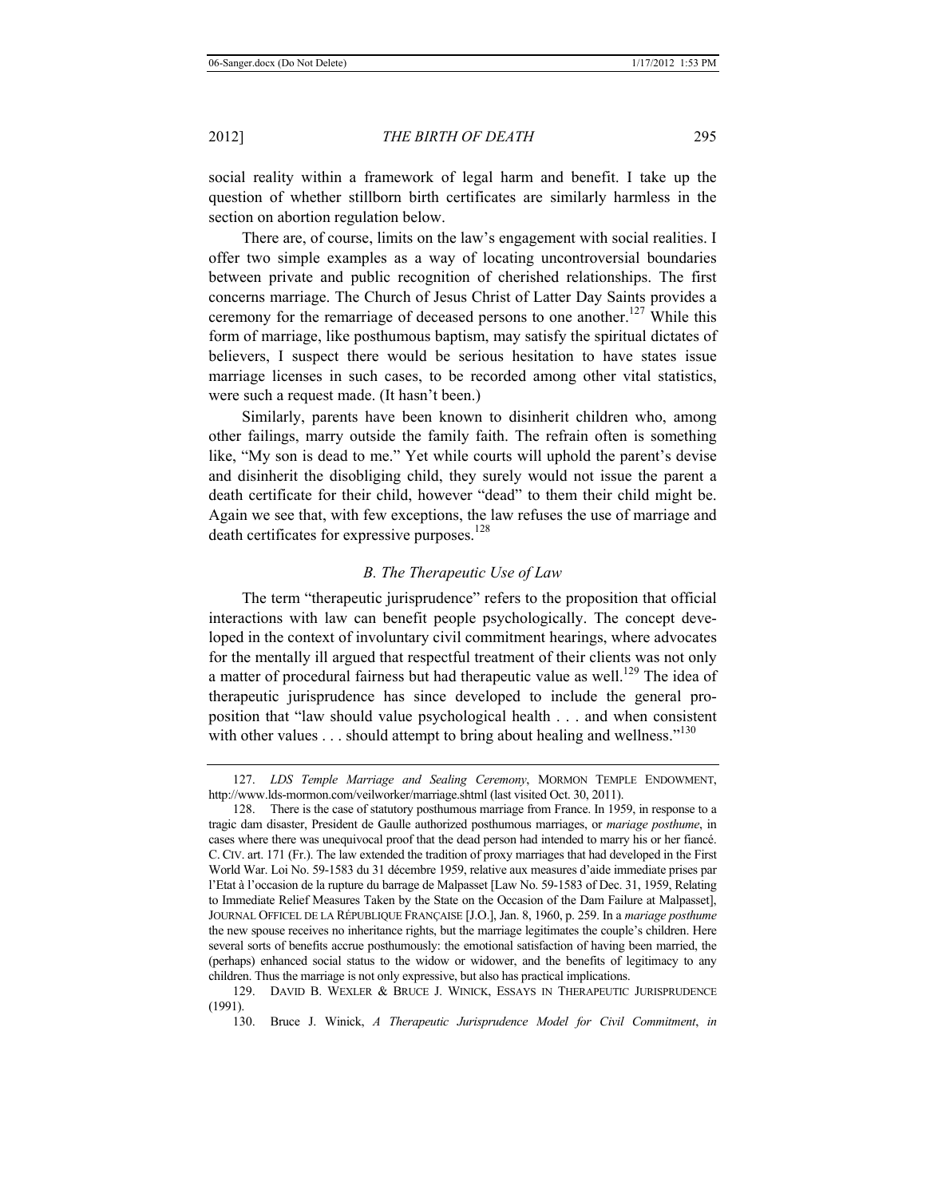social reality within a framework of legal harm and benefit. I take up the question of whether stillborn birth certificates are similarly harmless in the section on abortion regulation below.

There are, of course, limits on the law's engagement with social realities. I offer two simple examples as a way of locating uncontroversial boundaries between private and public recognition of cherished relationships. The first concerns marriage. The Church of Jesus Christ of Latter Day Saints provides a ceremony for the remarriage of deceased persons to one another.[127] While this form of marriage, like posthumous baptism, may satisfy the spiritual dictates of believers, I suspect there would be serious hesitation to have states issue marriage licenses in such cases, to be recorded among other vital statistics, were such a request made. (It hasn't been.)

Similarly, parents have been known to disinherit children who, among other failings, marry outside the family faith. The refrain often is something like, "My son is dead to me." Yet while courts will uphold the parent's devise and disinherit the disobliging child, they surely would not issue the parent a death certificate for their child, however "dead" to them their child might be. Again we see that, with few exceptions, the law refuses the use of marriage and death certificates for expressive purposes.[128]

### *B. The Therapeutic Use of Law*

The term "therapeutic jurisprudence" refers to the proposition that official interactions with law can benefit people psychologically. The concept developed in the context of involuntary civil commitment hearings, where advocates for the mentally ill argued that respectful treatment of their clients was not only a matter of procedural fairness but had therapeutic value as well.[129] The idea of therapeutic jurisprudence has since developed to include the general proposition that "law should value psychological health . . . and when consistent with other values . . . should attempt to bring about healing and wellness."[130]

---

127. *LDS Temple Marriage and Sealing Ceremony*, MORMON TEMPLE ENDOWMENT, http://www.lds-mormon.com/veilworker/marriage.shtml (last visited Oct. 30, 2011).

128. There is the case of statutory posthumous marriage from France. In 1959, in response to a tragic dam disaster, President de Gaulle authorized posthumous marriages, or *mariage posthume*, in cases where there was unequivocal proof that the dead person had intended to marry his or her fiancé. C. CIV. art. 171 (Fr.). The law extended the tradition of proxy marriages that had developed in the First World War. Loi No. 59-1583 du 31 décembre 1959, relative aux measures d'aide immediate prises par l'Etat à l'occasion de la rupture du barrage de Malpasset [Law No. 59-1583 of Dec. 31, 1959, Relating to Immediate Relief Measures Taken by the State on the Occasion of the Dam Failure at Malpasset], JOURNAL OFFICEL DE LA RÉPUBLIQUE FRANÇAISE [J.O.], Jan. 8, 1960, p. 259. In a *mariage posthume* the new spouse receives no inheritance rights, but the marriage legitimates the couple's children. Here several sorts of benefits accrue posthumously: the emotional satisfaction of having been married, the (perhaps) enhanced social status to the widow or widower, and the benefits of legitimacy to any children. Thus the marriage is not only expressive, but also has practical implications.

129. DAVID B. WEXLER & BRUCE J. WINICK, ESSAYS IN THERAPEUTIC JURISPRUDENCE (1991).

130. Bruce J. Winick, *A Therapeutic Jurisprudence Model for Civil Commitment*, *in*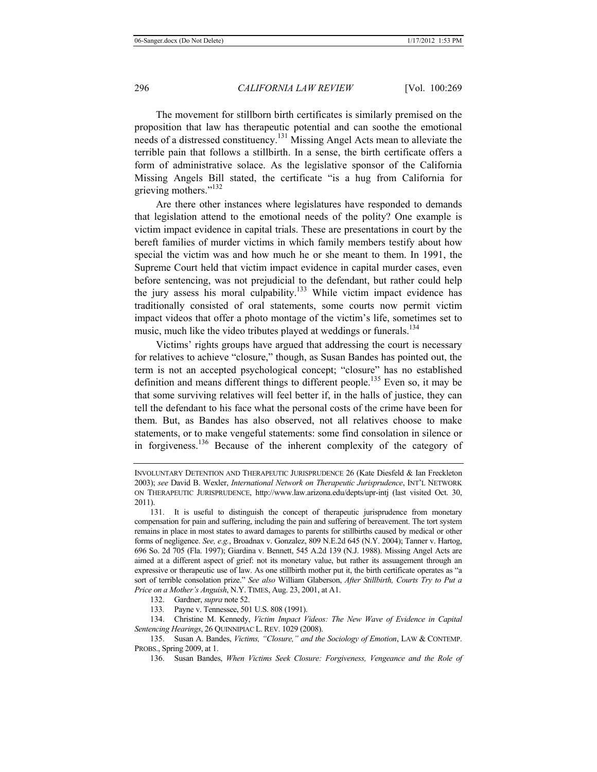The movement for stillborn birth certificates is similarly premised on the proposition that law has therapeutic potential and can soothe the emotional needs of a distressed constituency.[131] Missing Angel Acts mean to alleviate the terrible pain that follows a stillbirth. In a sense, the birth certificate offers a form of administrative solace. As the legislative sponsor of the California Missing Angels Bill stated, the certificate "is a hug from California for grieving mothers."[132]

Are there other instances where legislatures have responded to demands that legislation attend to the emotional needs of the polity? One example is victim impact evidence in capital trials. These are presentations in court by the bereft families of murder victims in which family members testify about how special the victim was and how much he or she meant to them. In 1991, the Supreme Court held that victim impact evidence in capital murder cases, even before sentencing, was not prejudicial to the defendant, but rather could help the jury assess his moral culpability.[133] While victim impact evidence has traditionally consisted of oral statements, some courts now permit victim impact videos that offer a photo montage of the victim's life, sometimes set to music, much like the video tributes played at weddings or funerals.[134]

Victims' rights groups have argued that addressing the court is necessary for relatives to achieve "closure," though, as Susan Bandes has pointed out, the term is not an accepted psychological concept; "closure" has no established definition and means different things to different people.[135] Even so, it may be that some surviving relatives will feel better if, in the halls of justice, they can tell the defendant to his face what the personal costs of the crime have been for them. But, as Bandes has also observed, not all relatives choose to make statements, or to make vengeful statements: some find consolation in silence or in forgiveness.[136] Because of the inherent complexity of the category of

---

INVOLUNTARY DETENTION AND THERAPEUTIC JURISPRUDENCE 26 (Kate Diesfeld & Ian Freckleton 2003); *see* David B. Wexler, *International Network on Therapeutic Jurisprudence*, INT'L NETWORK ON THERAPEUTIC JURISPRUDENCE, http://www.law.arizona.edu/depts/upr-intj (last visited Oct. 30, 2011).

131. It is useful to distinguish the concept of therapeutic jurisprudence from monetary compensation for pain and suffering, including the pain and suffering of bereavement. The tort system remains in place in most states to award damages to parents for stillbirths caused by medical or other forms of negligence. *See, e.g.*, Broadnax v. Gonzalez, 809 N.E.2d 645 (N.Y. 2004); Tanner v. Hartog, 696 So. 2d 705 (Fla. 1997); Giardina v. Bennett, 545 A.2d 139 (N.J. 1988). Missing Angel Acts are aimed at a different aspect of grief: not its monetary value, but rather its assuagement through an expressive or therapeutic use of law. As one stillbirth mother put it, the birth certificate operates as "a sort of terrible consolation prize." *See also* William Glaberson, *After Stillbirth, Courts Try to Put a Price on a Mother's Anguish*, N.Y. TIMES, Aug. 23, 2001, at A1.

132. Gardner, *supra* note 52.

133. Payne v. Tennessee, 501 U.S. 808 (1991).

134. Christine M. Kennedy, *Victim Impact Videos: The New Wave of Evidence in Capital Sentencing Hearings*, 26 QUINNIPIAC L. REV. 1029 (2008).

135. Susan A. Bandes, *Victims, "Closure," and the Sociology of Emotion*, LAW & CONTEMP. PROBS., Spring 2009, at 1.

136. Susan Bandes, *When Victims Seek Closure: Forgiveness, Vengeance and the Role of*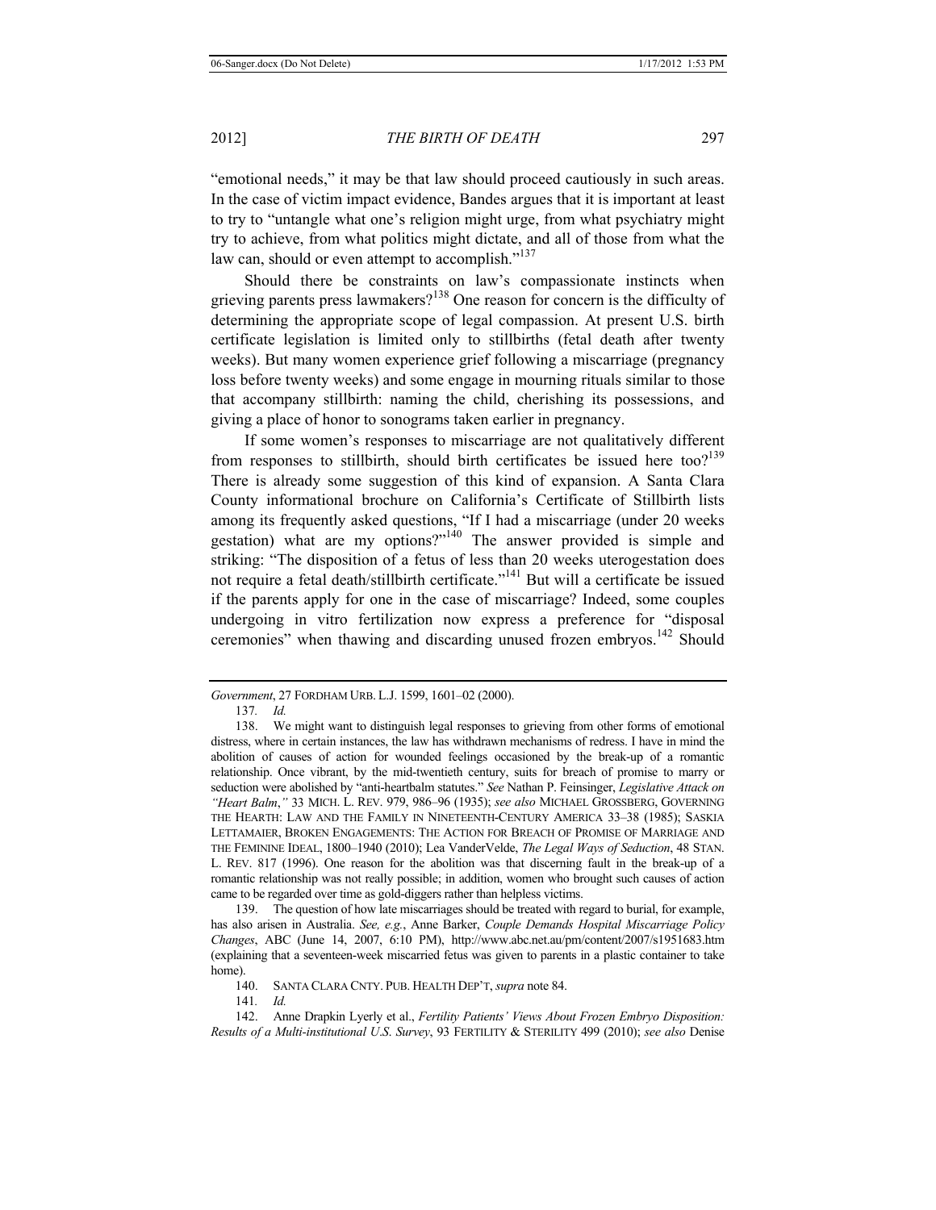"emotional needs," it may be that law should proceed cautiously in such areas. In the case of victim impact evidence, Bandes argues that it is important at least to try to "untangle what one's religion might urge, from what psychiatry might try to achieve, from what politics might dictate, and all of those from what the law can, should or even attempt to accomplish."[137]

Should there be constraints on law's compassionate instincts when grieving parents press lawmakers?[138] One reason for concern is the difficulty of determining the appropriate scope of legal compassion. At present U.S. birth certificate legislation is limited only to stillbirths (fetal death after twenty weeks). But many women experience grief following a miscarriage (pregnancy loss before twenty weeks) and some engage in mourning rituals similar to those that accompany stillbirth: naming the child, cherishing its possessions, and giving a place of honor to sonograms taken earlier in pregnancy.

If some women's responses to miscarriage are not qualitatively different from responses to stillbirth, should birth certificates be issued here too?[139] There is already some suggestion of this kind of expansion. A Santa Clara County informational brochure on California's Certificate of Stillbirth lists among its frequently asked questions, "If I had a miscarriage (under 20 weeks gestation) what are my options?"[140] The answer provided is simple and striking: "The disposition of a fetus of less than 20 weeks uterogestation does not require a fetal death/stillbirth certificate."[141] But will a certificate be issued if the parents apply for one in the case of miscarriage? Indeed, some couples undergoing in vitro fertilization now express a preference for "disposal ceremonies" when thawing and discarding unused frozen embryos.[142] Should

---

*Government*, 27 FORDHAM URB. L.J. 1599, 1601–02 (2000).

137. *Id.*

138. We might want to distinguish legal responses to grieving from other forms of emotional distress, where in certain instances, the law has withdrawn mechanisms of redress. I have in mind the abolition of causes of action for wounded feelings occasioned by the break-up of a romantic relationship. Once vibrant, by the mid-twentieth century, suits for breach of promise to marry or seduction were abolished by "anti-heartbalm statutes." *See* Nathan P. Feinsinger, *Legislative Attack on "Heart Balm*,*"* 33 MICH. L. REV. 979, 986–96 (1935); *see also* MICHAEL GROSSBERG, GOVERNING THE HEARTH: LAW AND THE FAMILY IN NINETEENTH-CENTURY AMERICA 33–38 (1985); SASKIA LETTAMAIER, BROKEN ENGAGEMENTS: THE ACTION FOR BREACH OF PROMISE OF MARRIAGE AND THE FEMININE IDEAL, 1800–1940 (2010); Lea VanderVelde, *The Legal Ways of Seduction*, 48 STAN. L. REV. 817 (1996). One reason for the abolition was that discerning fault in the break-up of a romantic relationship was not really possible; in addition, women who brought such causes of action came to be regarded over time as gold-diggers rather than helpless victims.

139. The question of how late miscarriages should be treated with regard to burial, for example, has also arisen in Australia. *See, e.g.*, Anne Barker, *Couple Demands Hospital Miscarriage Policy Changes*, ABC (June 14, 2007, 6:10 PM), http://www.abc.net.au/pm/content/2007/s1951683.htm (explaining that a seventeen-week miscarried fetus was given to parents in a plastic container to take home).

140. SANTA CLARA CNTY. PUB. HEALTH DEP'T, *supra* note 84.

141. *Id.*

142. Anne Drapkin Lyerly et al., *Fertility Patients' Views About Frozen Embryo Disposition: Results of a Multi-institutional U.S. Survey*, 93 FERTILITY & STERILITY 499 (2010); *see also* Denise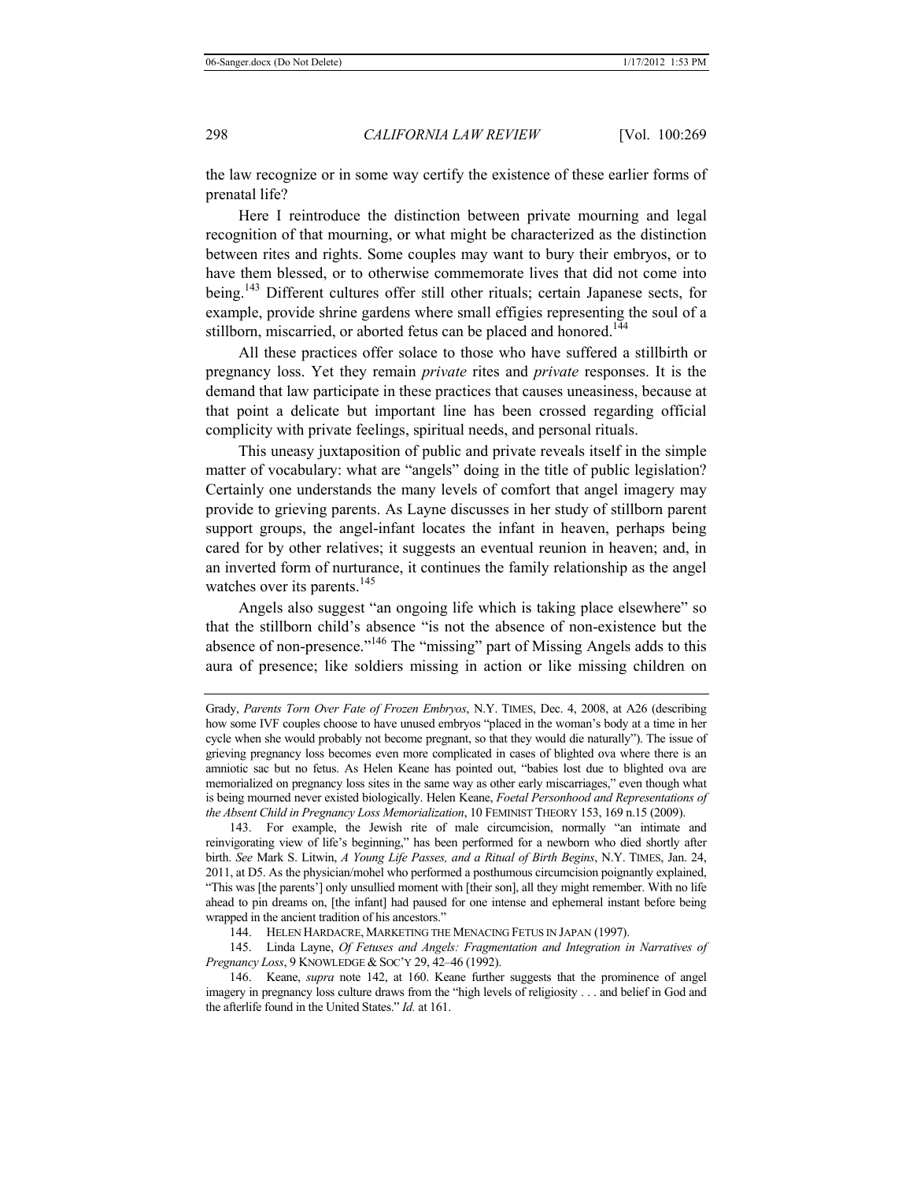the law recognize or in some way certify the existence of these earlier forms of prenatal life?

Here I reintroduce the distinction between private mourning and legal recognition of that mourning, or what might be characterized as the distinction between rites and rights. Some couples may want to bury their embryos, or to have them blessed, or to otherwise commemorate lives that did not come into being.[143] Different cultures offer still other rituals; certain Japanese sects, for example, provide shrine gardens where small effigies representing the soul of a stillborn, miscarried, or aborted fetus can be placed and honored.[144]

All these practices offer solace to those who have suffered a stillbirth or pregnancy loss. Yet they remain *private* rites and *private* responses. It is the demand that law participate in these practices that causes uneasiness, because at that point a delicate but important line has been crossed regarding official complicity with private feelings, spiritual needs, and personal rituals.

This uneasy juxtaposition of public and private reveals itself in the simple matter of vocabulary: what are "angels" doing in the title of public legislation? Certainly one understands the many levels of comfort that angel imagery may provide to grieving parents. As Layne discusses in her study of stillborn parent support groups, the angel-infant locates the infant in heaven, perhaps being cared for by other relatives; it suggests an eventual reunion in heaven; and, in an inverted form of nurturance, it continues the family relationship as the angel watches over its parents.[145]

Angels also suggest "an ongoing life which is taking place elsewhere" so that the stillborn child's absence "is not the absence of non-existence but the absence of non-presence."[146] The "missing" part of Missing Angels adds to this aura of presence; like soldiers missing in action or like missing children on

---

Grady, *Parents Torn Over Fate of Frozen Embryos*, N.Y. TIMES, Dec. 4, 2008, at A26 (describing how some IVF couples choose to have unused embryos "placed in the woman's body at a time in her cycle when she would probably not become pregnant, so that they would die naturally"). The issue of grieving pregnancy loss becomes even more complicated in cases of blighted ova where there is an amniotic sac but no fetus. As Helen Keane has pointed out, "babies lost due to blighted ova are memorialized on pregnancy loss sites in the same way as other early miscarriages," even though what is being mourned never existed biologically. Helen Keane, *Foetal Personhood and Representations of the Absent Child in Pregnancy Loss Memorialization*, 10 FEMINIST THEORY 153, 169 n.15 (2009).

143. For example, the Jewish rite of male circumcision, normally "an intimate and reinvigorating view of life's beginning," has been performed for a newborn who died shortly after birth. *See* Mark S. Litwin, *A Young Life Passes, and a Ritual of Birth Begins*, N.Y. TIMES, Jan. 24, 2011, at D5. As the physician/mohel who performed a posthumous circumcision poignantly explained, "This was [the parents'] only unsullied moment with [their son], all they might remember. With no life ahead to pin dreams on, [the infant] had paused for one intense and ephemeral instant before being wrapped in the ancient tradition of his ancestors."

144. HELEN HARDACRE, MARKETING THE MENACING FETUS IN JAPAN (1997).

145. Linda Layne, *Of Fetuses and Angels: Fragmentation and Integration in Narratives of Pregnancy Loss*, 9 KNOWLEDGE & SOC'Y 29, 42–46 (1992).

146. Keane, *supra* note 142, at 160. Keane further suggests that the prominence of angel imagery in pregnancy loss culture draws from the "high levels of religiosity . . . and belief in God and the afterlife found in the United States." *Id.* at 161.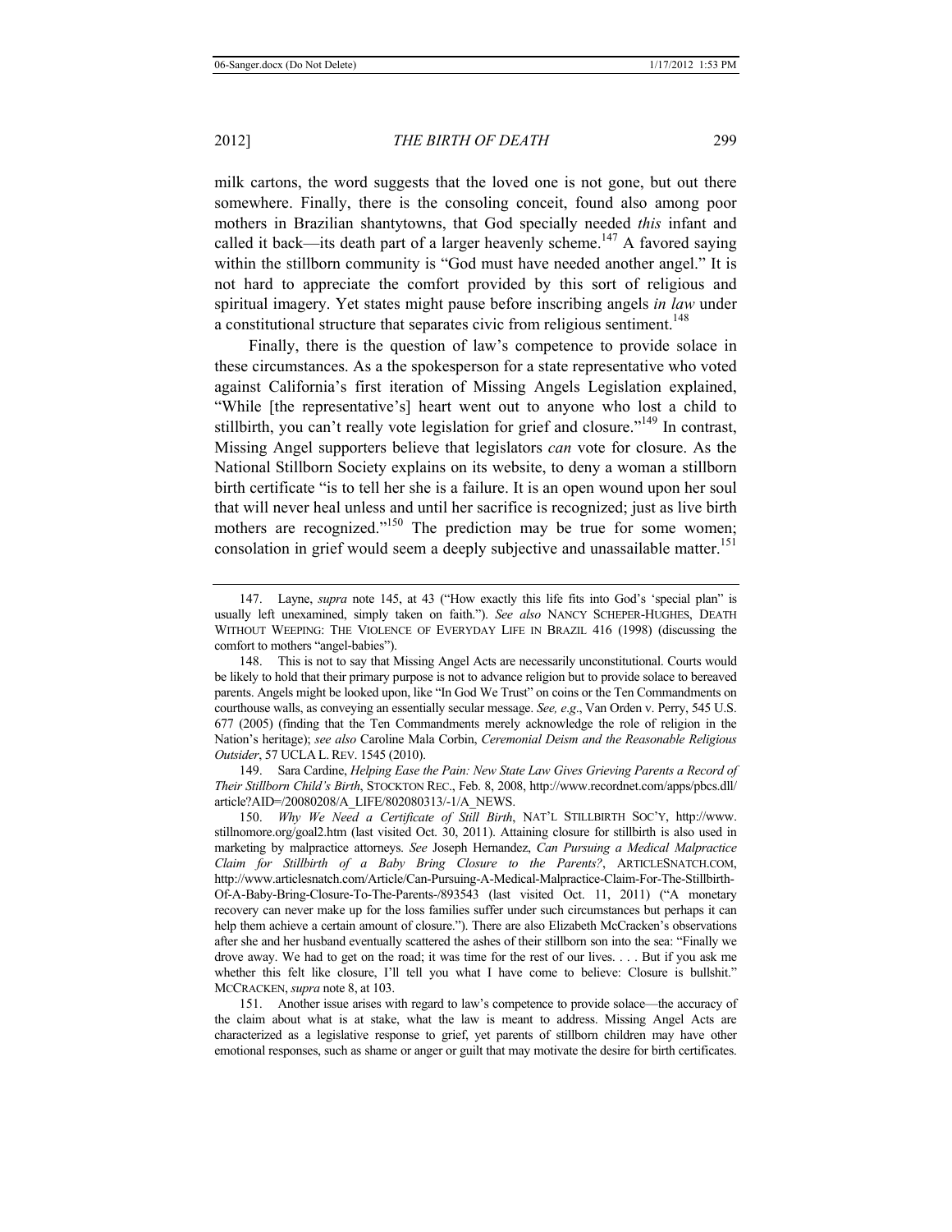milk cartons, the word suggests that the loved one is not gone, but out there somewhere. Finally, there is the consoling conceit, found also among poor mothers in Brazilian shantytowns, that God specially needed *this* infant and called it back—its death part of a larger heavenly scheme.[147] A favored saying within the stillborn community is "God must have needed another angel." It is not hard to appreciate the comfort provided by this sort of religious and spiritual imagery. Yet states might pause before inscribing angels *in law* under a constitutional structure that separates civic from religious sentiment.[148]

Finally, there is the question of law's competence to provide solace in these circumstances. As a the spokesperson for a state representative who voted against California's first iteration of Missing Angels Legislation explained, "While [the representative's] heart went out to anyone who lost a child to stillbirth, you can't really vote legislation for grief and closure."[149] In contrast, Missing Angel supporters believe that legislators *can* vote for closure. As the National Stillborn Society explains on its website, to deny a woman a stillborn birth certificate "is to tell her she is a failure. It is an open wound upon her soul that will never heal unless and until her sacrifice is recognized; just as live birth mothers are recognized."[150] The prediction may be true for some women; consolation in grief would seem a deeply subjective and unassailable matter.[151]

---

147. Layne, *supra* note 145, at 43 ("How exactly this life fits into God's 'special plan" is usually left unexamined, simply taken on faith."). *See also* NANCY SCHEPER-HUGHES, DEATH WITHOUT WEEPING: THE VIOLENCE OF EVERYDAY LIFE IN BRAZIL 416 (1998) (discussing the comfort to mothers "angel-babies").

148. This is not to say that Missing Angel Acts are necessarily unconstitutional. Courts would be likely to hold that their primary purpose is not to advance religion but to provide solace to bereaved parents. Angels might be looked upon, like "In God We Trust" on coins or the Ten Commandments on courthouse walls, as conveying an essentially secular message. *See, e.g*., Van Orden v. Perry, 545 U.S. 677 (2005) (finding that the Ten Commandments merely acknowledge the role of religion in the Nation's heritage); *see also* Caroline Mala Corbin, *Ceremonial Deism and the Reasonable Religious Outsider*, 57 UCLA L. REV. 1545 (2010).

149. Sara Cardine, *Helping Ease the Pain: New State Law Gives Grieving Parents a Record of Their Stillborn Child's Birth*, STOCKTON REC., Feb. 8, 2008, http://www.recordnet.com/apps/pbcs.dll/article?AID=/20080208/A_LIFE/802080313/-1/A_NEWS.

150. *Why We Need a Certificate of Still Birth*, NAT'L STILLBIRTH SOC'Y, http://www.stillnomore.org/goal2.htm (last visited Oct. 30, 2011). Attaining closure for stillbirth is also used in marketing by malpractice attorneys. *See* Joseph Hernandez, *Can Pursuing a Medical Malpractice Claim for Stillbirth of a Baby Bring Closure to the Parents?*, ARTICLESNATCH.COM, http://www.articlesnatch.com/Article/Can-Pursuing-A-Medical-Malpractice-Claim-For-The-Stillbirth-Of-A-Baby-Bring-Closure-To-The-Parents-/893543 (last visited Oct. 11, 2011) ("A monetary recovery can never make up for the loss families suffer under such circumstances but perhaps it can help them achieve a certain amount of closure."). There are also Elizabeth McCracken's observations after she and her husband eventually scattered the ashes of their stillborn son into the sea: "Finally we drove away. We had to get on the road; it was time for the rest of our lives. . . . But if you ask me whether this felt like closure, I'll tell you what I have come to believe: Closure is bullshit." MCCRACKEN, *supra* note 8, at 103.

151. Another issue arises with regard to law's competence to provide solace—the accuracy of the claim about what is at stake, what the law is meant to address. Missing Angel Acts are characterized as a legislative response to grief, yet parents of stillborn children may have other emotional responses, such as shame or anger or guilt that may motivate the desire for birth certificates.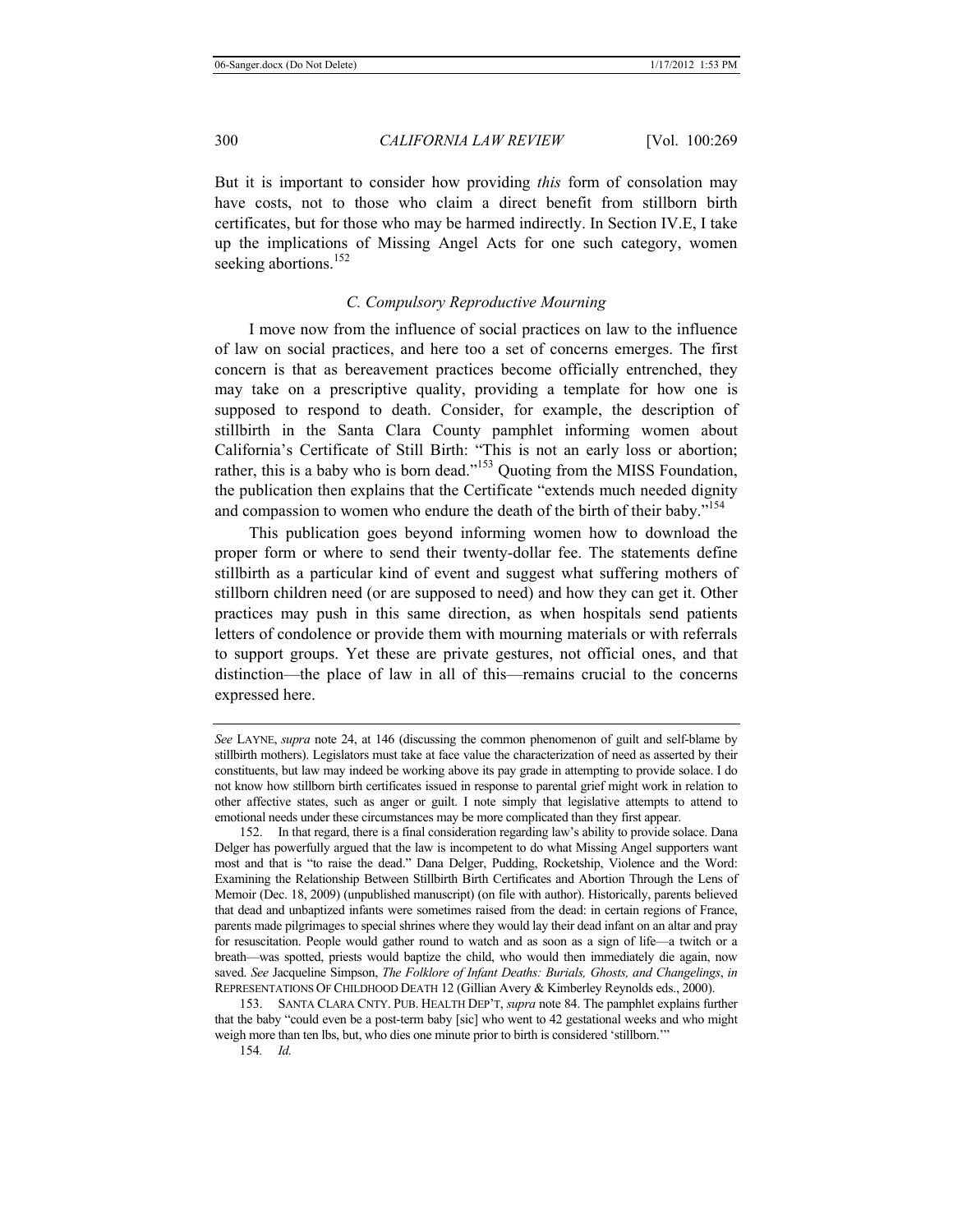But it is important to consider how providing *this* form of consolation may have costs, not to those who claim a direct benefit from stillborn birth certificates, but for those who may be harmed indirectly. In Section IV.E, I take up the implications of Missing Angel Acts for one such category, women seeking abortions.[152]

### *C. Compulsory Reproductive Mourning*

I move now from the influence of social practices on law to the influence of law on social practices, and here too a set of concerns emerges. The first concern is that as bereavement practices become officially entrenched, they may take on a prescriptive quality, providing a template for how one is supposed to respond to death. Consider, for example, the description of stillbirth in the Santa Clara County pamphlet informing women about California's Certificate of Still Birth: "This is not an early loss or abortion; rather, this is a baby who is born dead."[153] Quoting from the MISS Foundation, the publication then explains that the Certificate "extends much needed dignity and compassion to women who endure the death of the birth of their baby."[154]

This publication goes beyond informing women how to download the proper form or where to send their twenty-dollar fee. The statements define stillbirth as a particular kind of event and suggest what suffering mothers of stillborn children need (or are supposed to need) and how they can get it. Other practices may push in this same direction, as when hospitals send patients letters of condolence or provide them with mourning materials or with referrals to support groups. Yet these are private gestures, not official ones, and that distinction—the place of law in all of this—remains crucial to the concerns expressed here.

---

*See* LAYNE, *supra* note 24, at 146 (discussing the common phenomenon of guilt and self-blame by stillbirth mothers). Legislators must take at face value the characterization of need as asserted by their constituents, but law may indeed be working above its pay grade in attempting to provide solace. I do not know how stillborn birth certificates issued in response to parental grief might work in relation to other affective states, such as anger or guilt. I note simply that legislative attempts to attend to emotional needs under these circumstances may be more complicated than they first appear.

152. In that regard, there is a final consideration regarding law's ability to provide solace. Dana Delger has powerfully argued that the law is incompetent to do what Missing Angel supporters want most and that is "to raise the dead." Dana Delger, Pudding, Rocketship, Violence and the Word: Examining the Relationship Between Stillbirth Birth Certificates and Abortion Through the Lens of Memoir (Dec. 18, 2009) (unpublished manuscript) (on file with author). Historically, parents believed that dead and unbaptized infants were sometimes raised from the dead: in certain regions of France, parents made pilgrimages to special shrines where they would lay their dead infant on an altar and pray for resuscitation. People would gather round to watch and as soon as a sign of life—a twitch or a breath—was spotted, priests would baptize the child, who would then immediately die again, now saved. *See* Jacqueline Simpson, *The Folklore of Infant Deaths: Burials, Ghosts, and Changelings*, *in* REPRESENTATIONS OF CHILDHOOD DEATH 12 (Gillian Avery & Kimberley Reynolds eds., 2000).

153. SANTA CLARA CNTY. PUB. HEALTH DEP'T, *supra* note 84. The pamphlet explains further that the baby "could even be a post-term baby [sic] who went to 42 gestational weeks and who might weigh more than ten lbs, but, who dies one minute prior to birth is considered 'stillborn.'"

154. *Id.*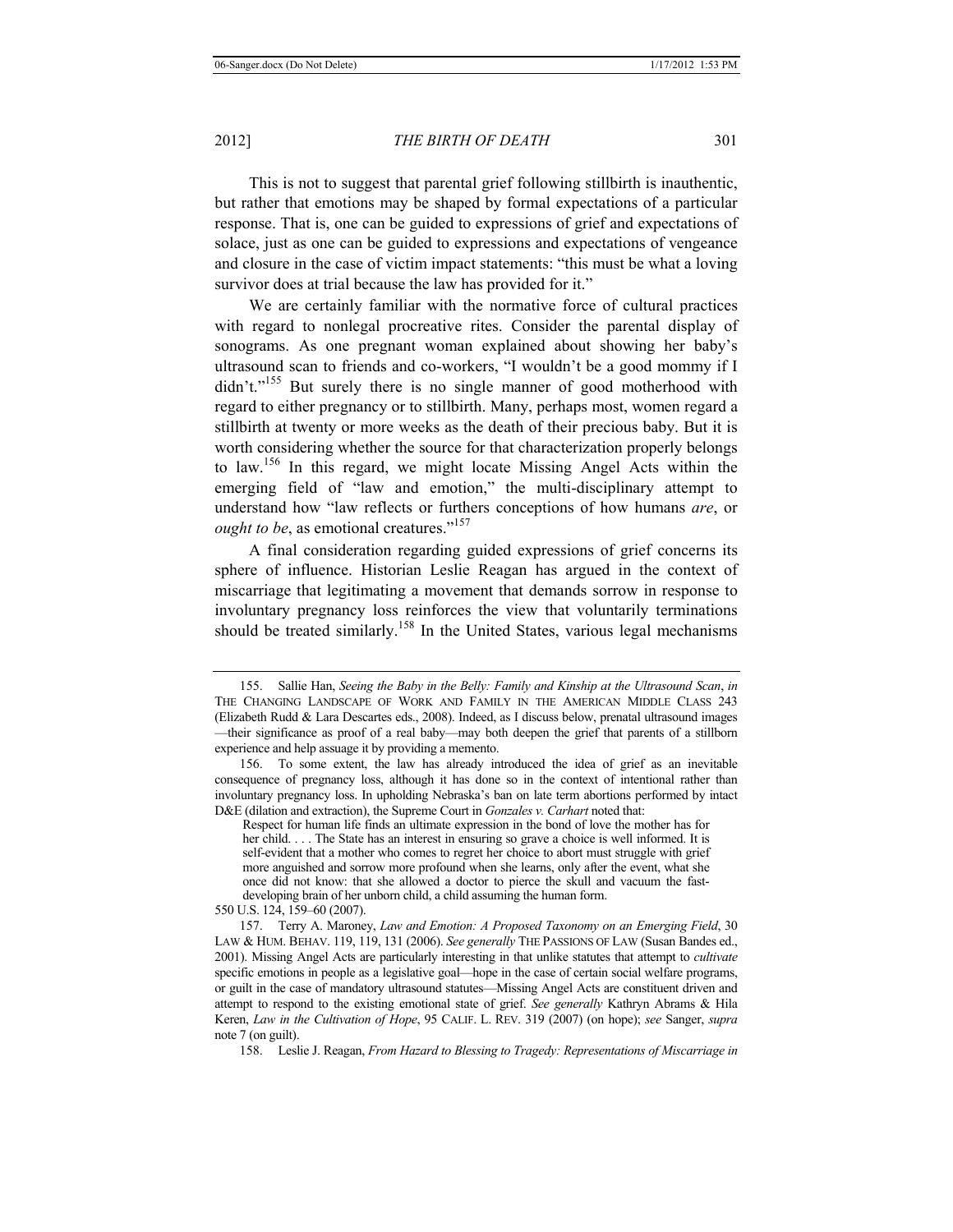This is not to suggest that parental grief following stillbirth is inauthentic, but rather that emotions may be shaped by formal expectations of a particular response. That is, one can be guided to expressions of grief and expectations of solace, just as one can be guided to expressions and expectations of vengeance and closure in the case of victim impact statements: "this must be what a loving survivor does at trial because the law has provided for it."

We are certainly familiar with the normative force of cultural practices with regard to nonlegal procreative rites. Consider the parental display of sonograms. As one pregnant woman explained about showing her baby's ultrasound scan to friends and co-workers, "I wouldn't be a good mommy if I didn't."[155] But surely there is no single manner of good motherhood with regard to either pregnancy or to stillbirth. Many, perhaps most, women regard a stillbirth at twenty or more weeks as the death of their precious baby. But it is worth considering whether the source for that characterization properly belongs to law.[156] In this regard, we might locate Missing Angel Acts within the emerging field of "law and emotion," the multi-disciplinary attempt to understand how "law reflects or furthers conceptions of how humans *are*, or *ought to be*, as emotional creatures."[157]

A final consideration regarding guided expressions of grief concerns its sphere of influence. Historian Leslie Reagan has argued in the context of miscarriage that legitimating a movement that demands sorrow in response to involuntary pregnancy loss reinforces the view that voluntarily terminations should be treated similarly.[158] In the United States, various legal mechanisms

---

155. Sallie Han, *Seeing the Baby in the Belly: Family and Kinship at the Ultrasound Scan*, *in* THE CHANGING LANDSCAPE OF WORK AND FAMILY IN THE AMERICAN MIDDLE CLASS 243 (Elizabeth Rudd & Lara Descartes eds., 2008). Indeed, as I discuss below, prenatal ultrasound images —their significance as proof of a real baby—may both deepen the grief that parents of a stillborn experience and help assuage it by providing a memento.

156. To some extent, the law has already introduced the idea of grief as an inevitable consequence of pregnancy loss, although it has done so in the context of intentional rather than involuntary pregnancy loss. In upholding Nebraska's ban on late term abortions performed by intact D&E (dilation and extraction), the Supreme Court in *Gonzales v. Carhart* noted that:

> Respect for human life finds an ultimate expression in the bond of love the mother has for her child. . . . The State has an interest in ensuring so grave a choice is well informed. It is self-evident that a mother who comes to regret her choice to abort must struggle with grief more anguished and sorrow more profound when she learns, only after the event, what she once did not know: that she allowed a doctor to pierce the skull and vacuum the fast-developing brain of her unborn child, a child assuming the human form.

550 U.S. 124, 159–60 (2007).

157. Terry A. Maroney, *Law and Emotion: A Proposed Taxonomy on an Emerging Field*, 30 LAW & HUM. BEHAV. 119, 119, 131 (2006). *See generally* THE PASSIONS OF LAW (Susan Bandes ed., 2001). Missing Angel Acts are particularly interesting in that unlike statutes that attempt to *cultivate* specific emotions in people as a legislative goal—hope in the case of certain social welfare programs, or guilt in the case of mandatory ultrasound statutes—Missing Angel Acts are constituent driven and attempt to respond to the existing emotional state of grief. *See generally* Kathryn Abrams & Hila Keren, *Law in the Cultivation of Hope*, 95 CALIF. L. REV. 319 (2007) (on hope); *see* Sanger, *supra* note 7 (on guilt).

158. Leslie J. Reagan, *From Hazard to Blessing to Tragedy: Representations of Miscarriage in*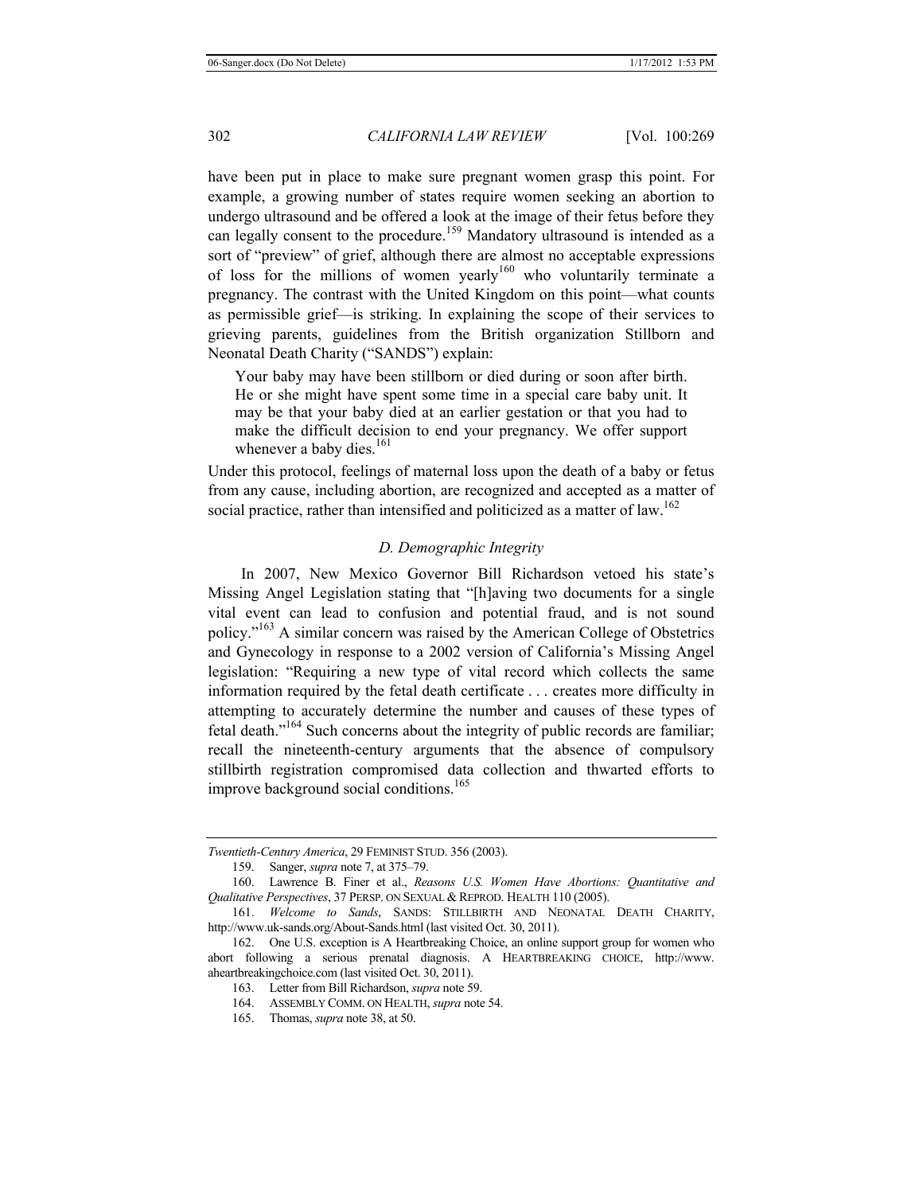have been put in place to make sure pregnant women grasp this point. For example, a growing number of states require women seeking an abortion to undergo ultrasound and be offered a look at the image of their fetus before they can legally consent to the procedure.[159] Mandatory ultrasound is intended as a sort of "preview" of grief, although there are almost no acceptable expressions of loss for the millions of women yearly[160] who voluntarily terminate a pregnancy. The contrast with the United Kingdom on this point—what counts as permissible grief—is striking. In explaining the scope of their services to grieving parents, guidelines from the British organization Stillborn and Neonatal Death Charity ("SANDS") explain:

> Your baby may have been stillborn or died during or soon after birth. He or she might have spent some time in a special care baby unit. It may be that your baby died at an earlier gestation or that you had to make the difficult decision to end your pregnancy. We offer support whenever a baby dies.[161]

Under this protocol, feelings of maternal loss upon the death of a baby or fetus from any cause, including abortion, are recognized and accepted as a matter of social practice, rather than intensified and politicized as a matter of law.[162]

### *D. Demographic Integrity*

In 2007, New Mexico Governor Bill Richardson vetoed his state's Missing Angel Legislation stating that "[h]aving two documents for a single vital event can lead to confusion and potential fraud, and is not sound policy."[163] A similar concern was raised by the American College of Obstetrics and Gynecology in response to a 2002 version of California's Missing Angel legislation: "Requiring a new type of vital record which collects the same information required by the fetal death certificate . . . creates more difficulty in attempting to accurately determine the number and causes of these types of fetal death."[164] Such concerns about the integrity of public records are familiar; recall the nineteenth-century arguments that the absence of compulsory stillbirth registration compromised data collection and thwarted efforts to improve background social conditions.[165]

---

*Twentieth-Century America*, 29 FEMINIST STUD. 356 (2003).

159. Sanger, *supra* note 7, at 375–79.

160. Lawrence B. Finer et al., *Reasons U.S. Women Have Abortions: Quantitative and Qualitative Perspectives*, 37 PERSP. ON SEXUAL & REPROD. HEALTH 110 (2005).

161. *Welcome to Sands*, SANDS: STILLBIRTH AND NEONATAL DEATH CHARITY, http://www.uk-sands.org/About-Sands.html (last visited Oct. 30, 2011).

162. One U.S. exception is A Heartbreaking Choice, an online support group for women who abort following a serious prenatal diagnosis. A HEARTBREAKING CHOICE, http://www.aheartbreakingchoice.com (last visited Oct. 30, 2011).

163. Letter from Bill Richardson, *supra* note 59.

164. ASSEMBLY COMM. ON HEALTH, *supra* note 54.

165. Thomas, *supra* note 38, at 50.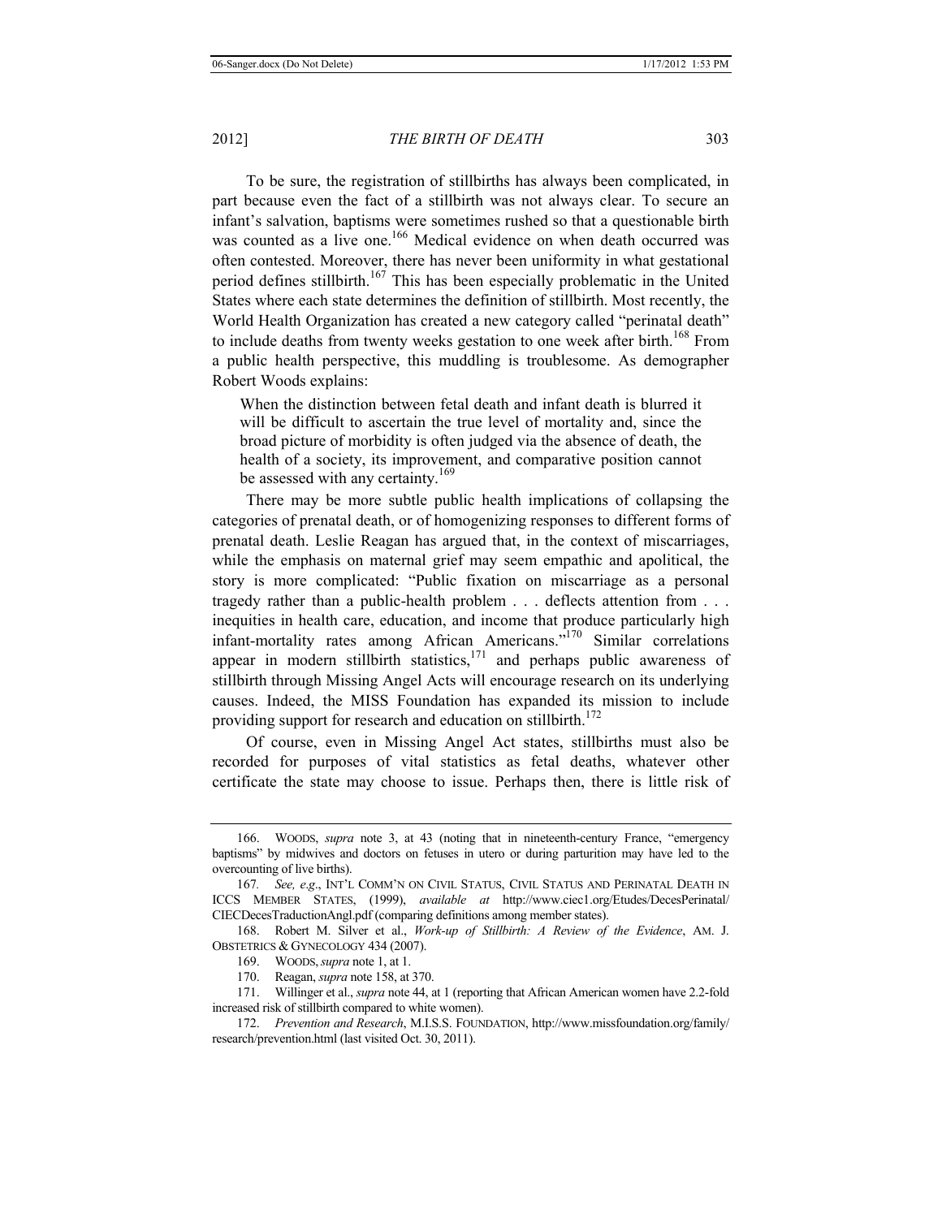To be sure, the registration of stillbirths has always been complicated, in part because even the fact of a stillbirth was not always clear. To secure an infant's salvation, baptisms were sometimes rushed so that a questionable birth was counted as a live one.[166] Medical evidence on when death occurred was often contested. Moreover, there has never been uniformity in what gestational period defines stillbirth.[167] This has been especially problematic in the United States where each state determines the definition of stillbirth. Most recently, the World Health Organization has created a new category called "perinatal death" to include deaths from twenty weeks gestation to one week after birth.[168] From a public health perspective, this muddling is troublesome. As demographer Robert Woods explains:

> When the distinction between fetal death and infant death is blurred it will be difficult to ascertain the true level of mortality and, since the broad picture of morbidity is often judged via the absence of death, the health of a society, its improvement, and comparative position cannot be assessed with any certainty.[169]

There may be more subtle public health implications of collapsing the categories of prenatal death, or of homogenizing responses to different forms of prenatal death. Leslie Reagan has argued that, in the context of miscarriages, while the emphasis on maternal grief may seem empathic and apolitical, the story is more complicated: "Public fixation on miscarriage as a personal tragedy rather than a public-health problem . . . deflects attention from . . . inequities in health care, education, and income that produce particularly high infant-mortality rates among African Americans."[170] Similar correlations appear in modern stillbirth statistics,[171] and perhaps public awareness of stillbirth through Missing Angel Acts will encourage research on its underlying causes. Indeed, the MISS Foundation has expanded its mission to include providing support for research and education on stillbirth.[172]

Of course, even in Missing Angel Act states, stillbirths must also be recorded for purposes of vital statistics as fetal deaths, whatever other certificate the state may choose to issue. Perhaps then, there is little risk of

---

166. WOODS, *supra* note 3, at 43 (noting that in nineteenth-century France, "emergency baptisms" by midwives and doctors on fetuses in utero or during parturition may have led to the overcounting of live births).

167. *See, e.g.*, INT'L COMM'N ON CIVIL STATUS, CIVIL STATUS AND PERINATAL DEATH IN ICCS MEMBER STATES, (1999), *available at* http://www.ciec1.org/Etudes/DecesPerinatal/CIECDecesTraductionAngl.pdf (comparing definitions among member states).

168. Robert M. Silver et al., *Work-up of Stillbirth: A Review of the Evidence*, AM. J. OBSTETRICS & GYNECOLOGY 434 (2007).

169. WOODS, *supra* note 1, at 1.

170. Reagan, *supra* note 158, at 370.

171. Willinger et al., *supra* note 44, at 1 (reporting that African American women have 2.2-fold increased risk of stillbirth compared to white women).

172. *Prevention and Research*, M.I.S.S. FOUNDATION, http://www.missfoundation.org/family/research/prevention.html (last visited Oct. 30, 2011).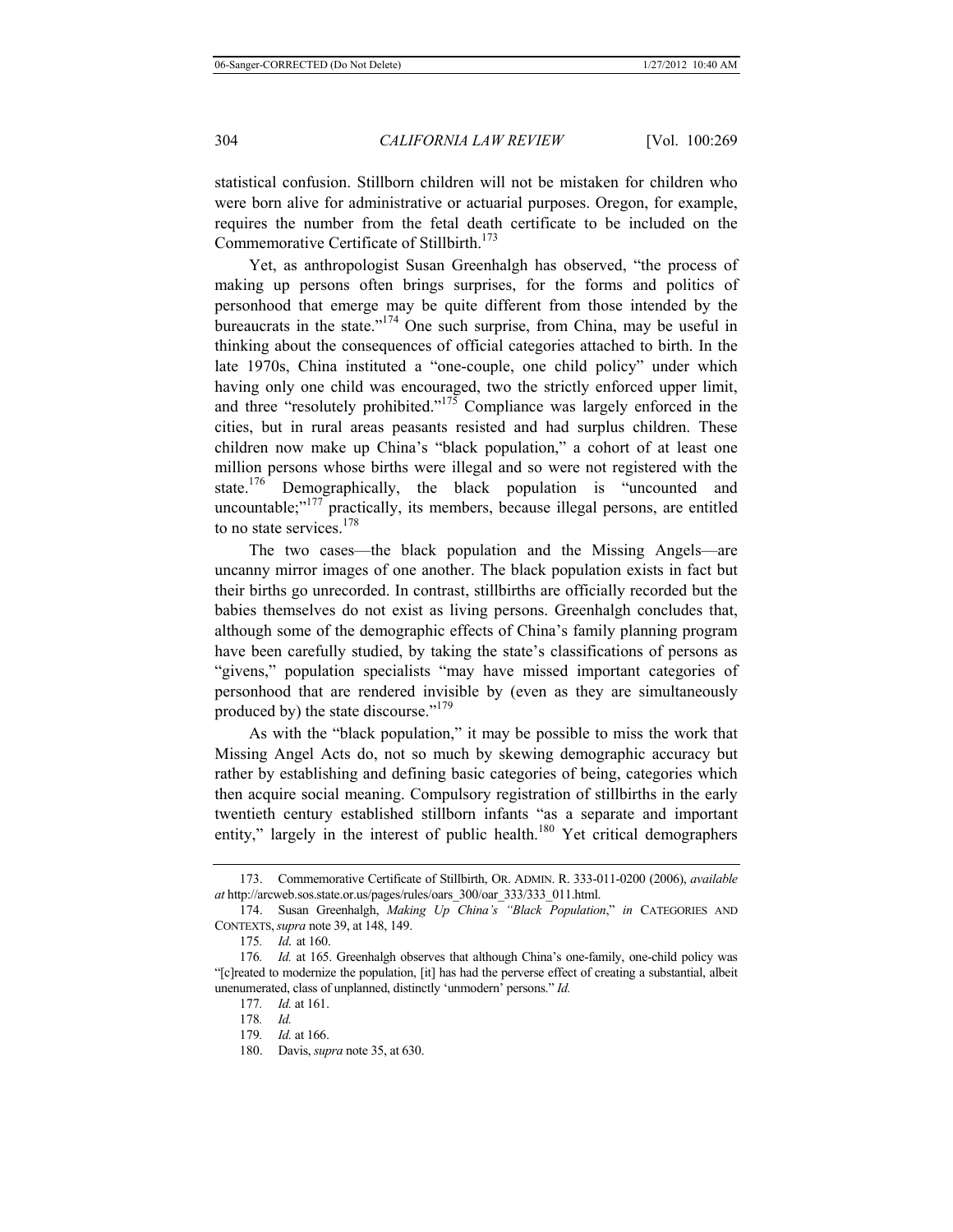statistical confusion. Stillborn children will not be mistaken for children who were born alive for administrative or actuarial purposes. Oregon, for example, requires the number from the fetal death certificate to be included on the Commemorative Certificate of Stillbirth.[173]

Yet, as anthropologist Susan Greenhalgh has observed, "the process of making up persons often brings surprises, for the forms and politics of personhood that emerge may be quite different from those intended by the bureaucrats in the state."[174] One such surprise, from China, may be useful in thinking about the consequences of official categories attached to birth. In the late 1970s, China instituted a "one-couple, one child policy" under which having only one child was encouraged, two the strictly enforced upper limit, and three "resolutely prohibited."[175] Compliance was largely enforced in the cities, but in rural areas peasants resisted and had surplus children. These children now make up China's "black population," a cohort of at least one million persons whose births were illegal and so were not registered with the state.[176] Demographically, the black population is "uncounted and uncountable;"[177] practically, its members, because illegal persons, are entitled to no state services.[178]

The two cases—the black population and the Missing Angels—are uncanny mirror images of one another. The black population exists in fact but their births go unrecorded. In contrast, stillbirths are officially recorded but the babies themselves do not exist as living persons. Greenhalgh concludes that, although some of the demographic effects of China's family planning program have been carefully studied, by taking the state's classifications of persons as "givens," population specialists "may have missed important categories of personhood that are rendered invisible by (even as they are simultaneously produced by) the state discourse."[179]

As with the "black population," it may be possible to miss the work that Missing Angel Acts do, not so much by skewing demographic accuracy but rather by establishing and defining basic categories of being, categories which then acquire social meaning. Compulsory registration of stillbirths in the early twentieth century established stillborn infants "as a separate and important entity," largely in the interest of public health.[180] Yet critical demographers

---

173. Commemorative Certificate of Stillbirth, OR. ADMIN. R. 333-011-0200 (2006), *available at* http://arcweb.sos.state.or.us/pages/rules/oars_300/oar_333/333_011.html.

174. Susan Greenhalgh, *Making Up China's "Black Population*," *in* CATEGORIES AND CONTEXTS, *supra* note 39, at 148, 149.

175. *Id.* at 160.

176. *Id.* at 165. Greenhalgh observes that although China's one-family, one-child policy was "[c]reated to modernize the population, [it] has had the perverse effect of creating a substantial, albeit unenumerated, class of unplanned, distinctly 'unmodern' persons." *Id.*

177. *Id.* at 161.

178. *Id.*

179. *Id.* at 166.

180. Davis, *supra* note 35, at 630.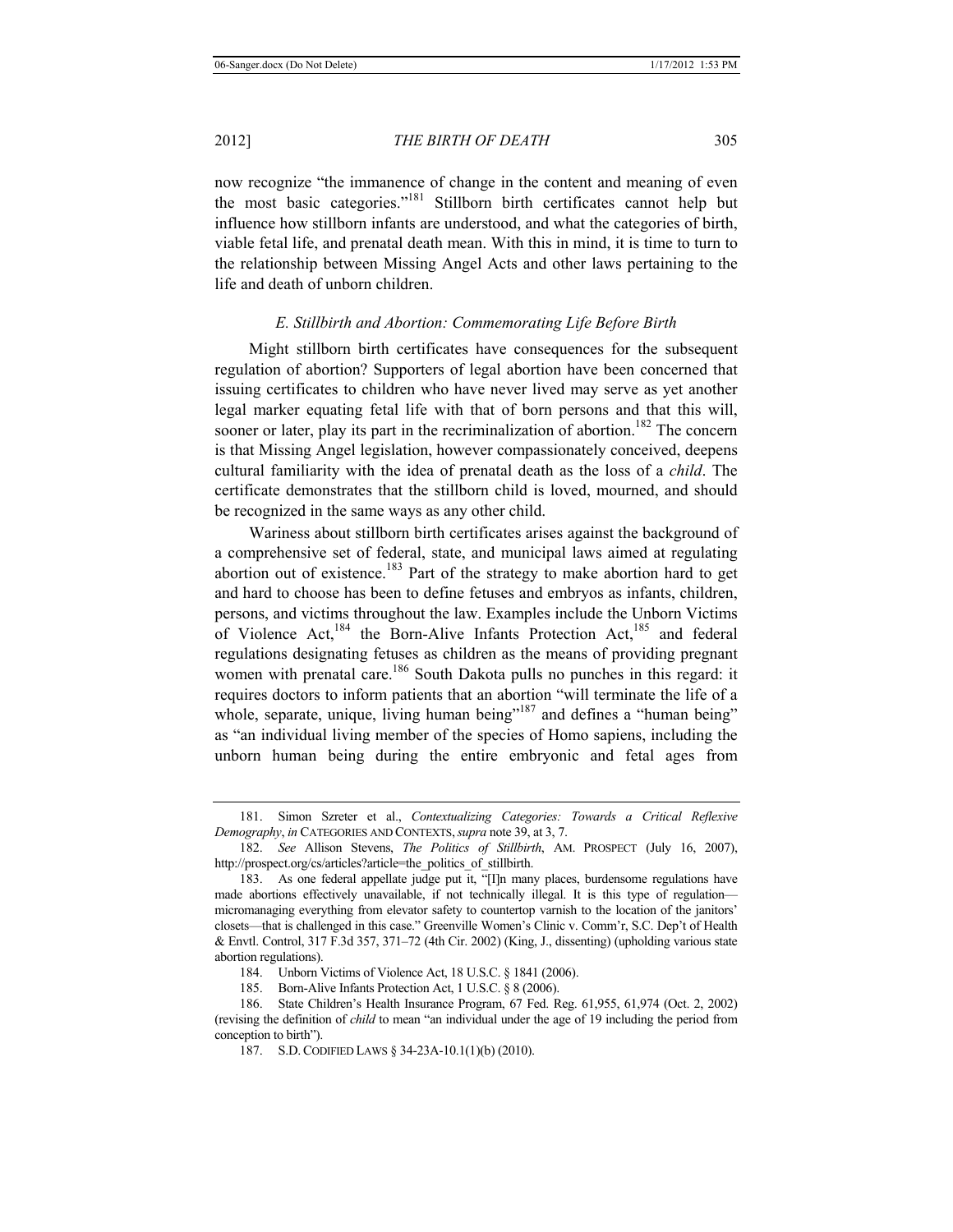now recognize "the immanence of change in the content and meaning of even the most basic categories."[181] Stillborn birth certificates cannot help but influence how stillborn infants are understood, and what the categories of birth, viable fetal life, and prenatal death mean. With this in mind, it is time to turn to the relationship between Missing Angel Acts and other laws pertaining to the life and death of unborn children.

### *E. Stillbirth and Abortion: Commemorating Life Before Birth*

Might stillborn birth certificates have consequences for the subsequent regulation of abortion? Supporters of legal abortion have been concerned that issuing certificates to children who have never lived may serve as yet another legal marker equating fetal life with that of born persons and that this will, sooner or later, play its part in the recriminalization of abortion.[182] The concern is that Missing Angel legislation, however compassionately conceived, deepens cultural familiarity with the idea of prenatal death as the loss of a *child*. The certificate demonstrates that the stillborn child is loved, mourned, and should be recognized in the same ways as any other child.

Wariness about stillborn birth certificates arises against the background of a comprehensive set of federal, state, and municipal laws aimed at regulating abortion out of existence.[183] Part of the strategy to make abortion hard to get and hard to choose has been to define fetuses and embryos as infants, children, persons, and victims throughout the law. Examples include the Unborn Victims of Violence Act,[184] the Born-Alive Infants Protection Act,[185] and federal regulations designating fetuses as children as the means of providing pregnant women with prenatal care.[186] South Dakota pulls no punches in this regard: it requires doctors to inform patients that an abortion "will terminate the life of a whole, separate, unique, living human being"[187] and defines a "human being" as "an individual living member of the species of Homo sapiens, including the unborn human being during the entire embryonic and fetal ages from

---

181. Simon Szreter et al., *Contextualizing Categories: Towards a Critical Reflexive Demography*, *in* CATEGORIES AND CONTEXTS, *supra* note 39, at 3, 7.

182. *See* Allison Stevens, *The Politics of Stillbirth*, AM. PROSPECT (July 16, 2007), http://prospect.org/cs/articles?article=the_politics_of_stillbirth.

183. As one federal appellate judge put it, "[I]n many places, burdensome regulations have made abortions effectively unavailable, if not technically illegal. It is this type of regulation—micromanaging everything from elevator safety to countertop varnish to the location of the janitors' closets—that is challenged in this case." Greenville Women's Clinic v. Comm'r, S.C. Dep't of Health & Envtl. Control, 317 F.3d 357, 371–72 (4th Cir. 2002) (King, J., dissenting) (upholding various state abortion regulations).

184. Unborn Victims of Violence Act, 18 U.S.C. § 1841 (2006).

185. Born-Alive Infants Protection Act, 1 U.S.C. § 8 (2006).

186. State Children's Health Insurance Program, 67 Fed. Reg. 61,955, 61,974 (Oct. 2, 2002) (revising the definition of *child* to mean "an individual under the age of 19 including the period from conception to birth").

187. S.D. CODIFIED LAWS § 34-23A-10.1(1)(b) (2010).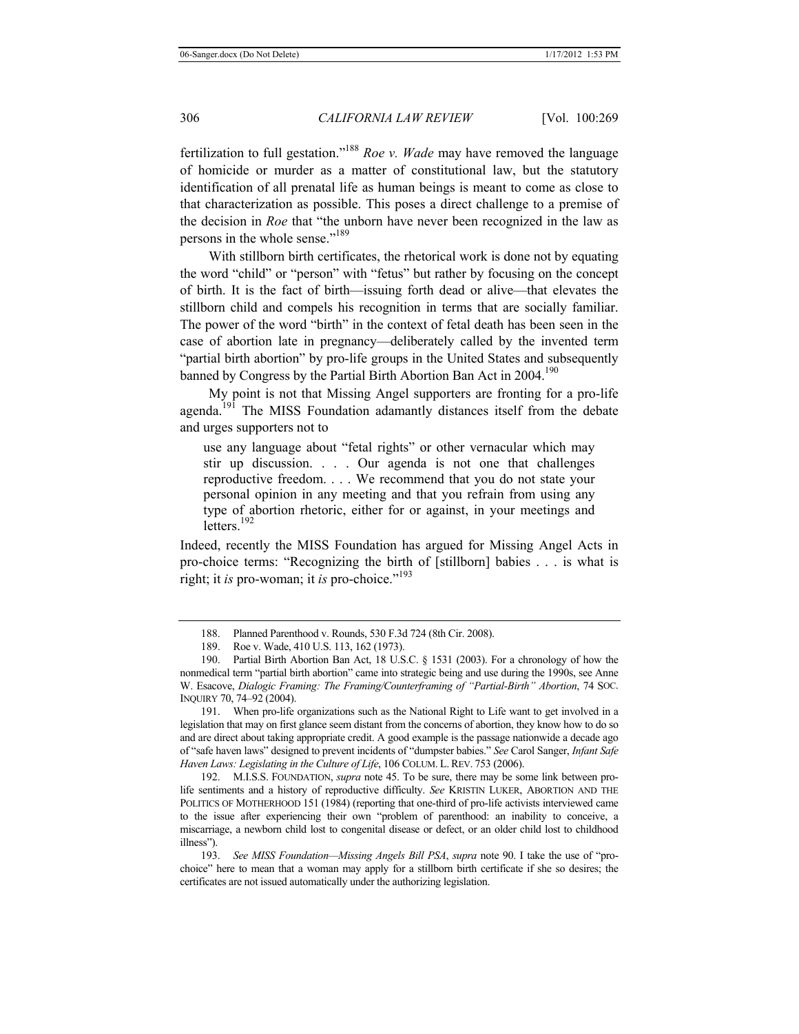fertilization to full gestation."[188] *Roe v. Wade* may have removed the language of homicide or murder as a matter of constitutional law, but the statutory identification of all prenatal life as human beings is meant to come as close to that characterization as possible. This poses a direct challenge to a premise of the decision in *Roe* that "the unborn have never been recognized in the law as persons in the whole sense."[189]

With stillborn birth certificates, the rhetorical work is done not by equating the word "child" or "person" with "fetus" but rather by focusing on the concept of birth. It is the fact of birth—issuing forth dead or alive—that elevates the stillborn child and compels his recognition in terms that are socially familiar. The power of the word "birth" in the context of fetal death has been seen in the case of abortion late in pregnancy—deliberately called by the invented term "partial birth abortion" by pro-life groups in the United States and subsequently banned by Congress by the Partial Birth Abortion Ban Act in 2004.[190]

My point is not that Missing Angel supporters are fronting for a pro-life agenda.[191] The MISS Foundation adamantly distances itself from the debate and urges supporters not to

> use any language about "fetal rights" or other vernacular which may stir up discussion. . . . Our agenda is not one that challenges reproductive freedom. . . . We recommend that you do not state your personal opinion in any meeting and that you refrain from using any type of abortion rhetoric, either for or against, in your meetings and letters.[192]

Indeed, recently the MISS Foundation has argued for Missing Angel Acts in pro-choice terms: "Recognizing the birth of [stillborn] babies . . . is what is right; it *is* pro-woman; it *is* pro-choice."[193]

---

188. Planned Parenthood v. Rounds, 530 F.3d 724 (8th Cir. 2008).

189. Roe v. Wade, 410 U.S. 113, 162 (1973).

190. Partial Birth Abortion Ban Act, 18 U.S.C. § 1531 (2003). For a chronology of how the nonmedical term "partial birth abortion" came into strategic being and use during the 1990s, see Anne W. Esacove, *Dialogic Framing: The Framing/Counterframing of "Partial-Birth" Abortion*, 74 SOC. INQUIRY 70, 74–92 (2004).

191. When pro-life organizations such as the National Right to Life want to get involved in a legislation that may on first glance seem distant from the concerns of abortion, they know how to do so and are direct about taking appropriate credit. A good example is the passage nationwide a decade ago of "safe haven laws" designed to prevent incidents of "dumpster babies." *See* Carol Sanger, *Infant Safe Haven Laws: Legislating in the Culture of Life*, 106 COLUM. L. REV. 753 (2006).

192. M.I.S.S. FOUNDATION, *supra* note 45. To be sure, there may be some link between pro-life sentiments and a history of reproductive difficulty. *See* KRISTIN LUKER, ABORTION AND THE POLITICS OF MOTHERHOOD 151 (1984) (reporting that one-third of pro-life activists interviewed came to the issue after experiencing their own "problem of parenthood: an inability to conceive, a miscarriage, a newborn child lost to congenital disease or defect, or an older child lost to childhood illness").

193. *See MISS Foundation—Missing Angels Bill PSA*, *supra* note 90. I take the use of "pro-choice" here to mean that a woman may apply for a stillborn birth certificate if she so desires; the certificates are not issued automatically under the authorizing legislation.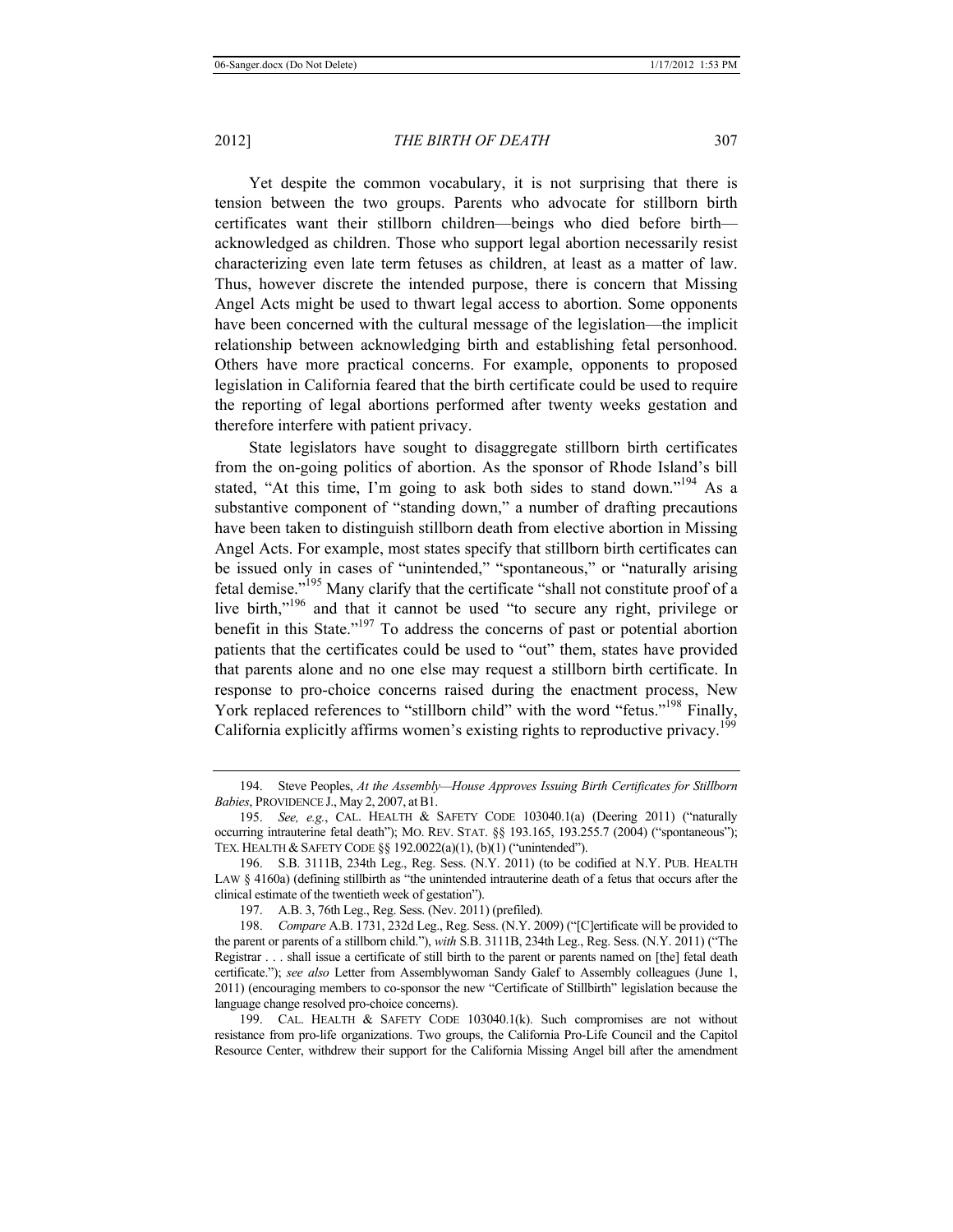Yet despite the common vocabulary, it is not surprising that there is tension between the two groups. Parents who advocate for stillborn birth certificates want their stillborn children—beings who died before birth—acknowledged as children. Those who support legal abortion necessarily resist characterizing even late term fetuses as children, at least as a matter of law. Thus, however discrete the intended purpose, there is concern that Missing Angel Acts might be used to thwart legal access to abortion. Some opponents have been concerned with the cultural message of the legislation—the implicit relationship between acknowledging birth and establishing fetal personhood. Others have more practical concerns. For example, opponents to proposed legislation in California feared that the birth certificate could be used to require the reporting of legal abortions performed after twenty weeks gestation and therefore interfere with patient privacy.

State legislators have sought to disaggregate stillborn birth certificates from the on-going politics of abortion. As the sponsor of Rhode Island's bill stated, "At this time, I'm going to ask both sides to stand down."[194] As a substantive component of "standing down," a number of drafting precautions have been taken to distinguish stillborn death from elective abortion in Missing Angel Acts. For example, most states specify that stillborn birth certificates can be issued only in cases of "unintended," "spontaneous," or "naturally arising fetal demise."[195] Many clarify that the certificate "shall not constitute proof of a live birth,"[196] and that it cannot be used "to secure any right, privilege or benefit in this State."[197] To address the concerns of past or potential abortion patients that the certificates could be used to "out" them, states have provided that parents alone and no one else may request a stillborn birth certificate. In response to pro-choice concerns raised during the enactment process, New York replaced references to "stillborn child" with the word "fetus."[198] Finally, California explicitly affirms women's existing rights to reproductive privacy.[199]

---

194. Steve Peoples, *At the Assembly—House Approves Issuing Birth Certificates for Stillborn Babies*, PROVIDENCE J., May 2, 2007, at B1.

195. *See, e.g.*, CAL. HEALTH & SAFETY CODE 103040.1(a) (Deering 2011) ("naturally occurring intrauterine fetal death"); MO. REV. STAT. §§ 193.165, 193.255.7 (2004) ("spontaneous"); TEX. HEALTH & SAFETY CODE §§ 192.0022(a)(1), (b)(1) ("unintended").

196. S.B. 3111B, 234th Leg., Reg. Sess. (N.Y. 2011) (to be codified at N.Y. PUB. HEALTH LAW § 4160a) (defining stillbirth as "the unintended intrauterine death of a fetus that occurs after the clinical estimate of the twentieth week of gestation").

197. A.B. 3, 76th Leg., Reg. Sess. (Nev. 2011) (prefiled).

198. *Compare* A.B. 1731, 232d Leg., Reg. Sess. (N.Y. 2009) ("[C]ertificate will be provided to the parent or parents of a stillborn child."), *with* S.B. 3111B, 234th Leg., Reg. Sess. (N.Y. 2011) ("The Registrar . . . shall issue a certificate of still birth to the parent or parents named on [the] fetal death certificate."); *see also* Letter from Assemblywoman Sandy Galef to Assembly colleagues (June 1, 2011) (encouraging members to co-sponsor the new "Certificate of Stillbirth" legislation because the language change resolved pro-choice concerns).

199. CAL. HEALTH & SAFETY CODE 103040.1(k). Such compromises are not without resistance from pro-life organizations. Two groups, the California Pro-Life Council and the Capitol Resource Center, withdrew their support for the California Missing Angel bill after the amendment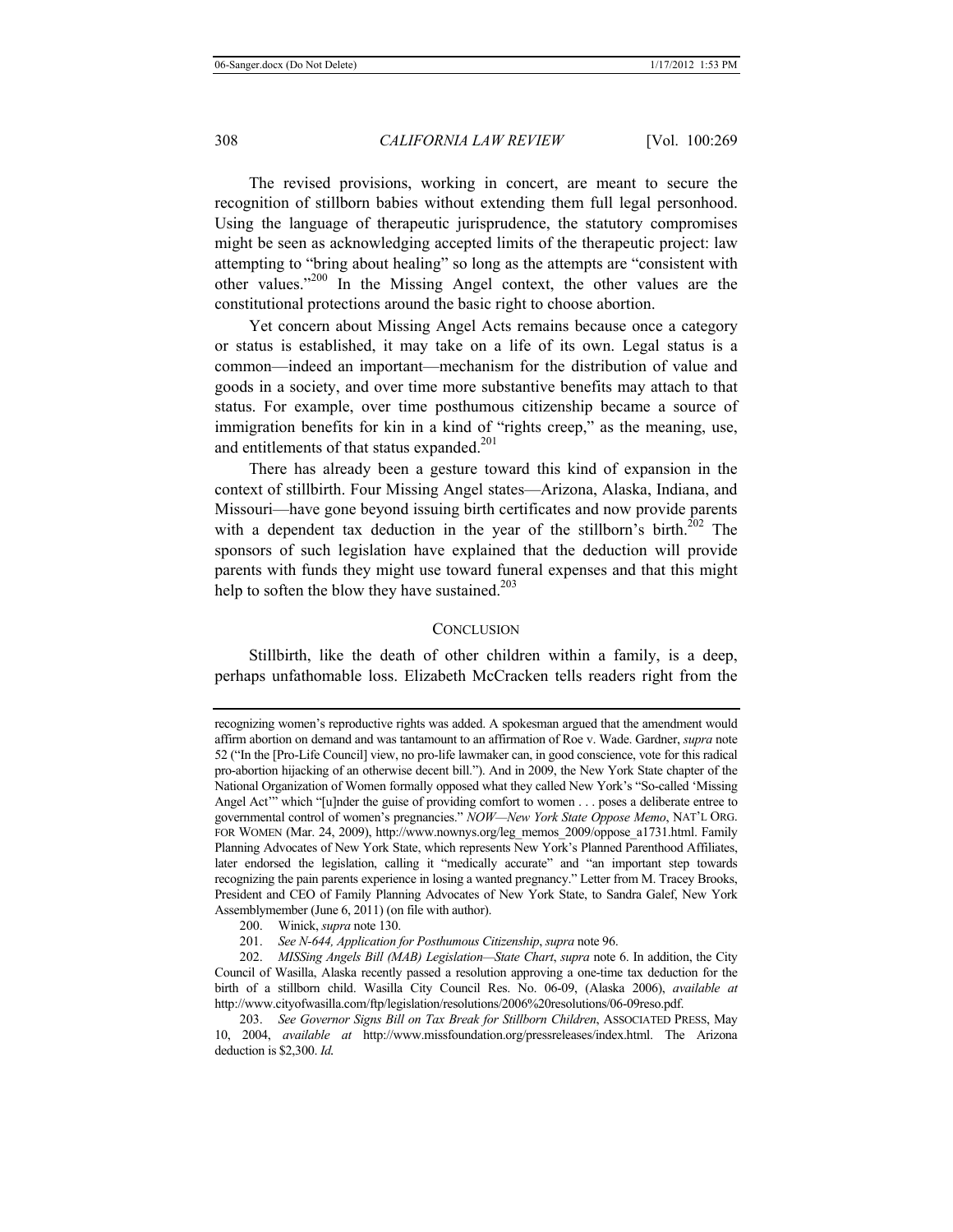The revised provisions, working in concert, are meant to secure the recognition of stillborn babies without extending them full legal personhood. Using the language of therapeutic jurisprudence, the statutory compromises might be seen as acknowledging accepted limits of the therapeutic project: law attempting to "bring about healing" so long as the attempts are "consistent with other values."[200] In the Missing Angel context, the other values are the constitutional protections around the basic right to choose abortion.

Yet concern about Missing Angel Acts remains because once a category or status is established, it may take on a life of its own. Legal status is a common—indeed an important—mechanism for the distribution of value and goods in a society, and over time more substantive benefits may attach to that status. For example, over time posthumous citizenship became a source of immigration benefits for kin in a kind of "rights creep," as the meaning, use, and entitlements of that status expanded.[201]

There has already been a gesture toward this kind of expansion in the context of stillbirth. Four Missing Angel states—Arizona, Alaska, Indiana, and Missouri—have gone beyond issuing birth certificates and now provide parents with a dependent tax deduction in the year of the stillborn's birth.[202] The sponsors of such legislation have explained that the deduction will provide parents with funds they might use toward funeral expenses and that this might help to soften the blow they have sustained.[203]

## CONCLUSION

Stillbirth, like the death of other children within a family, is a deep, perhaps unfathomable loss. Elizabeth McCracken tells readers right from the

---

recognizing women's reproductive rights was added. A spokesman argued that the amendment would affirm abortion on demand and was tantamount to an affirmation of Roe v. Wade. Gardner, *supra* note 52 ("In the [Pro-Life Council] view, no pro-life lawmaker can, in good conscience, vote for this radical pro-abortion hijacking of an otherwise decent bill."). And in 2009, the New York State chapter of the National Organization of Women formally opposed what they called New York's "So-called 'Missing Angel Act'" which "[u]nder the guise of providing comfort to women . . . poses a deliberate entree to governmental control of women's pregnancies." *NOW—New York State Oppose Memo*, NAT'L ORG. FOR WOMEN (Mar. 24, 2009), http://www.nownys.org/leg_memos_2009/oppose_a1731.html. Family Planning Advocates of New York State, which represents New York's Planned Parenthood Affiliates, later endorsed the legislation, calling it "medically accurate" and "an important step towards recognizing the pain parents experience in losing a wanted pregnancy." Letter from M. Tracey Brooks, President and CEO of Family Planning Advocates of New York State, to Sandra Galef, New York Assemblymember (June 6, 2011) (on file with author).

200. Winick, *supra* note 130.

201. *See N-644, Application for Posthumous Citizenship*, *supra* note 96.

202. *MISSing Angels Bill (MAB) Legislation—State Chart*, *supra* note 6. In addition, the City Council of Wasilla, Alaska recently passed a resolution approving a one-time tax deduction for the birth of a stillborn child. Wasilla City Council Res. No. 06-09, (Alaska 2006), *available at* http://www.cityofwasilla.com/ftp/legislation/resolutions/2006%20resolutions/06-09reso.pdf.

203. *See Governor Signs Bill on Tax Break for Stillborn Children*, ASSOCIATED PRESS, May 10, 2004, *available at* http://www.missfoundation.org/pressreleases/index.html. The Arizona deduction is $2,300. *Id.*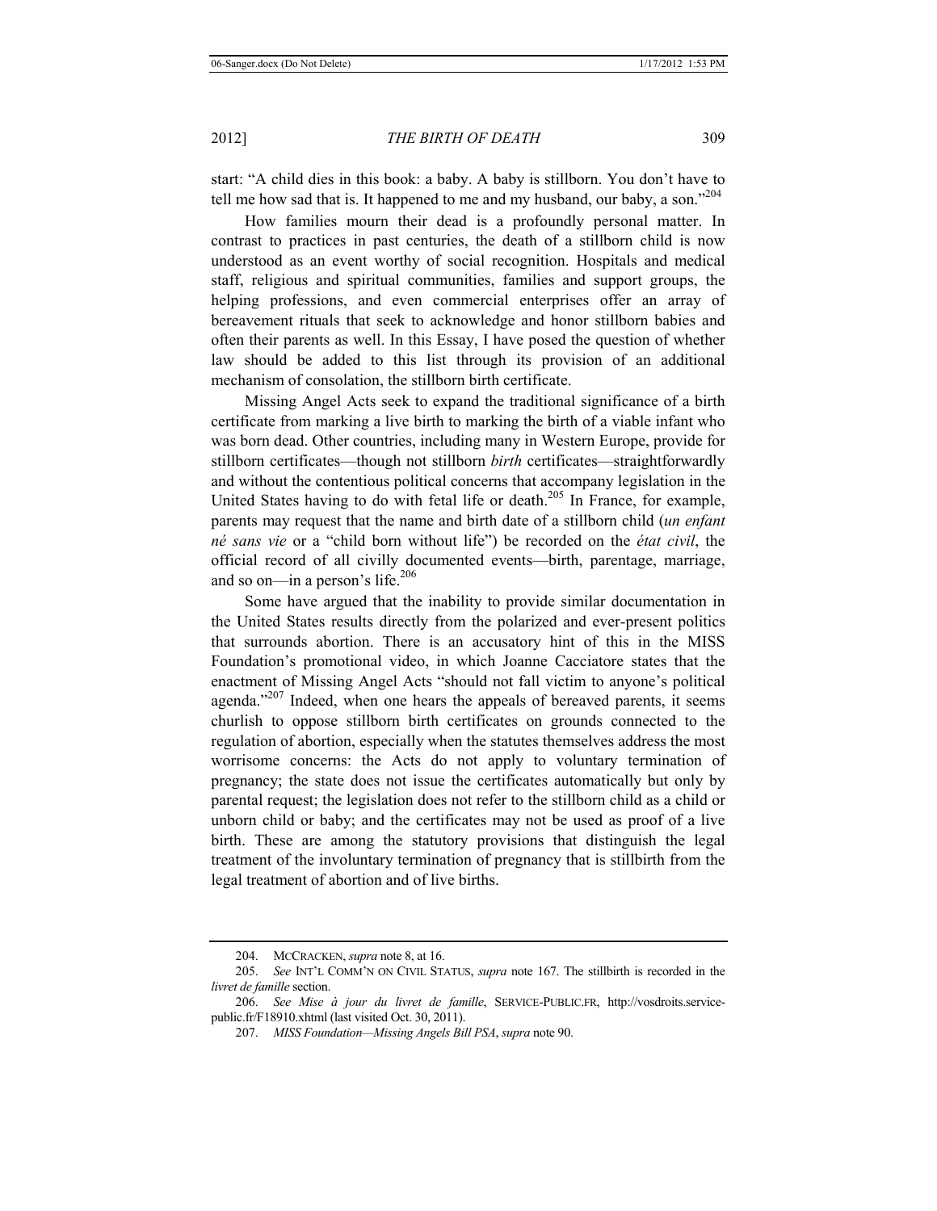start: "A child dies in this book: a baby. A baby is stillborn. You don't have to tell me how sad that is. It happened to me and my husband, our baby, a son."[204]

How families mourn their dead is a profoundly personal matter. In contrast to practices in past centuries, the death of a stillborn child is now understood as an event worthy of social recognition. Hospitals and medical staff, religious and spiritual communities, families and support groups, the helping professions, and even commercial enterprises offer an array of bereavement rituals that seek to acknowledge and honor stillborn babies and often their parents as well. In this Essay, I have posed the question of whether law should be added to this list through its provision of an additional mechanism of consolation, the stillborn birth certificate.

Missing Angel Acts seek to expand the traditional significance of a birth certificate from marking a live birth to marking the birth of a viable infant who was born dead. Other countries, including many in Western Europe, provide for stillborn certificates—though not stillborn *birth* certificates—straightforwardly and without the contentious political concerns that accompany legislation in the United States having to do with fetal life or death.[205] In France, for example, parents may request that the name and birth date of a stillborn child (*un enfant né sans vie* or a "child born without life") be recorded on the *état civil*, the official record of all civilly documented events—birth, parentage, marriage, and so on—in a person's life.[206]

Some have argued that the inability to provide similar documentation in the United States results directly from the polarized and ever-present politics that surrounds abortion. There is an accusatory hint of this in the MISS Foundation's promotional video, in which Joanne Cacciatore states that the enactment of Missing Angel Acts "should not fall victim to anyone's political agenda."[207] Indeed, when one hears the appeals of bereaved parents, it seems churlish to oppose stillborn birth certificates on grounds connected to the regulation of abortion, especially when the statutes themselves address the most worrisome concerns: the Acts do not apply to voluntary termination of pregnancy; the state does not issue the certificates automatically but only by parental request; the legislation does not refer to the stillborn child as a child or unborn child or baby; and the certificates may not be used as proof of a live birth. These are among the statutory provisions that distinguish the legal treatment of the involuntary termination of pregnancy that is stillbirth from the legal treatment of abortion and of live births.

---

204. MCCRACKEN, *supra* note 8, at 16.

205. *See* INT'L COMM'N ON CIVIL STATUS, *supra* note 167. The stillbirth is recorded in the *livret de famille* section.

206. *See Mise à jour du livret de famille*, SERVICE-PUBLIC.FR, http://vosdroits.service-public.fr/F18910.xhtml (last visited Oct. 30, 2011).

207. *MISS Foundation—Missing Angels Bill PSA*, *supra* note 90.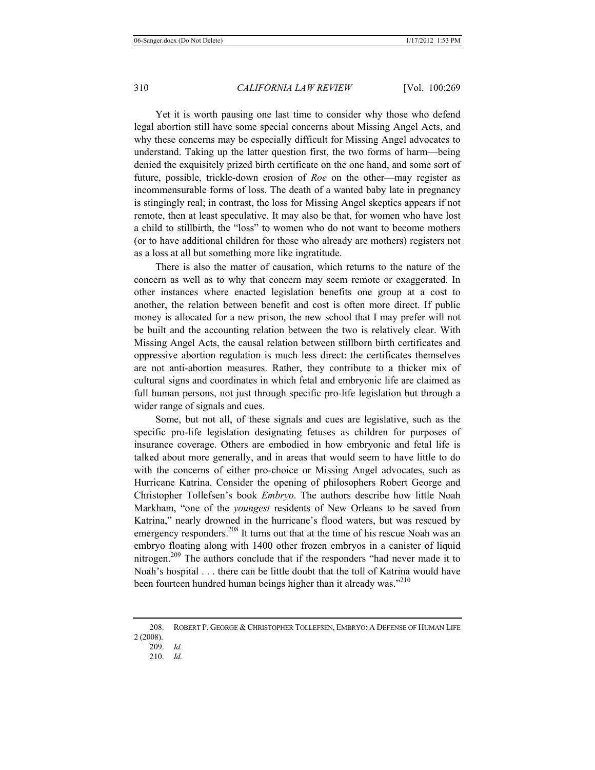Yet it is worth pausing one last time to consider why those who defend legal abortion still have some special concerns about Missing Angel Acts, and why these concerns may be especially difficult for Missing Angel advocates to understand. Taking up the latter question first, the two forms of harm—being denied the exquisitely prized birth certificate on the one hand, and some sort of future, possible, trickle-down erosion of *Roe* on the other—may register as incommensurable forms of loss. The death of a wanted baby late in pregnancy is stingingly real; in contrast, the loss for Missing Angel skeptics appears if not remote, then at least speculative. It may also be that, for women who have lost a child to stillbirth, the "loss" to women who do not want to become mothers (or to have additional children for those who already are mothers) registers not as a loss at all but something more like ingratitude.

There is also the matter of causation, which returns to the nature of the concern as well as to why that concern may seem remote or exaggerated. In other instances where enacted legislation benefits one group at a cost to another, the relation between benefit and cost is often more direct. If public money is allocated for a new prison, the new school that I may prefer will not be built and the accounting relation between the two is relatively clear. With Missing Angel Acts, the causal relation between stillborn birth certificates and oppressive abortion regulation is much less direct: the certificates themselves are not anti-abortion measures. Rather, they contribute to a thicker mix of cultural signs and coordinates in which fetal and embryonic life are claimed as full human persons, not just through specific pro-life legislation but through a wider range of signals and cues.

Some, but not all, of these signals and cues are legislative, such as the specific pro-life legislation designating fetuses as children for purposes of insurance coverage. Others are embodied in how embryonic and fetal life is talked about more generally, and in areas that would seem to have little to do with the concerns of either pro-choice or Missing Angel advocates, such as Hurricane Katrina. Consider the opening of philosophers Robert George and Christopher Tollefsen's book *Embryo*. The authors describe how little Noah Markham, "one of the *youngest* residents of New Orleans to be saved from Katrina," nearly drowned in the hurricane's flood waters, but was rescued by emergency responders.[208] It turns out that at the time of his rescue Noah was an embryo floating along with 1400 other frozen embryos in a canister of liquid nitrogen.[209] The authors conclude that if the responders "had never made it to Noah's hospital . . . there can be little doubt that the toll of Katrina would have been fourteen hundred human beings higher than it already was."[210]

---

208. ROBERT P. GEORGE & CHRISTOPHER TOLLEFSEN, EMBRYO: A DEFENSE OF HUMAN LIFE 2 (2008).

209. *Id.*

210. *Id.*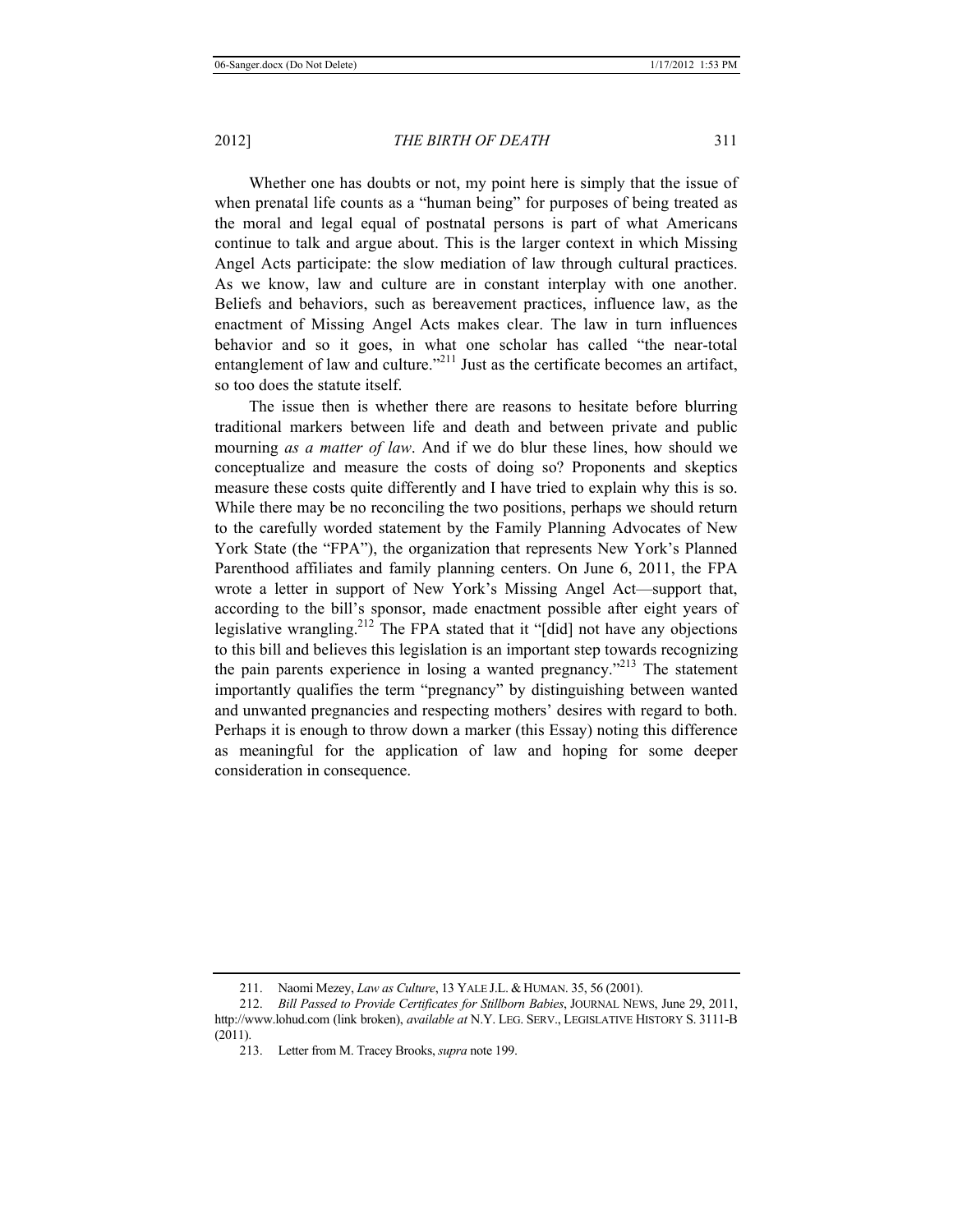Whether one has doubts or not, my point here is simply that the issue of when prenatal life counts as a "human being" for purposes of being treated as the moral and legal equal of postnatal persons is part of what Americans continue to talk and argue about. This is the larger context in which Missing Angel Acts participate: the slow mediation of law through cultural practices. As we know, law and culture are in constant interplay with one another. Beliefs and behaviors, such as bereavement practices, influence law, as the enactment of Missing Angel Acts makes clear. The law in turn influences behavior and so it goes, in what one scholar has called "the near-total entanglement of law and culture."[211] Just as the certificate becomes an artifact, so too does the statute itself.

The issue then is whether there are reasons to hesitate before blurring traditional markers between life and death and between private and public mourning *as a matter of law*. And if we do blur these lines, how should we conceptualize and measure the costs of doing so? Proponents and skeptics measure these costs quite differently and I have tried to explain why this is so. While there may be no reconciling the two positions, perhaps we should return to the carefully worded statement by the Family Planning Advocates of New York State (the "FPA"), the organization that represents New York's Planned Parenthood affiliates and family planning centers. On June 6, 2011, the FPA wrote a letter in support of New York's Missing Angel Act—support that, according to the bill's sponsor, made enactment possible after eight years of legislative wrangling.[212] The FPA stated that it "[did] not have any objections to this bill and believes this legislation is an important step towards recognizing the pain parents experience in losing a wanted pregnancy."[213] The statement importantly qualifies the term "pregnancy" by distinguishing between wanted and unwanted pregnancies and respecting mothers' desires with regard to both. Perhaps it is enough to throw down a marker (this Essay) noting this difference as meaningful for the application of law and hoping for some deeper consideration in consequence.

---

211. Naomi Mezey, *Law as Culture*, 13 YALE J.L. & HUMAN. 35, 56 (2001).

212. *Bill Passed to Provide Certificates for Stillborn Babies*, JOURNAL NEWS, June 29, 2011, http://www.lohud.com (link broken), *available at* N.Y. LEG. SERV., LEGISLATIVE HISTORY S. 3111-B (2011).

213. Letter from M. Tracey Brooks, *supra* note 199.